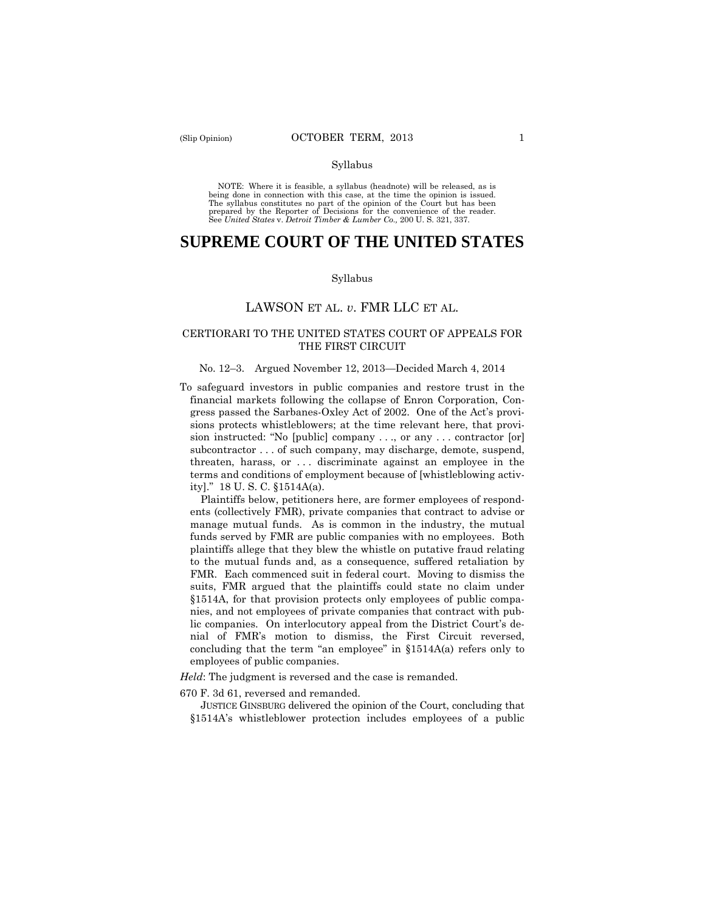Syllabus

NOTE: Where it is feasible, a syllabus (headnote) will be released, as is being done in connection with this case, at the time the opinion is issued. The syllabus constitutes no part of the opinion of the Court but has been prepared by the Reporter of Decisions for the convenience of the reader. See *United States* v. *Detroit Timber & Lumber Co.,* 200 U. S. 321, 337.

# SUPREME COURT OF THE UNITED STATES

Syllabus

## LAWSON ET AL. *v.* FMR LLC ET AL.

### CERTIORARI TO THE UNITED STATES COURT OF APPEALS FOR THE FIRST CIRCUIT

No. 12–3. Argued November 12, 2013—Decided March 4, 2014

To safeguard investors in public companies and restore trust in the financial markets following the collapse of Enron Corporation, Congress passed the Sarbanes-Oxley Act of 2002. One of the Act's provisions protects whistleblowers; at the time relevant here, that provision instructed: "No [public] company . . ., or any . . . contractor [or] subcontractor . . . of such company, may discharge, demote, suspend, threaten, harass, or . . . discriminate against an employee in the terms and conditions of employment because of [whistleblowing activity]." 18 U. S. C. §1514A(a).

Plaintiffs below, petitioners here, are former employees of respondents (collectively FMR), private companies that contract to advise or manage mutual funds. As is common in the industry, the mutual funds served by FMR are public companies with no employees. Both plaintiffs allege that they blew the whistle on putative fraud relating to the mutual funds and, as a consequence, suffered retaliation by FMR. Each commenced suit in federal court. Moving to dismiss the suits, FMR argued that the plaintiffs could state no claim under §1514A, for that provision protects only employees of public companies, and not employees of private companies that contract with public companies. On interlocutory appeal from the District Court's denial of FMR's motion to dismiss, the First Circuit reversed, concluding that the term "an employee" in §1514A(a) refers only to employees of public companies.

*Held*: The judgment is reversed and the case is remanded.

670 F. 3d 61, reversed and remanded.

JUSTICE GINSBURG delivered the opinion of the Court, concluding that §1514A's whistleblower protection includes employees of a public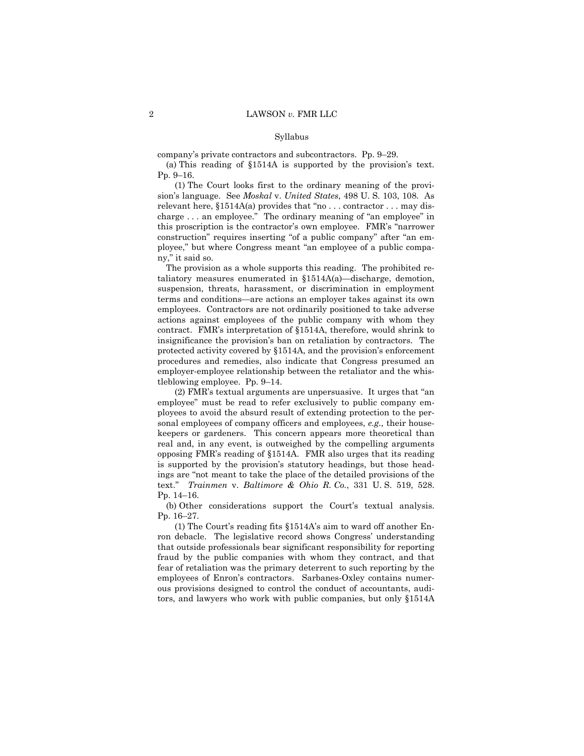company's private contractors and subcontractors. Pp. 9–29.

(a) This reading of §1514A is supported by the provision's text. Pp. 9–16.

(1) The Court looks first to the ordinary meaning of the provision's language. See *Moskal* v. *United States*, 498 U. S. 103, 108. As relevant here, §1514A(a) provides that "no . . . contractor . . . may discharge . . . an employee." The ordinary meaning of "an employee" in this proscription is the contractor's own employee. FMR's "narrower construction" requires inserting "of a public company" after "an employee," but where Congress meant "an employee of a public company," it said so.

The provision as a whole supports this reading. The prohibited retaliatory measures enumerated in §1514A(a)—discharge, demotion, suspension, threats, harassment, or discrimination in employment terms and conditions—are actions an employer takes against its own employees. Contractors are not ordinarily positioned to take adverse actions against employees of the public company with whom they contract. FMR's interpretation of §1514A, therefore, would shrink to insignificance the provision's ban on retaliation by contractors. The protected activity covered by §1514A, and the provision's enforcement procedures and remedies, also indicate that Congress presumed an employer-employee relationship between the retaliator and the whistleblowing employee. Pp. 9–14.

(2) FMR's textual arguments are unpersuasive. It urges that "an employee" must be read to refer exclusively to public company employees to avoid the absurd result of extending protection to the personal employees of company officers and employees, *e.g.,* their housekeepers or gardeners. This concern appears more theoretical than real and, in any event, is outweighed by the compelling arguments opposing FMR's reading of §1514A. FMR also urges that its reading is supported by the provision's statutory headings, but those headings are "not meant to take the place of the detailed provisions of the text." *Trainmen* v. *Baltimore & Ohio R. Co.*, 331 U. S. 519, 528. Pp. 14–16.

(b) Other considerations support the Court's textual analysis. Pp. 16–27.

(1) The Court's reading fits §1514A's aim to ward off another Enron debacle. The legislative record shows Congress' understanding that outside professionals bear significant responsibility for reporting fraud by the public companies with whom they contract, and that fear of retaliation was the primary deterrent to such reporting by the employees of Enron's contractors. Sarbanes-Oxley contains numerous provisions designed to control the conduct of accountants, auditors, and lawyers who work with public companies, but only §1514A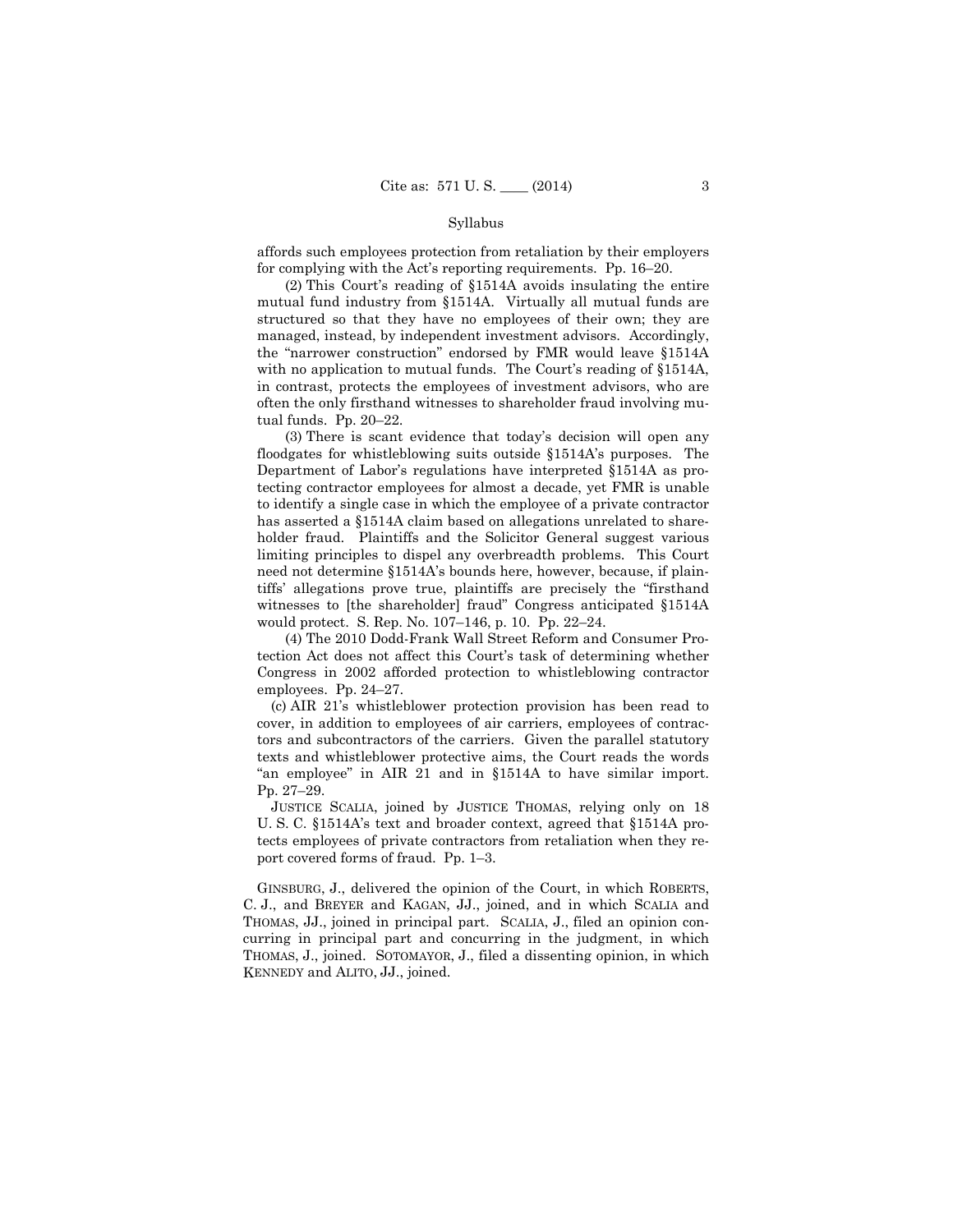affords such employees protection from retaliation by their employers for complying with the Act's reporting requirements. Pp. 16–20.

(2) This Court's reading of §1514A avoids insulating the entire mutual fund industry from §1514A. Virtually all mutual funds are structured so that they have no employees of their own; they are managed, instead, by independent investment advisors. Accordingly, the "narrower construction" endorsed by FMR would leave §1514A with no application to mutual funds. The Court's reading of §1514A, in contrast, protects the employees of investment advisors, who are often the only firsthand witnesses to shareholder fraud involving mutual funds. Pp. 20–22.

(3) There is scant evidence that today's decision will open any floodgates for whistleblowing suits outside §1514A's purposes. The Department of Labor's regulations have interpreted §1514A as protecting contractor employees for almost a decade, yet FMR is unable to identify a single case in which the employee of a private contractor has asserted a §1514A claim based on allegations unrelated to shareholder fraud. Plaintiffs and the Solicitor General suggest various limiting principles to dispel any overbreadth problems. This Court need not determine §1514A's bounds here, however, because, if plaintiffs' allegations prove true, plaintiffs are precisely the "firsthand witnesses to [the shareholder] fraud" Congress anticipated §1514A would protect. S. Rep. No. 107–146, p. 10. Pp. 22–24.

(4) The 2010 Dodd-Frank Wall Street Reform and Consumer Protection Act does not affect this Court's task of determining whether Congress in 2002 afforded protection to whistleblowing contractor employees. Pp. 24–27.

(c) AIR 21's whistleblower protection provision has been read to cover, in addition to employees of air carriers, employees of contractors and subcontractors of the carriers. Given the parallel statutory texts and whistleblower protective aims, the Court reads the words "an employee" in AIR 21 and in §1514A to have similar import. Pp. 27–29.

JUSTICE SCALIA, joined by JUSTICE THOMAS, relying only on 18 U. S. C. §1514A's text and broader context, agreed that §1514A protects employees of private contractors from retaliation when they report covered forms of fraud. Pp. 1–3.

GINSBURG, J., delivered the opinion of the Court, in which ROBERTS, C. J., and BREYER and KAGAN, JJ., joined, and in which SCALIA and THOMAS, JJ., joined in principal part. SCALIA, J., filed an opinion concurring in principal part and concurring in the judgment, in which THOMAS, J., joined. SOTOMAYOR, J., filed a dissenting opinion, in which KENNEDY and ALITO, JJ., joined.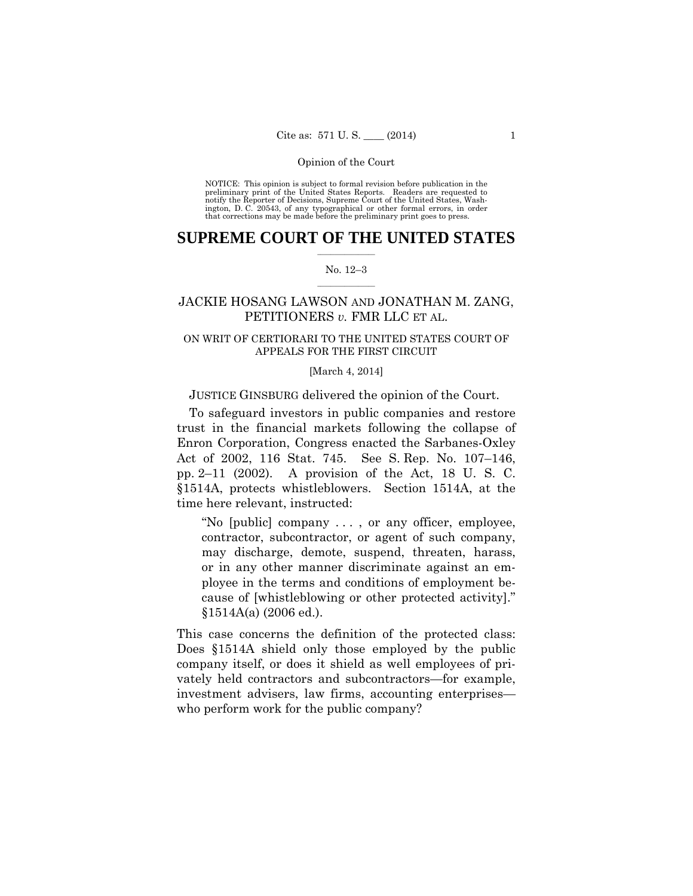NOTICE: This opinion is subject to formal revision before publication in the preliminary print of the United States Reports. Readers are requested to notify the Reporter of Decisions, Supreme Court of the United States, Washington, D. C. 20543, of any typographical or other formal errors, in order that corrections may be made before the preliminary print goes to press.

# SUPREME COURT OF THE UNITED STATES

No. 12–3

## JACKIE HOSANG LAWSON AND JONATHAN M. ZANG, PETITIONERS *v.* FMR LLC ET AL.

ON WRIT OF CERTIORARI TO THE UNITED STATES COURT OF APPEALS FOR THE FIRST CIRCUIT

[March 4, 2014]

JUSTICE GINSBURG delivered the opinion of the Court.

To safeguard investors in public companies and restore trust in the financial markets following the collapse of Enron Corporation, Congress enacted the Sarbanes-Oxley Act of 2002, 116 Stat. 745. See S. Rep. No. 107–146, pp. 2–11 (2002). A provision of the Act, 18 U. S. C. §1514A, protects whistleblowers. Section 1514A, at the time here relevant, instructed:

> "No [public] company . . . , or any officer, employee, contractor, subcontractor, or agent of such company, may discharge, demote, suspend, threaten, harass, or in any other manner discriminate against an employee in the terms and conditions of employment because of [whistleblowing or other protected activity]." §1514A(a) (2006 ed.).

This case concerns the definition of the protected class: Does §1514A shield only those employed by the public company itself, or does it shield as well employees of privately held contractors and subcontractors—for example, investment advisers, law firms, accounting enterprises—who perform work for the public company?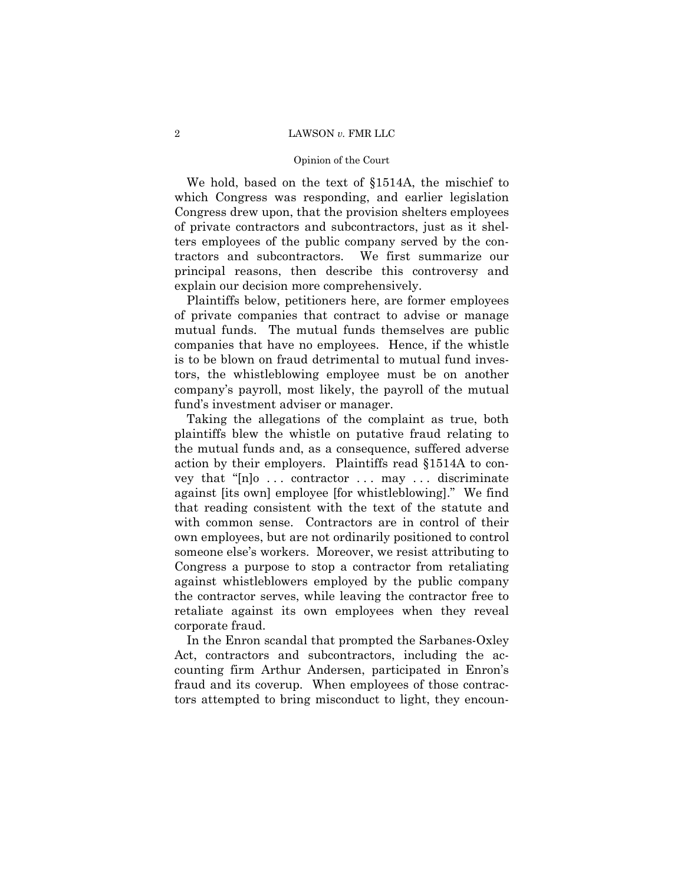We hold, based on the text of §1514A, the mischief to which Congress was responding, and earlier legislation Congress drew upon, that the provision shelters employees of private contractors and subcontractors, just as it shelters employees of the public company served by the contractors and subcontractors. We first summarize our principal reasons, then describe this controversy and explain our decision more comprehensively.

Plaintiffs below, petitioners here, are former employees of private companies that contract to advise or manage mutual funds. The mutual funds themselves are public companies that have no employees. Hence, if the whistle is to be blown on fraud detrimental to mutual fund investors, the whistleblowing employee must be on another company's payroll, most likely, the payroll of the mutual fund's investment adviser or manager.

Taking the allegations of the complaint as true, both plaintiffs blew the whistle on putative fraud relating to the mutual funds and, as a consequence, suffered adverse action by their employers. Plaintiffs read §1514A to convey that "[n]o . . . contractor . . . may . . . discriminate against [its own] employee [for whistleblowing]." We find that reading consistent with the text of the statute and with common sense. Contractors are in control of their own employees, but are not ordinarily positioned to control someone else's workers. Moreover, we resist attributing to Congress a purpose to stop a contractor from retaliating against whistleblowers employed by the public company the contractor serves, while leaving the contractor free to retaliate against its own employees when they reveal corporate fraud.

In the Enron scandal that prompted the Sarbanes-Oxley Act, contractors and subcontractors, including the accounting firm Arthur Andersen, participated in Enron's fraud and its coverup. When employees of those contractors attempted to bring misconduct to light, they encoun-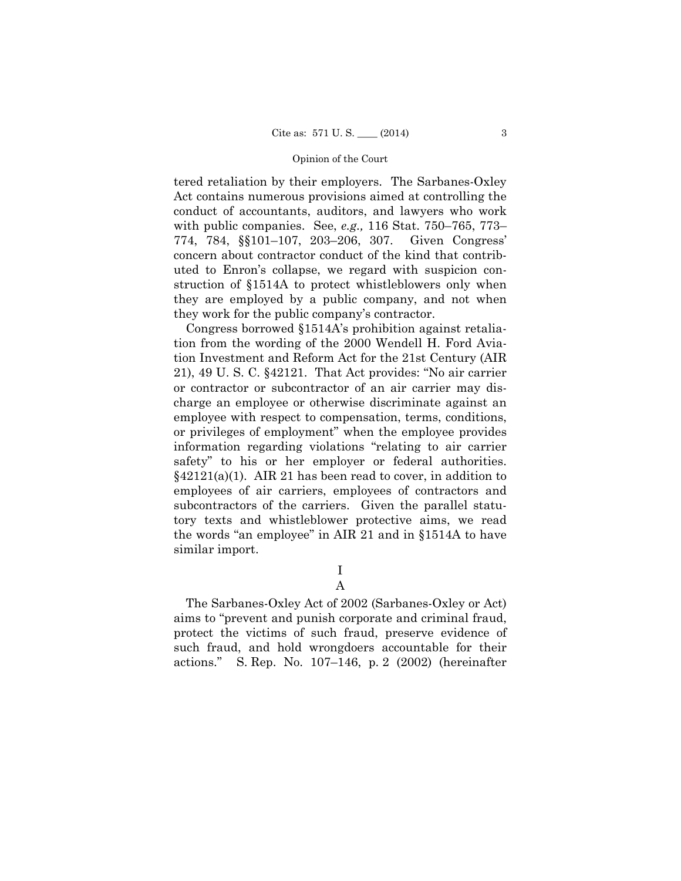tered retaliation by their employers. The Sarbanes-Oxley Act contains numerous provisions aimed at controlling the conduct of accountants, auditors, and lawyers who work with public companies. See, *e.g.,* 116 Stat. 750–765, 773–774, 784, §§101–107, 203–206, 307. Given Congress' concern about contractor conduct of the kind that contributed to Enron's collapse, we regard with suspicion construction of §1514A to protect whistleblowers only when they are employed by a public company, and not when they work for the public company's contractor.

Congress borrowed §1514A's prohibition against retaliation from the wording of the 2000 Wendell H. Ford Aviation Investment and Reform Act for the 21st Century (AIR 21), 49 U. S. C. §42121. That Act provides: "No air carrier or contractor or subcontractor of an air carrier may discharge an employee or otherwise discriminate against an employee with respect to compensation, terms, conditions, or privileges of employment" when the employee provides information regarding violations "relating to air carrier safety" to his or her employer or federal authorities. §42121(a)(1). AIR 21 has been read to cover, in addition to employees of air carriers, employees of contractors and subcontractors of the carriers. Given the parallel statutory texts and whistleblower protective aims, we read the words "an employee" in AIR 21 and in §1514A to have similar import.

## I

### A

The Sarbanes-Oxley Act of 2002 (Sarbanes-Oxley or Act) aims to "prevent and punish corporate and criminal fraud, protect the victims of such fraud, preserve evidence of such fraud, and hold wrongdoers accountable for their actions." S. Rep. No. 107–146, p. 2 (2002) (hereinafter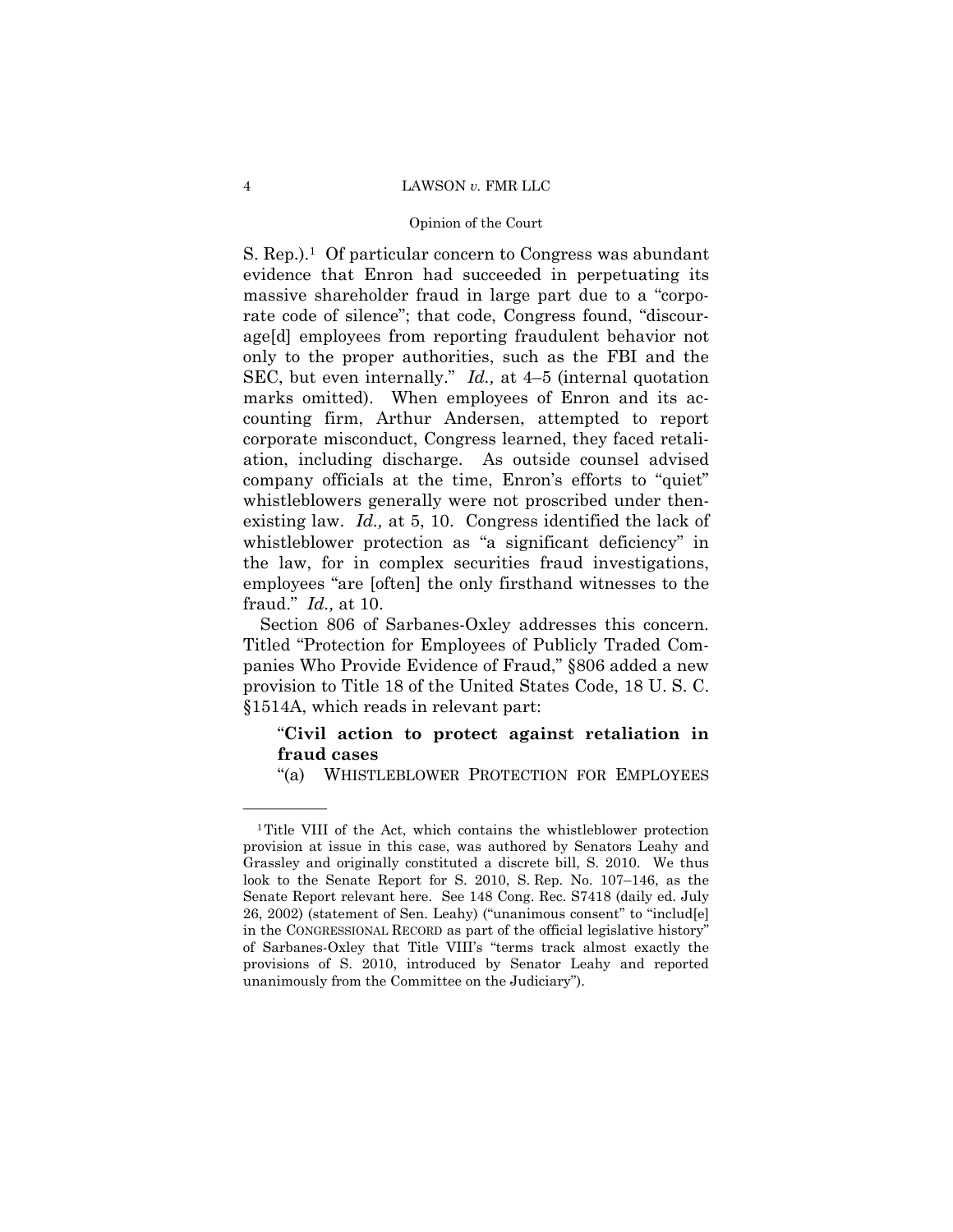S. Rep.).[1] Of particular concern to Congress was abundant evidence that Enron had succeeded in perpetuating its massive shareholder fraud in large part due to a "corporate code of silence"; that code, Congress found, "discourage[d] employees from reporting fraudulent behavior not only to the proper authorities, such as the FBI and the SEC, but even internally." *Id.,* at 4–5 (internal quotation marks omitted). When employees of Enron and its accounting firm, Arthur Andersen, attempted to report corporate misconduct, Congress learned, they faced retaliation, including discharge. As outside counsel advised company officials at the time, Enron's efforts to "quiet" whistleblowers generally were not proscribed under then-existing law. *Id.,* at 5, 10. Congress identified the lack of whistleblower protection as "a significant deficiency" in the law, for in complex securities fraud investigations, employees "are [often] the only firsthand witnesses to the fraud." *Id.,* at 10.

Section 806 of Sarbanes-Oxley addresses this concern. Titled "Protection for Employees of Publicly Traded Companies Who Provide Evidence of Fraud," §806 added a new provision to Title 18 of the United States Code, 18 U. S. C. §1514A, which reads in relevant part:

> "**Civil action to protect against retaliation in fraud cases**
>
> "(a) WHISTLEBLOWER PROTECTION FOR EMPLOYEES

---

[1] Title VIII of the Act, which contains the whistleblower protection provision at issue in this case, was authored by Senators Leahy and Grassley and originally constituted a discrete bill, S. 2010. We thus look to the Senate Report for S. 2010, S. Rep. No. 107–146, as the Senate Report relevant here. See 148 Cong. Rec. S7418 (daily ed. July 26, 2002) (statement of Sen. Leahy) ("unanimous consent" to "includ[e] in the CONGRESSIONAL RECORD as part of the official legislative history" of Sarbanes-Oxley that Title VIII's "terms track almost exactly the provisions of S. 2010, introduced by Senator Leahy and reported unanimously from the Committee on the Judiciary").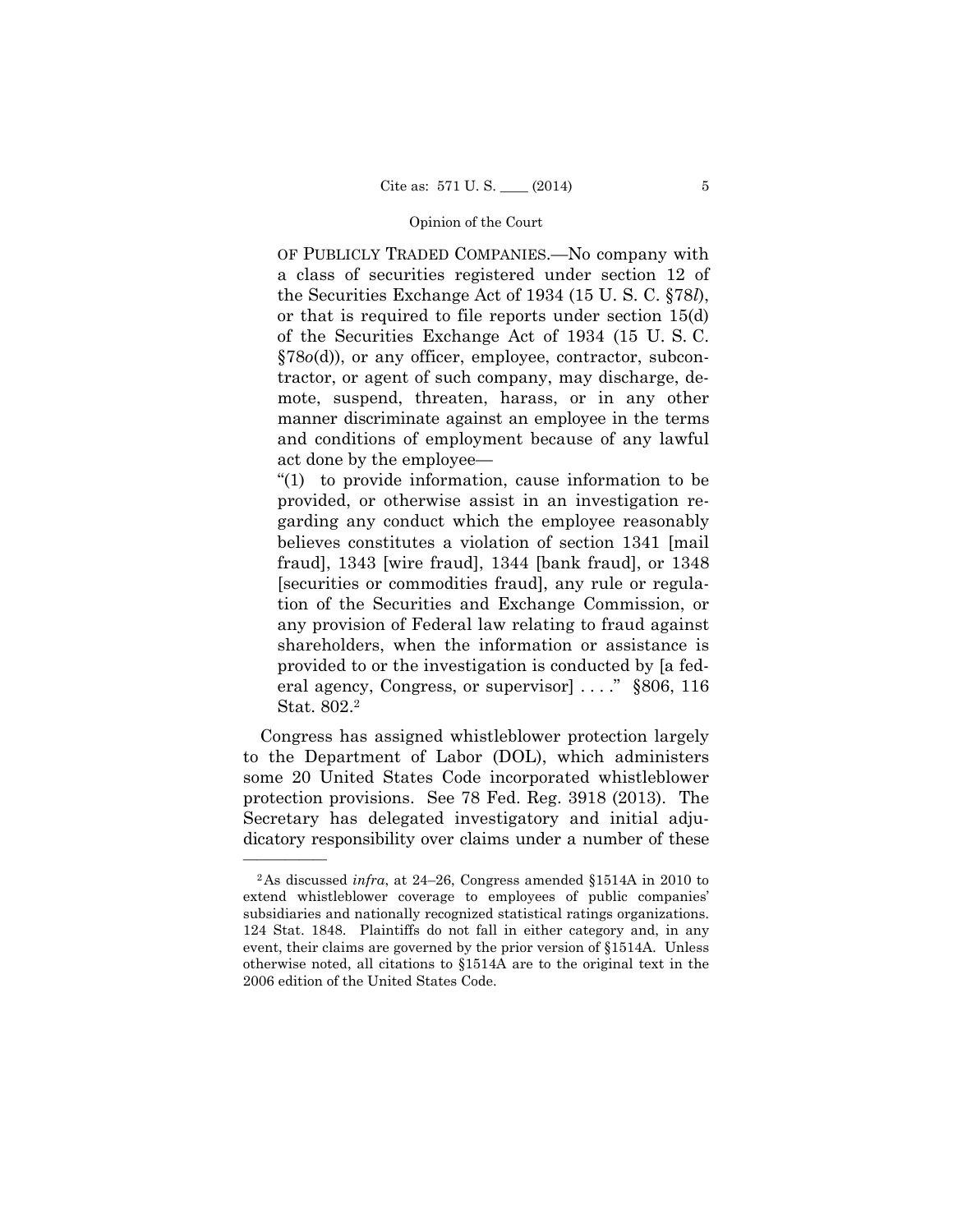OF PUBLICLY TRADED COMPANIES.—No company with a class of securities registered under section 12 of the Securities Exchange Act of 1934 (15 U. S. C. §78*l*), or that is required to file reports under section 15(d) of the Securities Exchange Act of 1934 (15 U. S. C. §78*o*(d)), or any officer, employee, contractor, subcontractor, or agent of such company, may discharge, demote, suspend, threaten, harass, or in any other manner discriminate against an employee in the terms and conditions of employment because of any lawful act done by the employee—

"(1) to provide information, cause information to be provided, or otherwise assist in an investigation regarding any conduct which the employee reasonably believes constitutes a violation of section 1341 [mail fraud], 1343 [wire fraud], 1344 [bank fraud], or 1348 [securities or commodities fraud], any rule or regulation of the Securities and Exchange Commission, or any provision of Federal law relating to fraud against shareholders, when the information or assistance is provided to or the investigation is conducted by [a federal agency, Congress, or supervisor] . . . ." §806, 116 Stat. 802.[2]

Congress has assigned whistleblower protection largely to the Department of Labor (DOL), which administers some 20 United States Code incorporated whistleblower protection provisions. See 78 Fed. Reg. 3918 (2013). The Secretary has delegated investigatory and initial adjudicatory responsibility over claims under a number of these

---

[2] As discussed *infra*, at 24–26, Congress amended §1514A in 2010 to extend whistleblower coverage to employees of public companies' subsidiaries and nationally recognized statistical ratings organizations. 124 Stat. 1848. Plaintiffs do not fall in either category and, in any event, their claims are governed by the prior version of §1514A. Unless otherwise noted, all citations to §1514A are to the original text in the 2006 edition of the United States Code.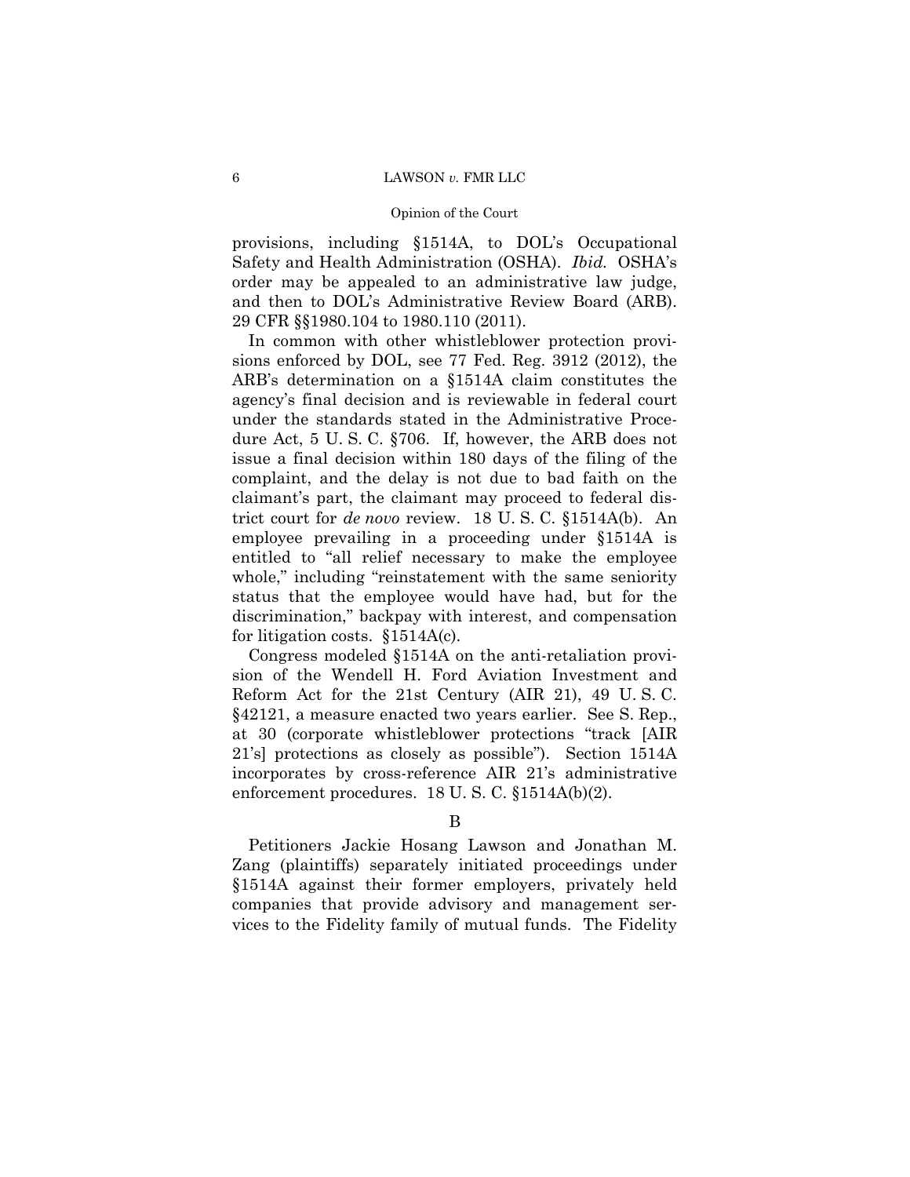provisions, including §1514A, to DOL's Occupational Safety and Health Administration (OSHA). *Ibid.* OSHA's order may be appealed to an administrative law judge, and then to DOL's Administrative Review Board (ARB). 29 CFR §§1980.104 to 1980.110 (2011).

In common with other whistleblower protection provisions enforced by DOL, see 77 Fed. Reg. 3912 (2012), the ARB's determination on a §1514A claim constitutes the agency's final decision and is reviewable in federal court under the standards stated in the Administrative Procedure Act, 5 U. S. C. §706. If, however, the ARB does not issue a final decision within 180 days of the filing of the complaint, and the delay is not due to bad faith on the claimant's part, the claimant may proceed to federal district court for *de novo* review. 18 U. S. C. §1514A(b). An employee prevailing in a proceeding under §1514A is entitled to "all relief necessary to make the employee whole," including "reinstatement with the same seniority status that the employee would have had, but for the discrimination," backpay with interest, and compensation for litigation costs. §1514A(c).

Congress modeled §1514A on the anti-retaliation provision of the Wendell H. Ford Aviation Investment and Reform Act for the 21st Century (AIR 21), 49 U. S. C. §42121, a measure enacted two years earlier. See S. Rep., at 30 (corporate whistleblower protections "track [AIR 21's] protections as closely as possible"). Section 1514A incorporates by cross-reference AIR 21's administrative enforcement procedures. 18 U. S. C. §1514A(b)(2).

## B

Petitioners Jackie Hosang Lawson and Jonathan M. Zang (plaintiffs) separately initiated proceedings under §1514A against their former employers, privately held companies that provide advisory and management services to the Fidelity family of mutual funds. The Fidelity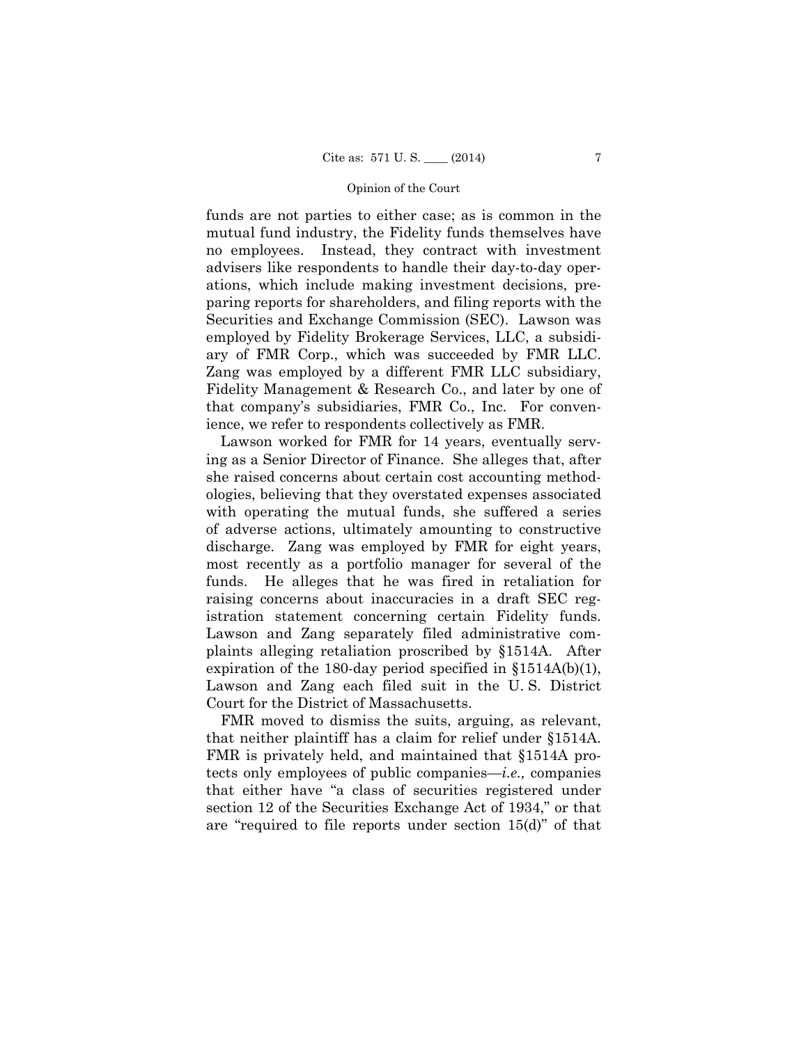funds are not parties to either case; as is common in the mutual fund industry, the Fidelity funds themselves have no employees. Instead, they contract with investment advisers like respondents to handle their day-to-day operations, which include making investment decisions, preparing reports for shareholders, and filing reports with the Securities and Exchange Commission (SEC). Lawson was employed by Fidelity Brokerage Services, LLC, a subsidiary of FMR Corp., which was succeeded by FMR LLC. Zang was employed by a different FMR LLC subsidiary, Fidelity Management & Research Co., and later by one of that company's subsidiaries, FMR Co., Inc. For convenience, we refer to respondents collectively as FMR.

Lawson worked for FMR for 14 years, eventually serving as a Senior Director of Finance. She alleges that, after she raised concerns about certain cost accounting methodologies, believing that they overstated expenses associated with operating the mutual funds, she suffered a series of adverse actions, ultimately amounting to constructive discharge. Zang was employed by FMR for eight years, most recently as a portfolio manager for several of the funds. He alleges that he was fired in retaliation for raising concerns about inaccuracies in a draft SEC registration statement concerning certain Fidelity funds. Lawson and Zang separately filed administrative complaints alleging retaliation proscribed by §1514A. After expiration of the 180-day period specified in §1514A(b)(1), Lawson and Zang each filed suit in the U. S. District Court for the District of Massachusetts.

FMR moved to dismiss the suits, arguing, as relevant, that neither plaintiff has a claim for relief under §1514A. FMR is privately held, and maintained that §1514A protects only employees of public companies—*i.e.,* companies that either have "a class of securities registered under section 12 of the Securities Exchange Act of 1934," or that are "required to file reports under section 15(d)" of that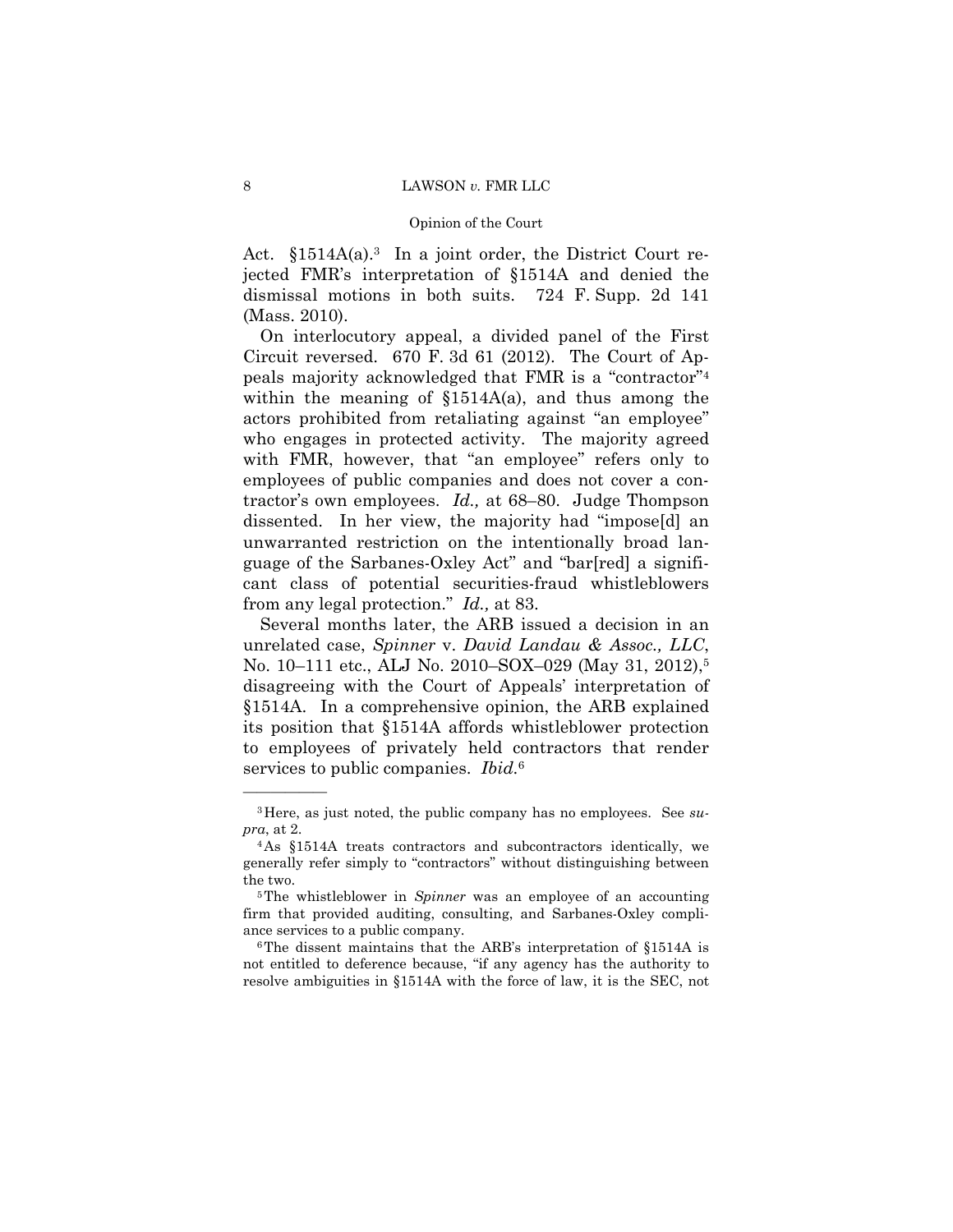Act. §1514A(a).[3] In a joint order, the District Court rejected FMR's interpretation of §1514A and denied the dismissal motions in both suits. 724 F. Supp. 2d 141 (Mass. 2010).

On interlocutory appeal, a divided panel of the First Circuit reversed. 670 F. 3d 61 (2012). The Court of Appeals majority acknowledged that FMR is a "contractor"[4] within the meaning of §1514A(a), and thus among the actors prohibited from retaliating against "an employee" who engages in protected activity. The majority agreed with FMR, however, that "an employee" refers only to employees of public companies and does not cover a contractor's own employees. *Id.,* at 68–80. Judge Thompson dissented. In her view, the majority had "impose[d] an unwarranted restriction on the intentionally broad language of the Sarbanes-Oxley Act" and "bar[red] a significant class of potential securities-fraud whistleblowers from any legal protection." *Id.,* at 83.

Several months later, the ARB issued a decision in an unrelated case, *Spinner* v. *David Landau & Assoc., LLC*, No. 10–111 etc., ALJ No. 2010–SOX–029 (May 31, 2012),[5] disagreeing with the Court of Appeals' interpretation of §1514A. In a comprehensive opinion, the ARB explained its position that §1514A affords whistleblower protection to employees of privately held contractors that render services to public companies. *Ibid.*[6]

---

[3] Here, as just noted, the public company has no employees. See *supra*, at 2.

[4] As §1514A treats contractors and subcontractors identically, we generally refer simply to "contractors" without distinguishing between the two.

[5] The whistleblower in *Spinner* was an employee of an accounting firm that provided auditing, consulting, and Sarbanes-Oxley compliance services to a public company.

[6] The dissent maintains that the ARB's interpretation of §1514A is not entitled to deference because, "if any agency has the authority to resolve ambiguities in §1514A with the force of law, it is the SEC, not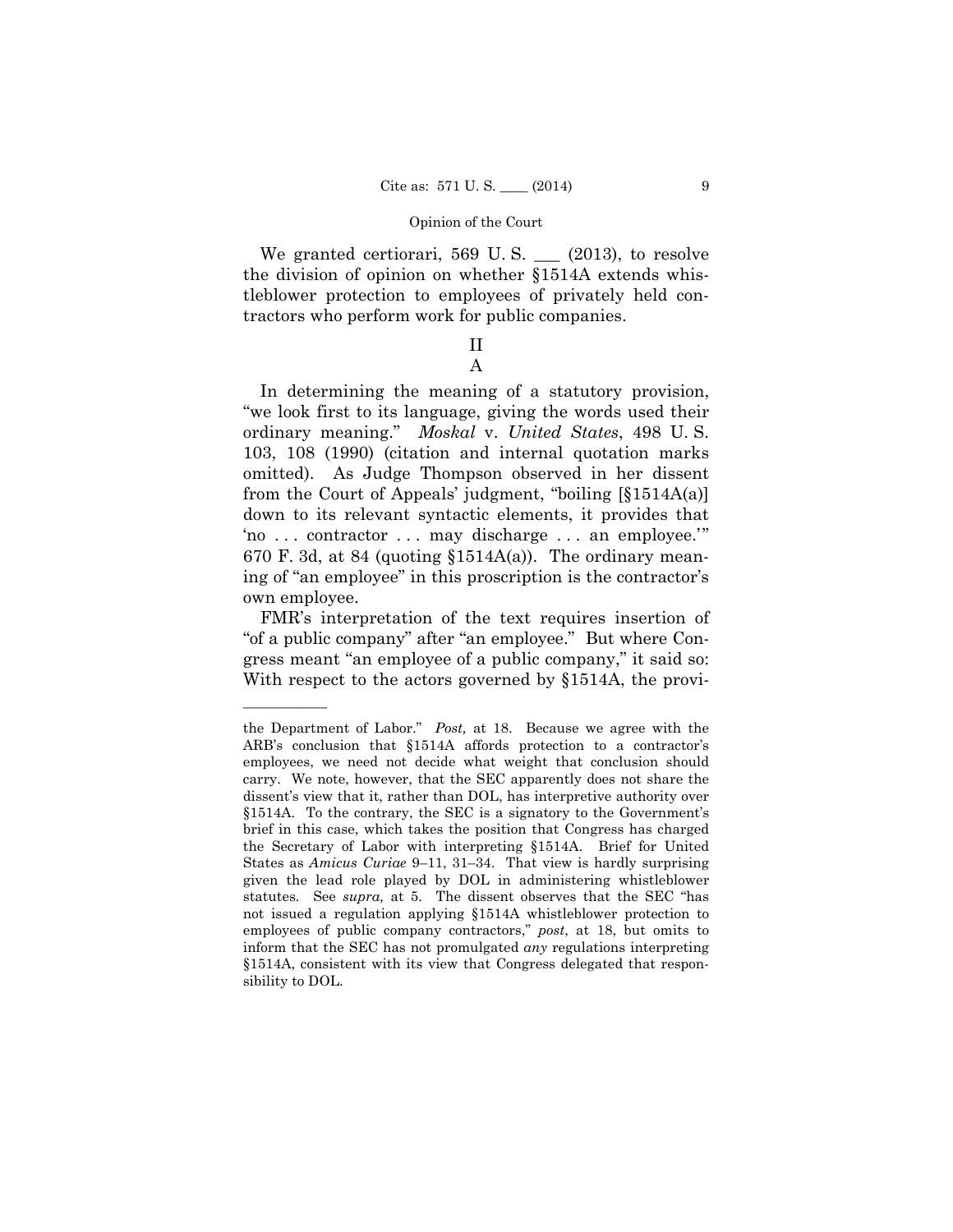We granted certiorari, 569 U. S. \_\_\_ (2013), to resolve the division of opinion on whether §1514A extends whistleblower protection to employees of privately held contractors who perform work for public companies.

## II

### A

In determining the meaning of a statutory provision, "we look first to its language, giving the words used their ordinary meaning." *Moskal* v. *United States*, 498 U. S. 103, 108 (1990) (citation and internal quotation marks omitted). As Judge Thompson observed in her dissent from the Court of Appeals' judgment, "boiling [§1514A(a)] down to its relevant syntactic elements, it provides that 'no . . . contractor . . . may discharge . . . an employee.'" 670 F. 3d, at 84 (quoting §1514A(a)). The ordinary meaning of "an employee" in this proscription is the contractor's own employee.

FMR's interpretation of the text requires insertion of "of a public company" after "an employee." But where Congress meant "an employee of a public company," it said so: With respect to the actors governed by §1514A, the provi-

---

the Department of Labor." *Post,* at 18. Because we agree with the ARB's conclusion that §1514A affords protection to a contractor's employees, we need not decide what weight that conclusion should carry. We note, however, that the SEC apparently does not share the dissent's view that it, rather than DOL, has interpretive authority over §1514A. To the contrary, the SEC is a signatory to the Government's brief in this case, which takes the position that Congress has charged the Secretary of Labor with interpreting §1514A. Brief for United States as *Amicus Curiae* 9–11, 31–34. That view is hardly surprising given the lead role played by DOL in administering whistleblower statutes. See *supra,* at 5. The dissent observes that the SEC "has not issued a regulation applying §1514A whistleblower protection to employees of public company contractors," *post*, at 18, but omits to inform that the SEC has not promulgated *any* regulations interpreting §1514A, consistent with its view that Congress delegated that responsibility to DOL.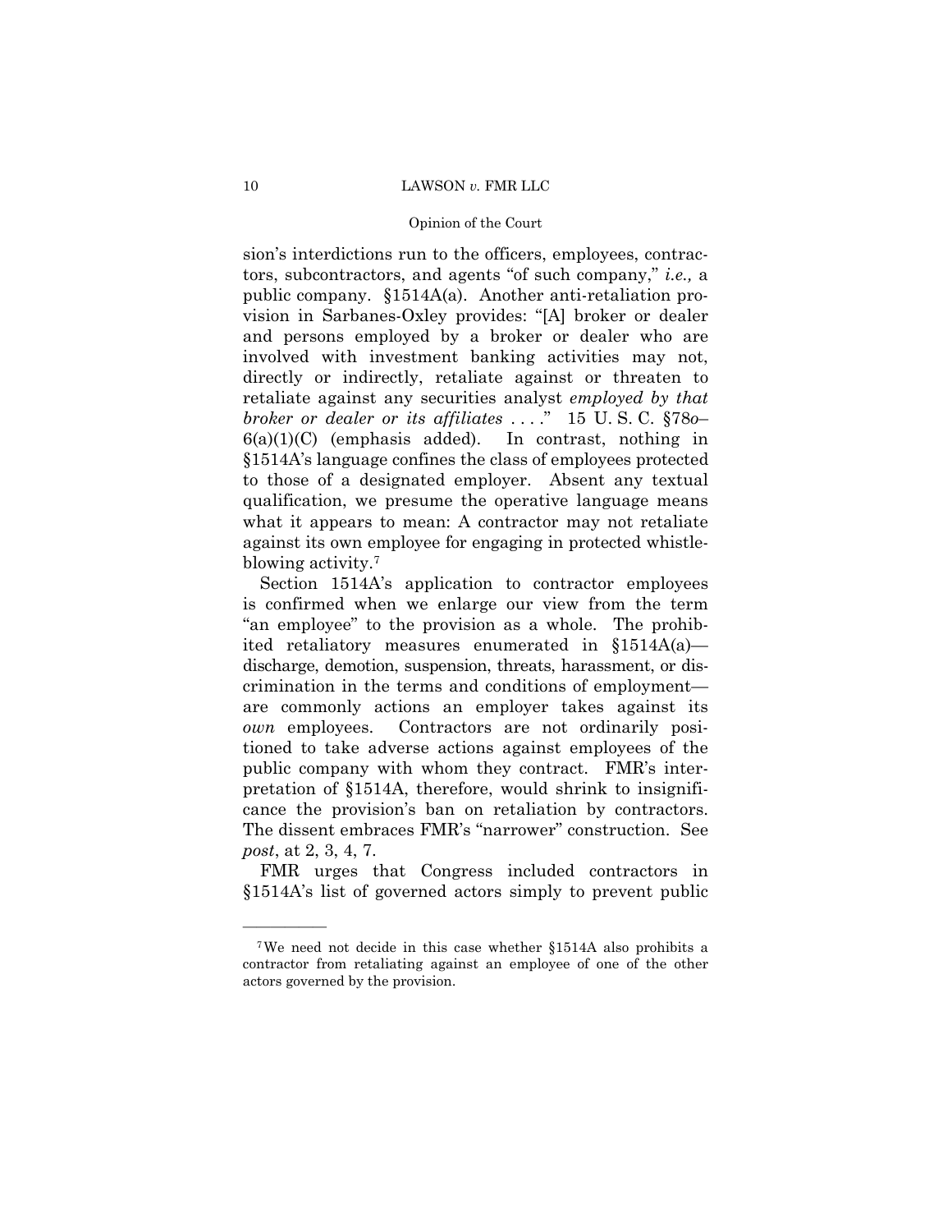sion's interdictions run to the officers, employees, contractors, subcontractors, and agents "of such company," *i.e.,* a public company. §1514A(a). Another anti-retaliation provision in Sarbanes-Oxley provides: "[A] broker or dealer and persons employed by a broker or dealer who are involved with investment banking activities may not, directly or indirectly, retaliate against or threaten to retaliate against any securities analyst *employed by that broker or dealer or its affiliates* . . . ." 15 U. S. C. §78*o*–6(a)(1)(C) (emphasis added). In contrast, nothing in §1514A's language confines the class of employees protected to those of a designated employer. Absent any textual qualification, we presume the operative language means what it appears to mean: A contractor may not retaliate against its own employee for engaging in protected whistleblowing activity.[7]

Section 1514A's application to contractor employees is confirmed when we enlarge our view from the term "an employee" to the provision as a whole. The prohibited retaliatory measures enumerated in §1514A(a)—discharge, demotion, suspension, threats, harassment, or discrimination in the terms and conditions of employment—are commonly actions an employer takes against its *own* employees. Contractors are not ordinarily positioned to take adverse actions against employees of the public company with whom they contract. FMR's interpretation of §1514A, therefore, would shrink to insignificance the provision's ban on retaliation by contractors. The dissent embraces FMR's "narrower" construction. See *post*, at 2, 3, 4, 7.

FMR urges that Congress included contractors in §1514A's list of governed actors simply to prevent public

[7] We need not decide in this case whether §1514A also prohibits a contractor from retaliating against an employee of one of the other actors governed by the provision.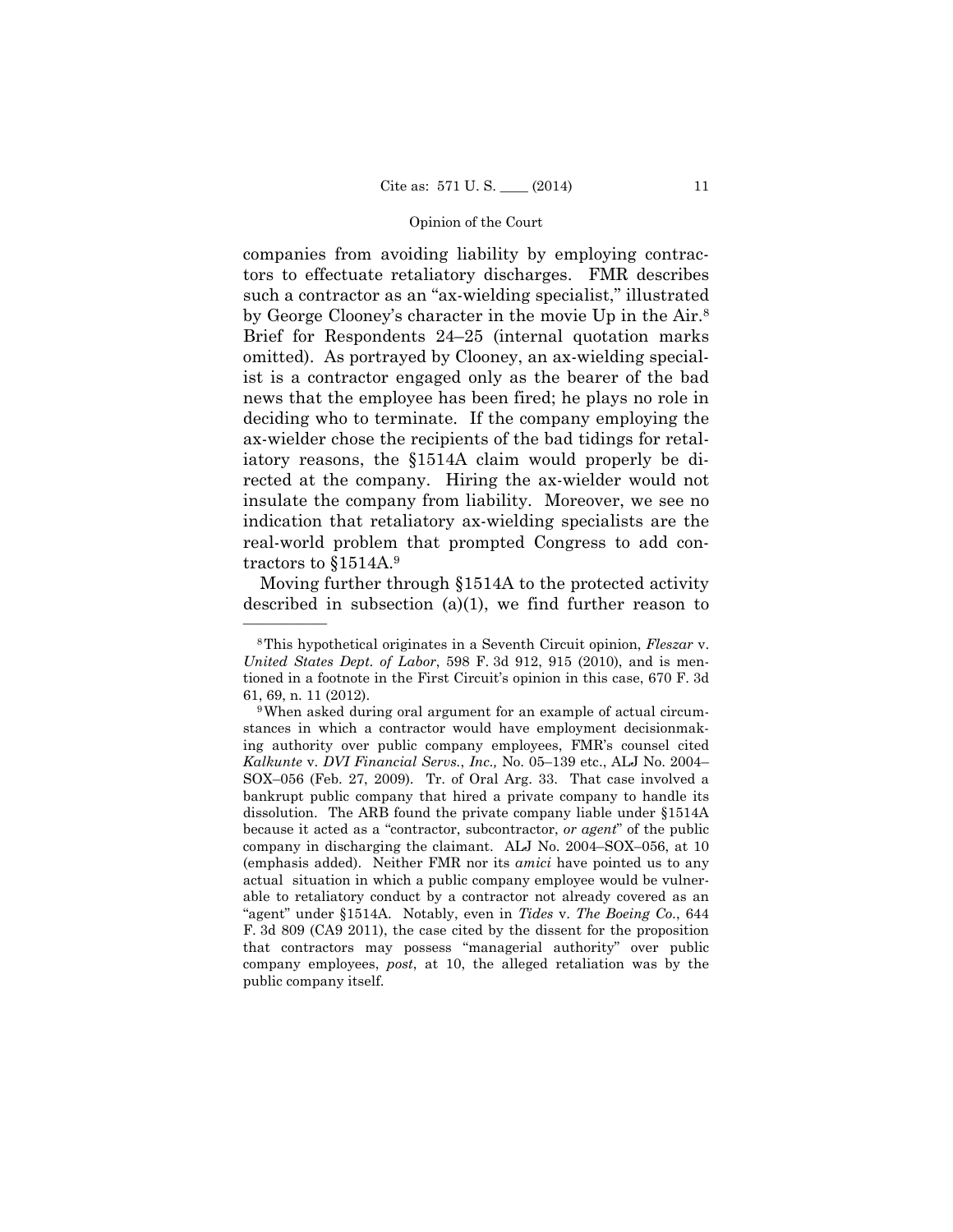companies from avoiding liability by employing contractors to effectuate retaliatory discharges. FMR describes such a contractor as an "ax-wielding specialist," illustrated by George Clooney's character in the movie Up in the Air.[8] Brief for Respondents 24–25 (internal quotation marks omitted). As portrayed by Clooney, an ax-wielding specialist is a contractor engaged only as the bearer of the bad news that the employee has been fired; he plays no role in deciding who to terminate. If the company employing the ax-wielder chose the recipients of the bad tidings for retaliatory reasons, the §1514A claim would properly be directed at the company. Hiring the ax-wielder would not insulate the company from liability. Moreover, we see no indication that retaliatory ax-wielding specialists are the real-world problem that prompted Congress to add contractors to §1514A.[9]

Moving further through §1514A to the protected activity described in subsection (a)(1), we find further reason to

---

[8] This hypothetical originates in a Seventh Circuit opinion, *Fleszar* v. *United States Dept. of Labor*, 598 F. 3d 912, 915 (2010), and is mentioned in a footnote in the First Circuit's opinion in this case, 670 F. 3d 61, 69, n. 11 (2012).

[9] When asked during oral argument for an example of actual circumstances in which a contractor would have employment decisionmaking authority over public company employees, FMR's counsel cited *Kalkunte* v. *DVI Financial Servs., Inc.,* No. 05–139 etc., ALJ No. 2004–SOX–056 (Feb. 27, 2009). Tr. of Oral Arg. 33. That case involved a bankrupt public company that hired a private company to handle its dissolution. The ARB found the private company liable under §1514A because it acted as a "contractor, subcontractor, *or agent*" of the public company in discharging the claimant. ALJ No. 2004–SOX–056, at 10 (emphasis added). Neither FMR nor its *amici* have pointed us to any actual situation in which a public company employee would be vulnerable to retaliatory conduct by a contractor not already covered as an "agent" under §1514A. Notably, even in *Tides* v. *The Boeing Co.*, 644 F. 3d 809 (CA9 2011), the case cited by the dissent for the proposition that contractors may possess "managerial authority" over public company employees, *post*, at 10, the alleged retaliation was by the public company itself.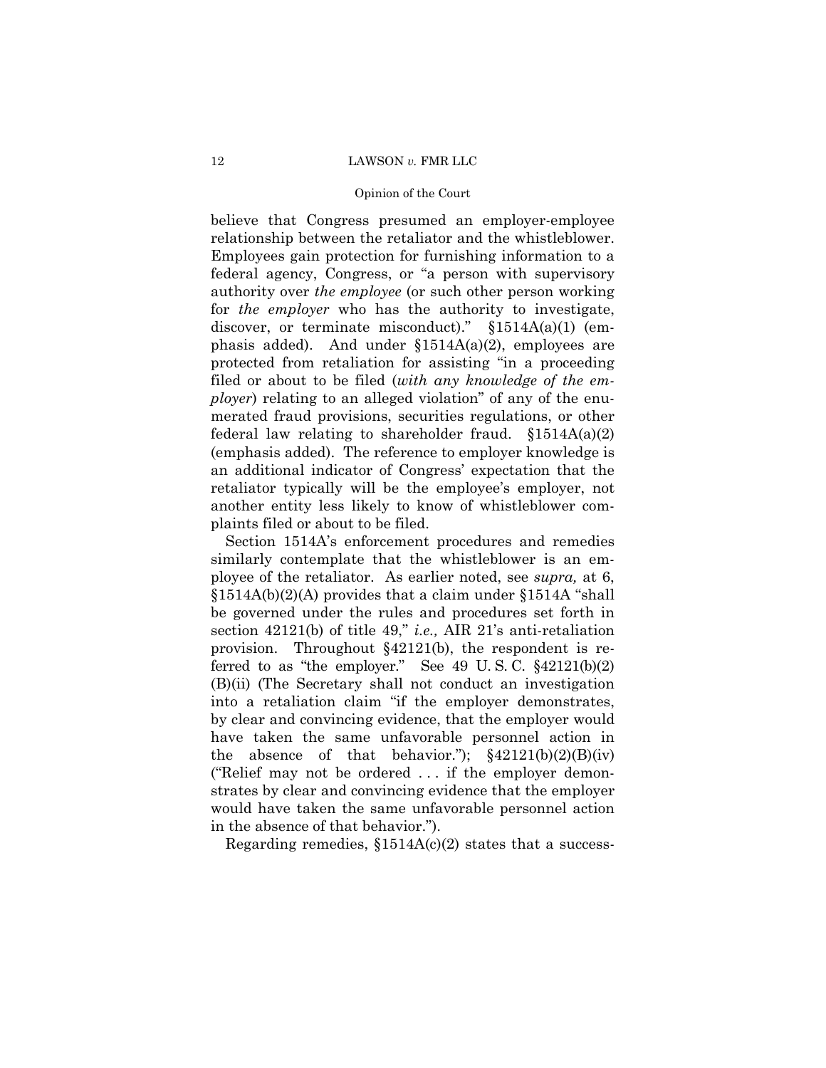believe that Congress presumed an employer-employee relationship between the retaliator and the whistleblower. Employees gain protection for furnishing information to a federal agency, Congress, or "a person with supervisory authority over *the employee* (or such other person working for *the employer* who has the authority to investigate, discover, or terminate misconduct)." §1514A(a)(1) (emphasis added). And under §1514A(a)(2), employees are protected from retaliation for assisting "in a proceeding filed or about to be filed (*with any knowledge of the employer*) relating to an alleged violation" of any of the enumerated fraud provisions, securities regulations, or other federal law relating to shareholder fraud. §1514A(a)(2) (emphasis added). The reference to employer knowledge is an additional indicator of Congress' expectation that the retaliator typically will be the employee's employer, not another entity less likely to know of whistleblower complaints filed or about to be filed.

Section 1514A's enforcement procedures and remedies similarly contemplate that the whistleblower is an employee of the retaliator. As earlier noted, see *supra,* at 6, §1514A(b)(2)(A) provides that a claim under §1514A "shall be governed under the rules and procedures set forth in section 42121(b) of title 49," *i.e.,* AIR 21's anti-retaliation provision. Throughout §42121(b), the respondent is referred to as "the employer." See 49 U. S. C. §42121(b)(2)(B)(ii) (The Secretary shall not conduct an investigation into a retaliation claim "if the employer demonstrates, by clear and convincing evidence, that the employer would have taken the same unfavorable personnel action in the absence of that behavior."); §42121(b)(2)(B)(iv) ("Relief may not be ordered . . . if the employer demonstrates by clear and convincing evidence that the employer would have taken the same unfavorable personnel action in the absence of that behavior.").

Regarding remedies, §1514A(c)(2) states that a success-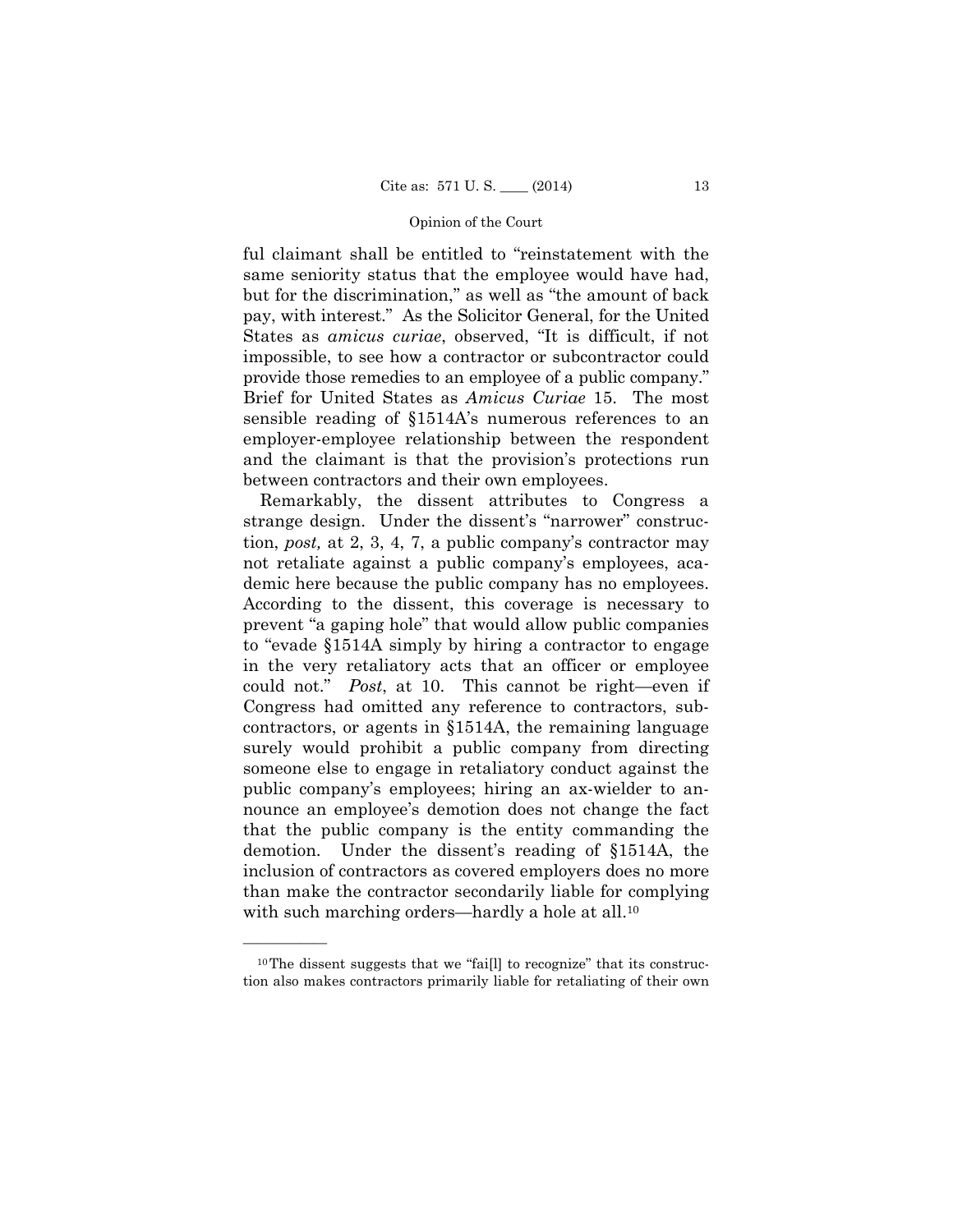ful claimant shall be entitled to "reinstatement with the same seniority status that the employee would have had, but for the discrimination," as well as "the amount of back pay, with interest." As the Solicitor General, for the United States as *amicus curiae*, observed, "It is difficult, if not impossible, to see how a contractor or subcontractor could provide those remedies to an employee of a public company." Brief for United States as *Amicus Curiae* 15. The most sensible reading of §1514A's numerous references to an employer-employee relationship between the respondent and the claimant is that the provision's protections run between contractors and their own employees.

Remarkably, the dissent attributes to Congress a strange design. Under the dissent's "narrower" construction, *post,* at 2, 3, 4, 7, a public company's contractor may not retaliate against a public company's employees, academic here because the public company has no employees. According to the dissent, this coverage is necessary to prevent "a gaping hole" that would allow public companies to "evade §1514A simply by hiring a contractor to engage in the very retaliatory acts that an officer or employee could not." *Post*, at 10. This cannot be right—even if Congress had omitted any reference to contractors, subcontractors, or agents in §1514A, the remaining language surely would prohibit a public company from directing someone else to engage in retaliatory conduct against the public company's employees; hiring an ax-wielder to announce an employee's demotion does not change the fact that the public company is the entity commanding the demotion. Under the dissent's reading of §1514A, the inclusion of contractors as covered employers does no more than make the contractor secondarily liable for complying with such marching orders—hardly a hole at all.[10]

---

[10] The dissent suggests that we "fai[l] to recognize" that its construction also makes contractors primarily liable for retaliating of their own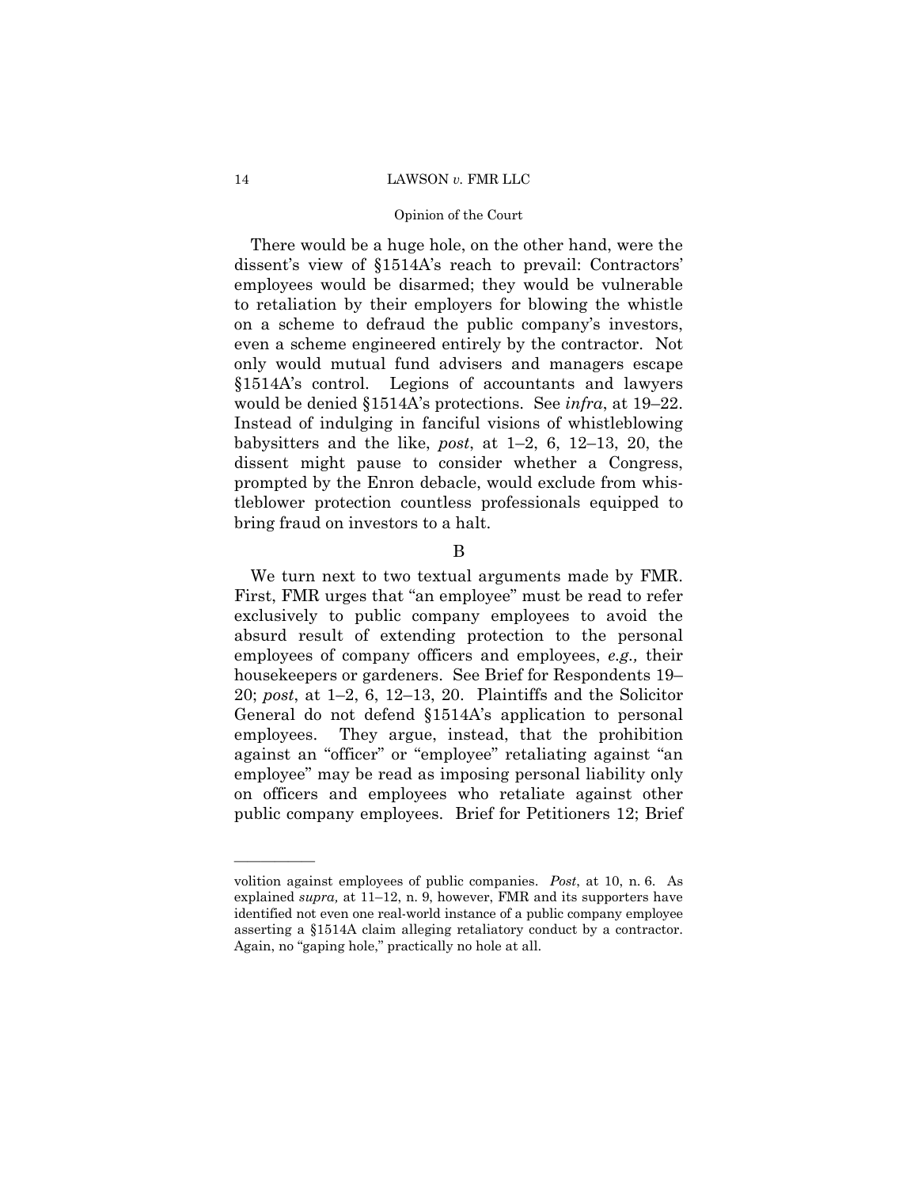There would be a huge hole, on the other hand, were the dissent's view of §1514A's reach to prevail: Contractors' employees would be disarmed; they would be vulnerable to retaliation by their employers for blowing the whistle on a scheme to defraud the public company's investors, even a scheme engineered entirely by the contractor. Not only would mutual fund advisers and managers escape §1514A's control. Legions of accountants and lawyers would be denied §1514A's protections. See *infra*, at 19–22. Instead of indulging in fanciful visions of whistleblowing babysitters and the like, *post*, at 1–2, 6, 12–13, 20, the dissent might pause to consider whether a Congress, prompted by the Enron debacle, would exclude from whistleblower protection countless professionals equipped to bring fraud on investors to a halt.

B

We turn next to two textual arguments made by FMR. First, FMR urges that "an employee" must be read to refer exclusively to public company employees to avoid the absurd result of extending protection to the personal employees of company officers and employees, *e.g.,* their housekeepers or gardeners. See Brief for Respondents 19–20; *post*, at 1–2, 6, 12–13, 20. Plaintiffs and the Solicitor General do not defend §1514A's application to personal employees. They argue, instead, that the prohibition against an "officer" or "employee" retaliating against "an employee" may be read as imposing personal liability only on officers and employees who retaliate against other public company employees. Brief for Petitioners 12; Brief

---

volition against employees of public companies. *Post*, at 10, n. 6. As explained *supra,* at 11–12, n. 9, however, FMR and its supporters have identified not even one real-world instance of a public company employee asserting a §1514A claim alleging retaliatory conduct by a contractor. Again, no "gaping hole," practically no hole at all.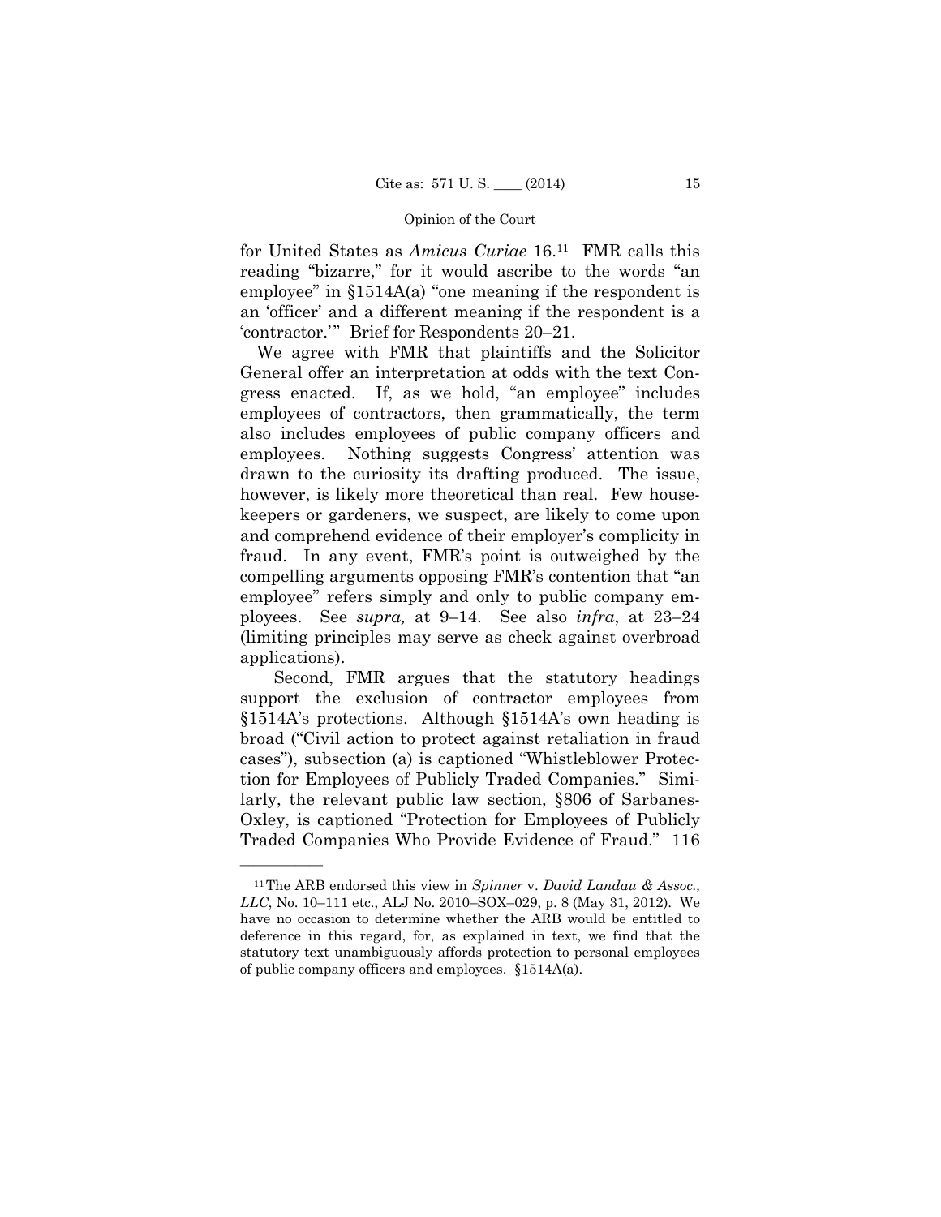for United States as *Amicus Curiae* 16.[11] FMR calls this reading "bizarre," for it would ascribe to the words "an employee" in §1514A(a) "one meaning if the respondent is an 'officer' and a different meaning if the respondent is a 'contractor.'" Brief for Respondents 20–21.

We agree with FMR that plaintiffs and the Solicitor General offer an interpretation at odds with the text Congress enacted. If, as we hold, "an employee" includes employees of contractors, then grammatically, the term also includes employees of public company officers and employees. Nothing suggests Congress' attention was drawn to the curiosity its drafting produced. The issue, however, is likely more theoretical than real. Few housekeepers or gardeners, we suspect, are likely to come upon and comprehend evidence of their employer's complicity in fraud. In any event, FMR's point is outweighed by the compelling arguments opposing FMR's contention that "an employee" refers simply and only to public company employees. See *supra,* at 9–14. See also *infra*, at 23–24 (limiting principles may serve as check against overbroad applications).

Second, FMR argues that the statutory headings support the exclusion of contractor employees from §1514A's protections. Although §1514A's own heading is broad ("Civil action to protect against retaliation in fraud cases"), subsection (a) is captioned "Whistleblower Protection for Employees of Publicly Traded Companies." Similarly, the relevant public law section, §806 of Sarbanes-Oxley, is captioned "Protection for Employees of Publicly Traded Companies Who Provide Evidence of Fraud." 116

---

[11] The ARB endorsed this view in *Spinner* v. *David Landau & Assoc., LLC*, No. 10–111 etc., ALJ No. 2010–SOX–029, p. 8 (May 31, 2012). We have no occasion to determine whether the ARB would be entitled to deference in this regard, for, as explained in text, we find that the statutory text unambiguously affords protection to personal employees of public company officers and employees. §1514A(a).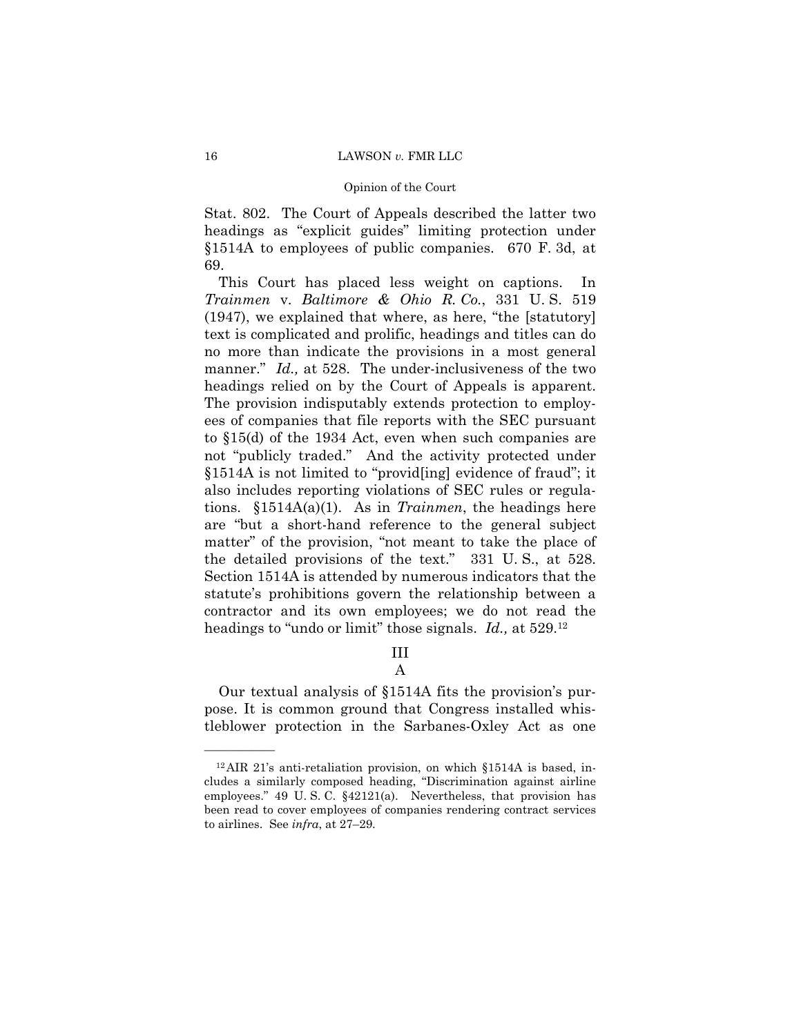Stat. 802. The Court of Appeals described the latter two headings as "explicit guides" limiting protection under §1514A to employees of public companies. 670 F. 3d, at 69.

This Court has placed less weight on captions. In *Trainmen* v. *Baltimore & Ohio R. Co.*, 331 U. S. 519 (1947), we explained that where, as here, "the [statutory] text is complicated and prolific, headings and titles can do no more than indicate the provisions in a most general manner." *Id.,* at 528. The under-inclusiveness of the two headings relied on by the Court of Appeals is apparent. The provision indisputably extends protection to employees of companies that file reports with the SEC pursuant to §15(d) of the 1934 Act, even when such companies are not "publicly traded." And the activity protected under §1514A is not limited to "provid[ing] evidence of fraud"; it also includes reporting violations of SEC rules or regulations. §1514A(a)(1). As in *Trainmen*, the headings here are "but a short-hand reference to the general subject matter" of the provision, "not meant to take the place of the detailed provisions of the text." 331 U. S., at 528. Section 1514A is attended by numerous indicators that the statute's prohibitions govern the relationship between a contractor and its own employees; we do not read the headings to "undo or limit" those signals. *Id.,* at 529.[12]

## III

### A

Our textual analysis of §1514A fits the provision's purpose. It is common ground that Congress installed whistleblower protection in the Sarbanes-Oxley Act as one

---

[12] AIR 21's anti-retaliation provision, on which §1514A is based, includes a similarly composed heading, "Discrimination against airline employees." 49 U. S. C. §42121(a). Nevertheless, that provision has been read to cover employees of companies rendering contract services to airlines. See *infra*, at 27–29.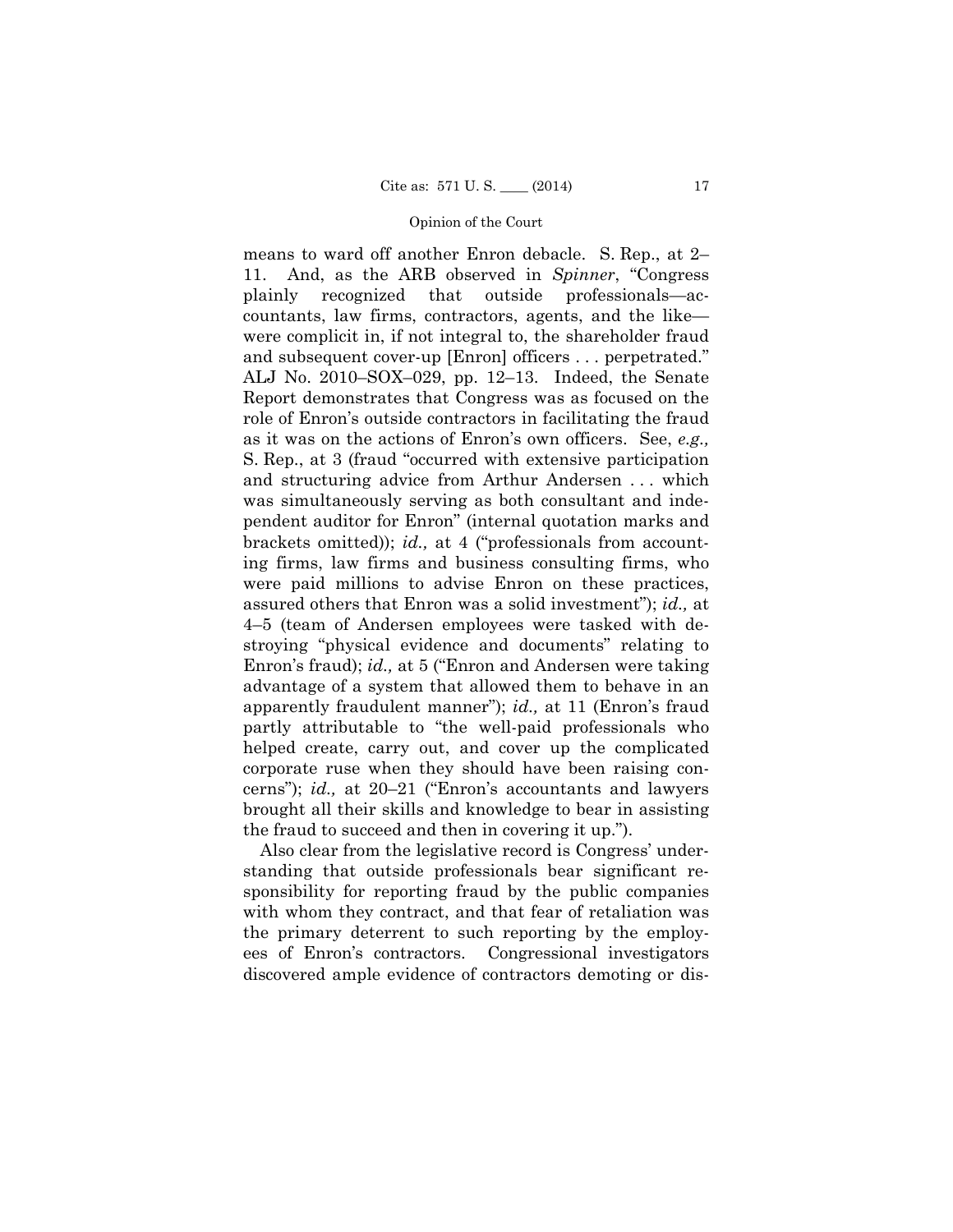means to ward off another Enron debacle. S. Rep., at 2–11. And, as the ARB observed in *Spinner*, "Congress plainly recognized that outside professionals—accountants, law firms, contractors, agents, and the like—were complicit in, if not integral to, the shareholder fraud and subsequent cover-up [Enron] officers . . . perpetrated." ALJ No. 2010–SOX–029, pp. 12–13. Indeed, the Senate Report demonstrates that Congress was as focused on the role of Enron's outside contractors in facilitating the fraud as it was on the actions of Enron's own officers. See, *e.g.,* S. Rep., at 3 (fraud "occurred with extensive participation and structuring advice from Arthur Andersen . . . which was simultaneously serving as both consultant and independent auditor for Enron" (internal quotation marks and brackets omitted)); *id.,* at 4 ("professionals from accounting firms, law firms and business consulting firms, who were paid millions to advise Enron on these practices, assured others that Enron was a solid investment"); *id.,* at 4–5 (team of Andersen employees were tasked with destroying "physical evidence and documents" relating to Enron's fraud); *id.,* at 5 ("Enron and Andersen were taking advantage of a system that allowed them to behave in an apparently fraudulent manner"); *id.,* at 11 (Enron's fraud partly attributable to "the well-paid professionals who helped create, carry out, and cover up the complicated corporate ruse when they should have been raising concerns"); *id.,* at 20–21 ("Enron's accountants and lawyers brought all their skills and knowledge to bear in assisting the fraud to succeed and then in covering it up.").

Also clear from the legislative record is Congress' understanding that outside professionals bear significant responsibility for reporting fraud by the public companies with whom they contract, and that fear of retaliation was the primary deterrent to such reporting by the employees of Enron's contractors. Congressional investigators discovered ample evidence of contractors demoting or dis-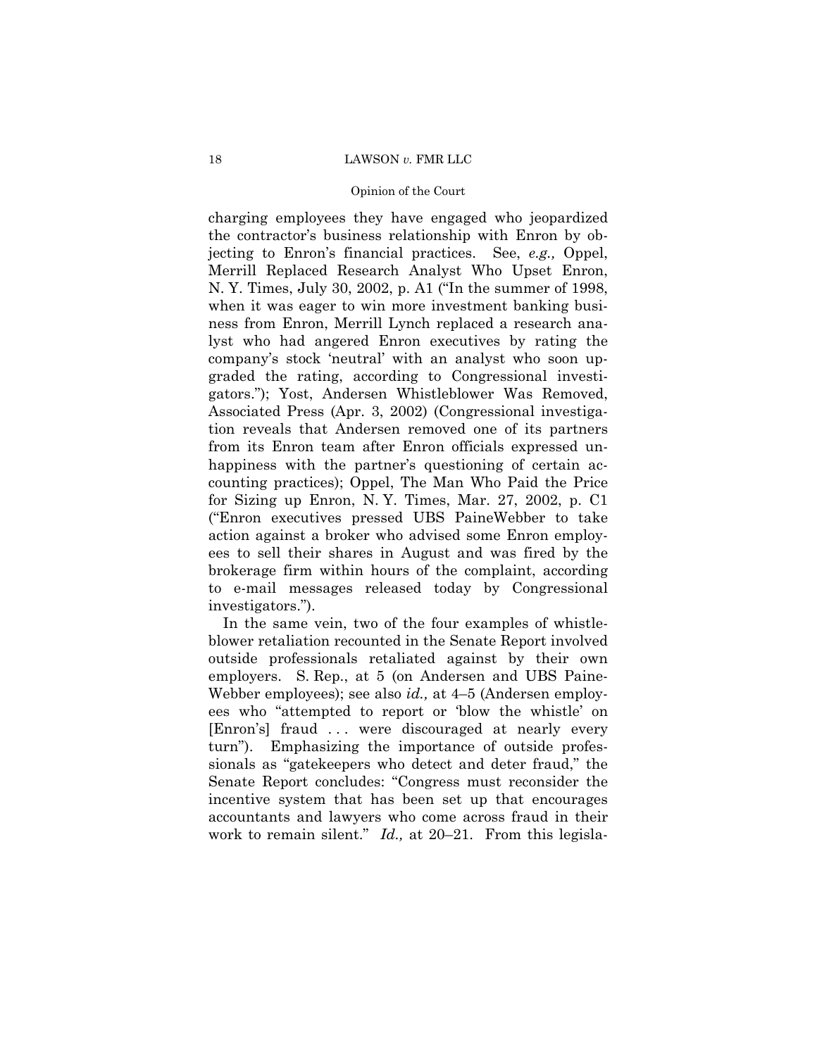charging employees they have engaged who jeopardized the contractor's business relationship with Enron by objecting to Enron's financial practices. See, *e.g.,* Oppel, Merrill Replaced Research Analyst Who Upset Enron, N. Y. Times, July 30, 2002, p. A1 ("In the summer of 1998, when it was eager to win more investment banking business from Enron, Merrill Lynch replaced a research analyst who had angered Enron executives by rating the company's stock 'neutral' with an analyst who soon upgraded the rating, according to Congressional investigators."); Yost, Andersen Whistleblower Was Removed, Associated Press (Apr. 3, 2002) (Congressional investigation reveals that Andersen removed one of its partners from its Enron team after Enron officials expressed unhappiness with the partner's questioning of certain accounting practices); Oppel, The Man Who Paid the Price for Sizing up Enron, N. Y. Times, Mar. 27, 2002, p. C1 ("Enron executives pressed UBS PaineWebber to take action against a broker who advised some Enron employees to sell their shares in August and was fired by the brokerage firm within hours of the complaint, according to e-mail messages released today by Congressional investigators.").

In the same vein, two of the four examples of whistleblower retaliation recounted in the Senate Report involved outside professionals retaliated against by their own employers. S. Rep., at 5 (on Andersen and UBS PaineWebber employees); see also *id.,* at 4–5 (Andersen employees who "attempted to report or 'blow the whistle' on [Enron's] fraud . . . were discouraged at nearly every turn"). Emphasizing the importance of outside professionals as "gatekeepers who detect and deter fraud," the Senate Report concludes: "Congress must reconsider the incentive system that has been set up that encourages accountants and lawyers who come across fraud in their work to remain silent." *Id.,* at 20–21. From this legisla-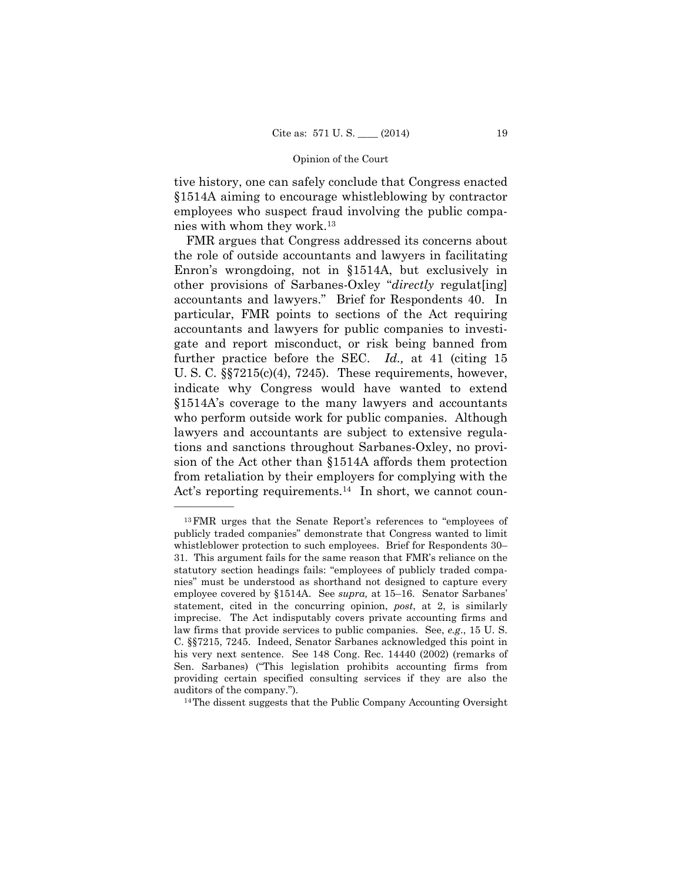tive history, one can safely conclude that Congress enacted §1514A aiming to encourage whistleblowing by contractor employees who suspect fraud involving the public companies with whom they work.[13]

FMR argues that Congress addressed its concerns about the role of outside accountants and lawyers in facilitating Enron's wrongdoing, not in §1514A, but exclusively in other provisions of Sarbanes-Oxley "*directly* regulat[ing] accountants and lawyers." Brief for Respondents 40. In particular, FMR points to sections of the Act requiring accountants and lawyers for public companies to investigate and report misconduct, or risk being banned from further practice before the SEC. *Id.,* at 41 (citing 15 U. S. C. §§7215(c)(4), 7245). These requirements, however, indicate why Congress would have wanted to extend §1514A's coverage to the many lawyers and accountants who perform outside work for public companies. Although lawyers and accountants are subject to extensive regulations and sanctions throughout Sarbanes-Oxley, no provision of the Act other than §1514A affords them protection from retaliation by their employers for complying with the Act's reporting requirements.[14] In short, we cannot coun-

---

[13] FMR urges that the Senate Report's references to "employees of publicly traded companies" demonstrate that Congress wanted to limit whistleblower protection to such employees. Brief for Respondents 30–31. This argument fails for the same reason that FMR's reliance on the statutory section headings fails: "employees of publicly traded companies" must be understood as shorthand not designed to capture every employee covered by §1514A. See *supra,* at 15–16. Senator Sarbanes' statement, cited in the concurring opinion, *post*, at 2, is similarly imprecise. The Act indisputably covers private accounting firms and law firms that provide services to public companies. See, *e.g*., 15 U. S. C. §§7215, 7245. Indeed, Senator Sarbanes acknowledged this point in his very next sentence. See 148 Cong. Rec. 14440 (2002) (remarks of Sen. Sarbanes) ("This legislation prohibits accounting firms from providing certain specified consulting services if they are also the auditors of the company.").

[14] The dissent suggests that the Public Company Accounting Oversight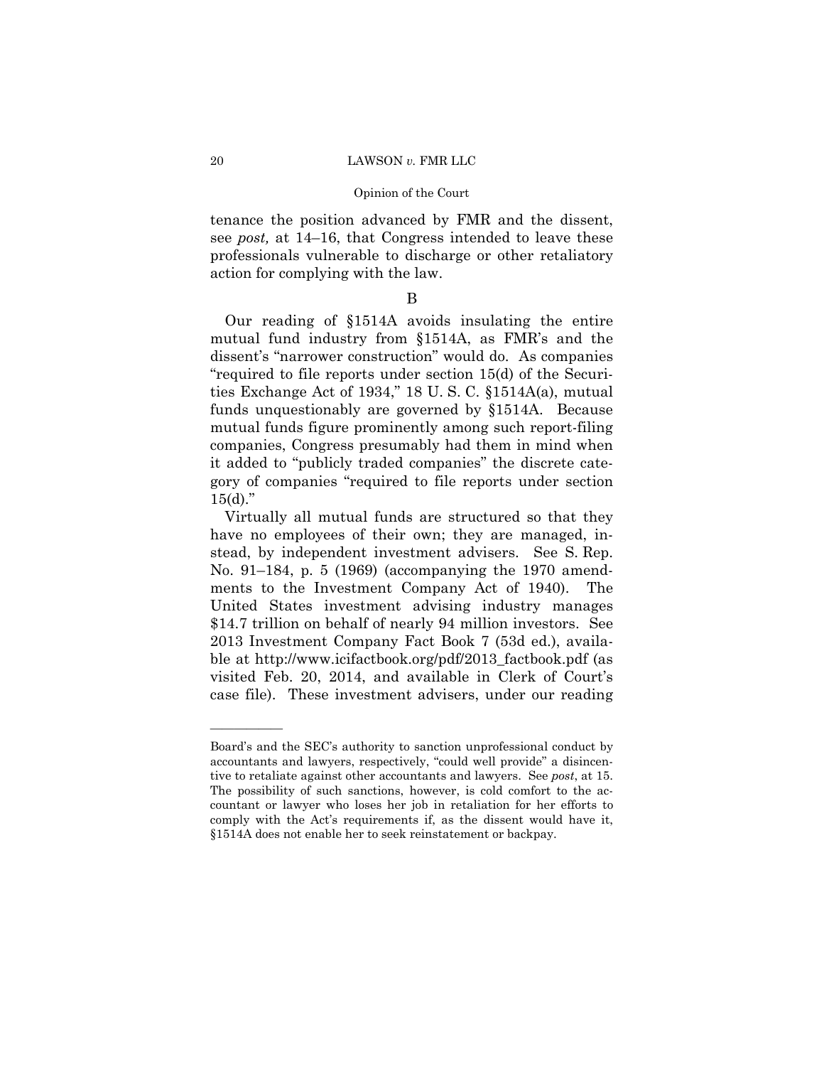tenance the position advanced by FMR and the dissent, see *post,* at 14–16, that Congress intended to leave these professionals vulnerable to discharge or other retaliatory action for complying with the law.

B

Our reading of §1514A avoids insulating the entire mutual fund industry from §1514A, as FMR's and the dissent's "narrower construction" would do. As companies "required to file reports under section 15(d) of the Securities Exchange Act of 1934," 18 U. S. C. §1514A(a), mutual funds unquestionably are governed by §1514A. Because mutual funds figure prominently among such report-filing companies, Congress presumably had them in mind when it added to "publicly traded companies" the discrete category of companies "required to file reports under section 15(d)."

Virtually all mutual funds are structured so that they have no employees of their own; they are managed, instead, by independent investment advisers. See S. Rep. No. 91–184, p. 5 (1969) (accompanying the 1970 amendments to the Investment Company Act of 1940). The United States investment advising industry manages $14.7 trillion on behalf of nearly 94 million investors. See 2013 Investment Company Fact Book 7 (53d ed.), available at http://www.icifactbook.org/pdf/2013_factbook.pdf (as visited Feb. 20, 2014, and available in Clerk of Court's case file). These investment advisers, under our reading

---

Board's and the SEC's authority to sanction unprofessional conduct by accountants and lawyers, respectively, "could well provide" a disincentive to retaliate against other accountants and lawyers. See *post*, at 15. The possibility of such sanctions, however, is cold comfort to the accountant or lawyer who loses her job in retaliation for her efforts to comply with the Act's requirements if, as the dissent would have it, §1514A does not enable her to seek reinstatement or backpay.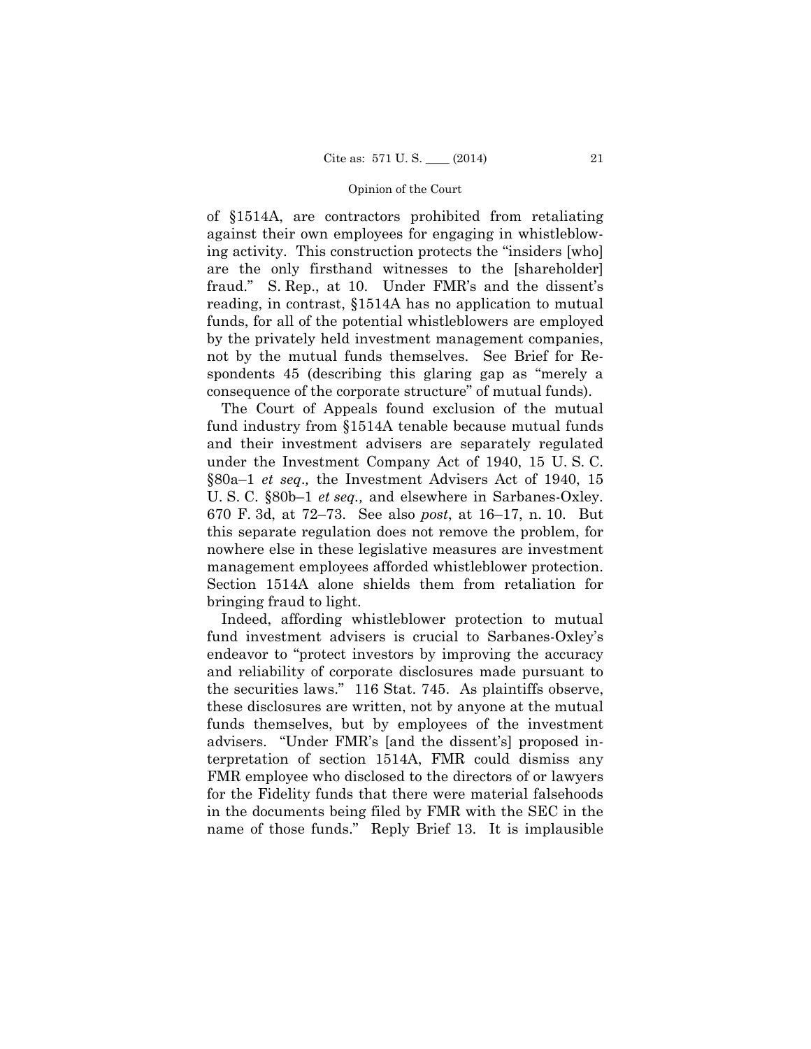of §1514A, are contractors prohibited from retaliating against their own employees for engaging in whistleblowing activity. This construction protects the "insiders [who] are the only firsthand witnesses to the [shareholder] fraud." S. Rep., at 10. Under FMR's and the dissent's reading, in contrast, §1514A has no application to mutual funds, for all of the potential whistleblowers are employed by the privately held investment management companies, not by the mutual funds themselves. See Brief for Respondents 45 (describing this glaring gap as "merely a consequence of the corporate structure" of mutual funds).

The Court of Appeals found exclusion of the mutual fund industry from §1514A tenable because mutual funds and their investment advisers are separately regulated under the Investment Company Act of 1940, 15 U. S. C. §80a–1 *et seq.,* the Investment Advisers Act of 1940, 15 U. S. C. §80b–1 *et seq.,* and elsewhere in Sarbanes-Oxley. 670 F. 3d, at 72–73. See also *post*, at 16–17, n. 10. But this separate regulation does not remove the problem, for nowhere else in these legislative measures are investment management employees afforded whistleblower protection. Section 1514A alone shields them from retaliation for bringing fraud to light.

Indeed, affording whistleblower protection to mutual fund investment advisers is crucial to Sarbanes-Oxley's endeavor to "protect investors by improving the accuracy and reliability of corporate disclosures made pursuant to the securities laws." 116 Stat. 745. As plaintiffs observe, these disclosures are written, not by anyone at the mutual funds themselves, but by employees of the investment advisers. "Under FMR's [and the dissent's] proposed interpretation of section 1514A, FMR could dismiss any FMR employee who disclosed to the directors of or lawyers for the Fidelity funds that there were material falsehoods in the documents being filed by FMR with the SEC in the name of those funds." Reply Brief 13. It is implausible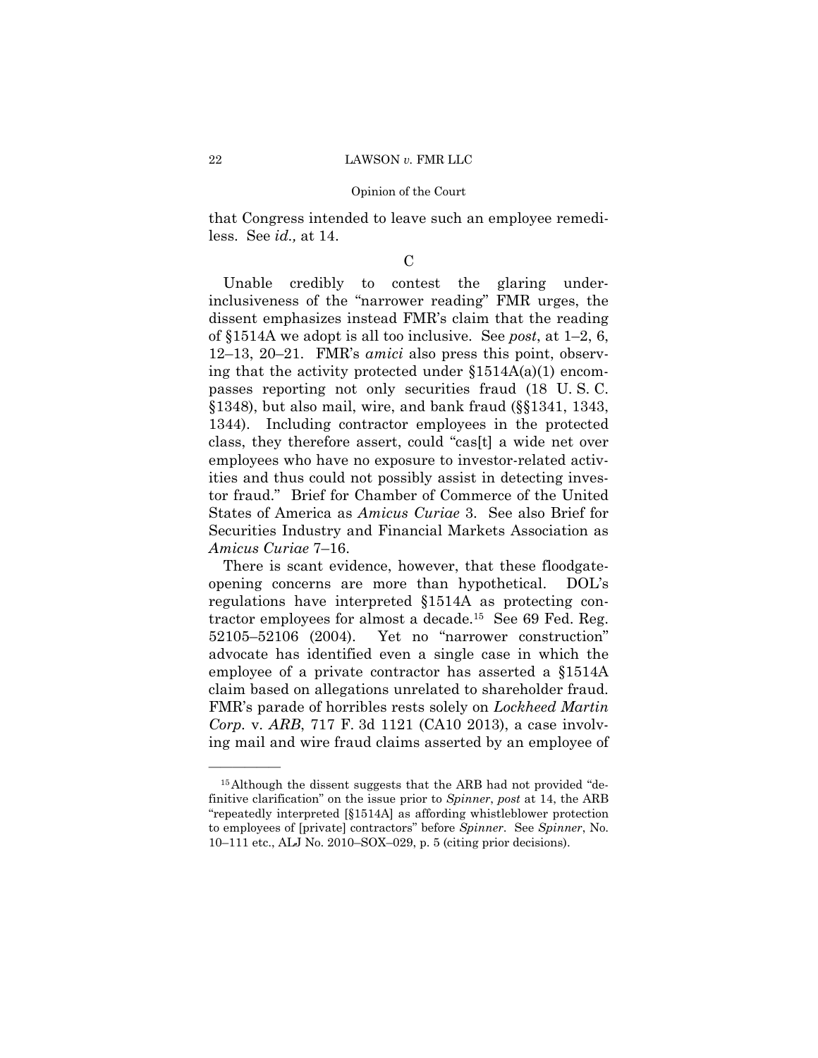that Congress intended to leave such an employee remediless. See *id.,* at 14.

C

Unable credibly to contest the glaring underinclusiveness of the "narrower reading" FMR urges, the dissent emphasizes instead FMR's claim that the reading of §1514A we adopt is all too inclusive. See *post*, at 1–2, 6, 12–13, 20–21. FMR's *amici* also press this point, observing that the activity protected under §1514A(a)(1) encompasses reporting not only securities fraud (18 U. S. C. §1348), but also mail, wire, and bank fraud (§§1341, 1343, 1344). Including contractor employees in the protected class, they therefore assert, could "cas[t] a wide net over employees who have no exposure to investor-related activities and thus could not possibly assist in detecting investor fraud." Brief for Chamber of Commerce of the United States of America as *Amicus Curiae* 3. See also Brief for Securities Industry and Financial Markets Association as *Amicus Curiae* 7–16.

There is scant evidence, however, that these floodgate-opening concerns are more than hypothetical. DOL's regulations have interpreted §1514A as protecting contractor employees for almost a decade.[15] See 69 Fed. Reg. 52105–52106 (2004). Yet no "narrower construction" advocate has identified even a single case in which the employee of a private contractor has asserted a §1514A claim based on allegations unrelated to shareholder fraud. FMR's parade of horribles rests solely on *Lockheed Martin Corp.* v. *ARB*, 717 F. 3d 1121 (CA10 2013), a case involving mail and wire fraud claims asserted by an employee of

---

[15] Although the dissent suggests that the ARB had not provided "definitive clarification" on the issue prior to *Spinner*, *post* at 14, the ARB "repeatedly interpreted [§1514A] as affording whistleblower protection to employees of [private] contractors" before *Spinner*. See *Spinner*, No. 10–111 etc., ALJ No. 2010–SOX–029, p. 5 (citing prior decisions).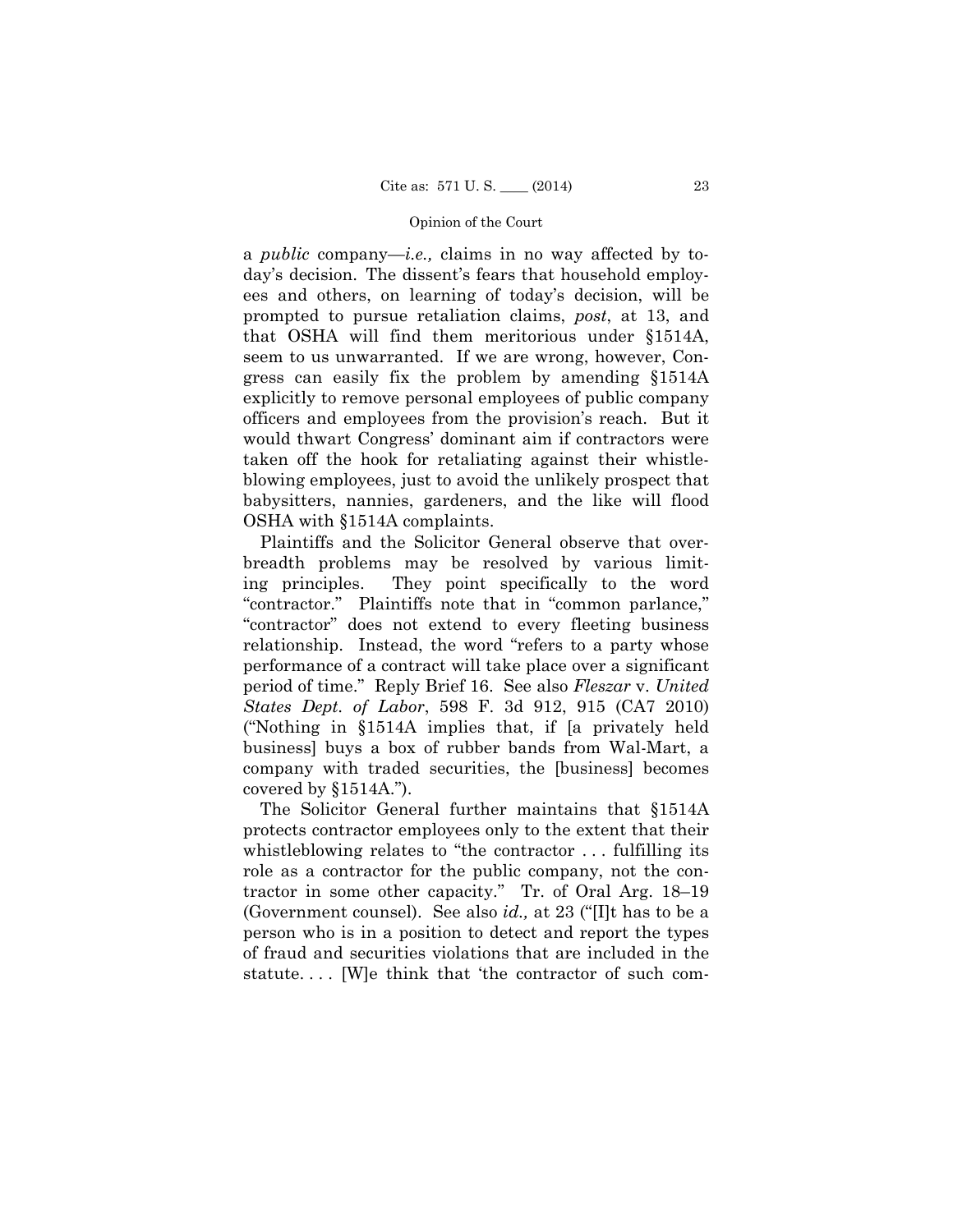a *public* company—*i.e.,* claims in no way affected by today's decision. The dissent's fears that household employees and others, on learning of today's decision, will be prompted to pursue retaliation claims, *post*, at 13, and that OSHA will find them meritorious under §1514A, seem to us unwarranted. If we are wrong, however, Congress can easily fix the problem by amending §1514A explicitly to remove personal employees of public company officers and employees from the provision's reach. But it would thwart Congress' dominant aim if contractors were taken off the hook for retaliating against their whistleblowing employees, just to avoid the unlikely prospect that babysitters, nannies, gardeners, and the like will flood OSHA with §1514A complaints.

Plaintiffs and the Solicitor General observe that overbreadth problems may be resolved by various limiting principles. They point specifically to the word "contractor." Plaintiffs note that in "common parlance," "contractor" does not extend to every fleeting business relationship. Instead, the word "refers to a party whose performance of a contract will take place over a significant period of time." Reply Brief 16. See also *Fleszar* v. *United States Dept. of Labor*, 598 F. 3d 912, 915 (CA7 2010) ("Nothing in §1514A implies that, if [a privately held business] buys a box of rubber bands from Wal-Mart, a company with traded securities, the [business] becomes covered by §1514A.").

The Solicitor General further maintains that §1514A protects contractor employees only to the extent that their whistleblowing relates to "the contractor . . . fulfilling its role as a contractor for the public company, not the contractor in some other capacity." Tr. of Oral Arg. 18–19 (Government counsel). See also *id.,* at 23 ("[I]t has to be a person who is in a position to detect and report the types of fraud and securities violations that are included in the statute. . . . [W]e think that 'the contractor of such com-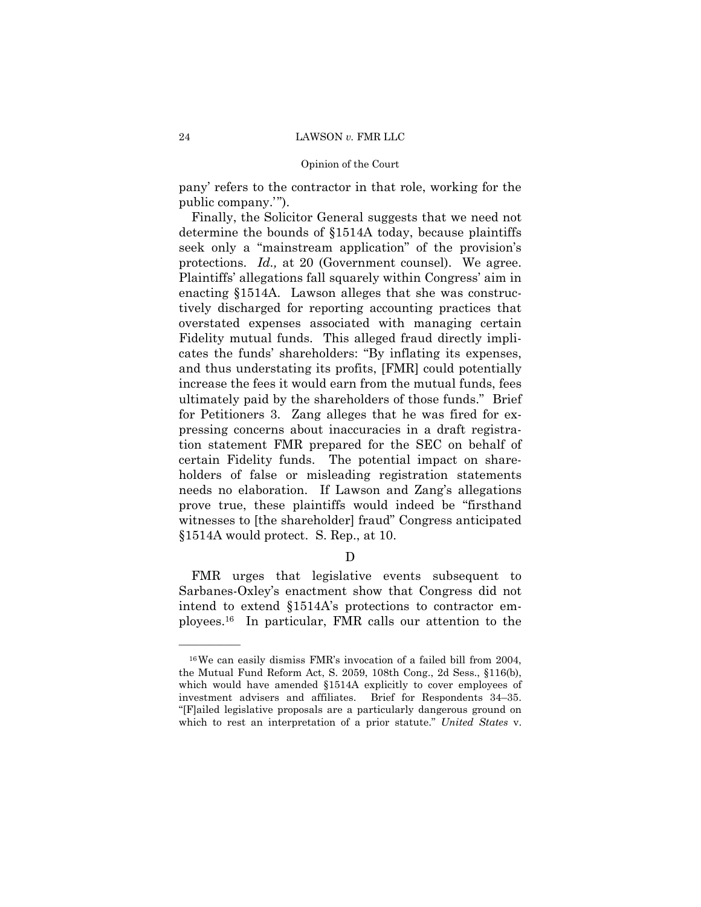pany' refers to the contractor in that role, working for the public company.'").

Finally, the Solicitor General suggests that we need not determine the bounds of §1514A today, because plaintiffs seek only a "mainstream application" of the provision's protections. *Id.,* at 20 (Government counsel). We agree. Plaintiffs' allegations fall squarely within Congress' aim in enacting §1514A. Lawson alleges that she was constructively discharged for reporting accounting practices that overstated expenses associated with managing certain Fidelity mutual funds. This alleged fraud directly implicates the funds' shareholders: "By inflating its expenses, and thus understating its profits, [FMR] could potentially increase the fees it would earn from the mutual funds, fees ultimately paid by the shareholders of those funds." Brief for Petitioners 3. Zang alleges that he was fired for expressing concerns about inaccuracies in a draft registration statement FMR prepared for the SEC on behalf of certain Fidelity funds. The potential impact on shareholders of false or misleading registration statements needs no elaboration. If Lawson and Zang's allegations prove true, these plaintiffs would indeed be "firsthand witnesses to [the shareholder] fraud" Congress anticipated §1514A would protect. S. Rep., at 10.

## D

FMR urges that legislative events subsequent to Sarbanes-Oxley's enactment show that Congress did not intend to extend §1514A's protections to contractor employees.[16] In particular, FMR calls our attention to the

---

[16] We can easily dismiss FMR's invocation of a failed bill from 2004, the Mutual Fund Reform Act, S. 2059, 108th Cong., 2d Sess., §116(b), which would have amended §1514A explicitly to cover employees of investment advisers and affiliates. Brief for Respondents 34–35. "[F]ailed legislative proposals are a particularly dangerous ground on which to rest an interpretation of a prior statute." *United States* v.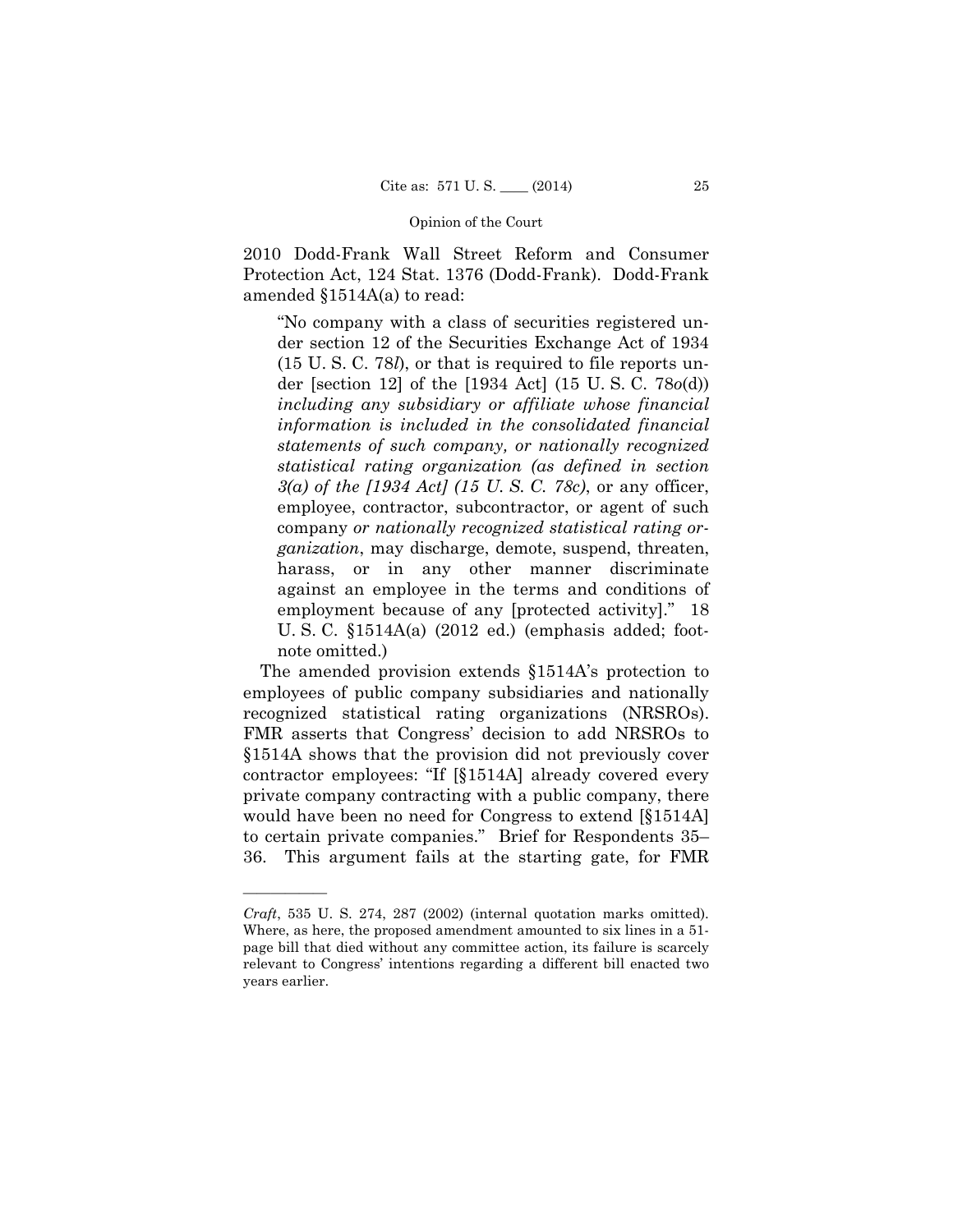2010 Dodd-Frank Wall Street Reform and Consumer Protection Act, 124 Stat. 1376 (Dodd-Frank). Dodd-Frank amended §1514A(a) to read:

> "No company with a class of securities registered under section 12 of the Securities Exchange Act of 1934 (15 U. S. C. 78*l*), or that is required to file reports under [section 12] of the [1934 Act] (15 U. S. C. 78*o*(d)) *including any subsidiary or affiliate whose financial information is included in the consolidated financial statements of such company, or nationally recognized statistical rating organization (as defined in section 3(a) of the [1934 Act] (15 U. S. C. 78c)*, or any officer, employee, contractor, subcontractor, or agent of such company *or nationally recognized statistical rating organization*, may discharge, demote, suspend, threaten, harass, or in any other manner discriminate against an employee in the terms and conditions of employment because of any [protected activity]." 18 U. S. C. §1514A(a) (2012 ed.) (emphasis added; footnote omitted.)

The amended provision extends §1514A's protection to employees of public company subsidiaries and nationally recognized statistical rating organizations (NRSROs). FMR asserts that Congress' decision to add NRSROs to §1514A shows that the provision did not previously cover contractor employees: "If [§1514A] already covered every private company contracting with a public company, there would have been no need for Congress to extend [§1514A] to certain private companies." Brief for Respondents 35–36. This argument fails at the starting gate, for FMR

---

*Craft*, 535 U. S. 274, 287 (2002) (internal quotation marks omitted). Where, as here, the proposed amendment amounted to six lines in a 51-page bill that died without any committee action, its failure is scarcely relevant to Congress' intentions regarding a different bill enacted two years earlier.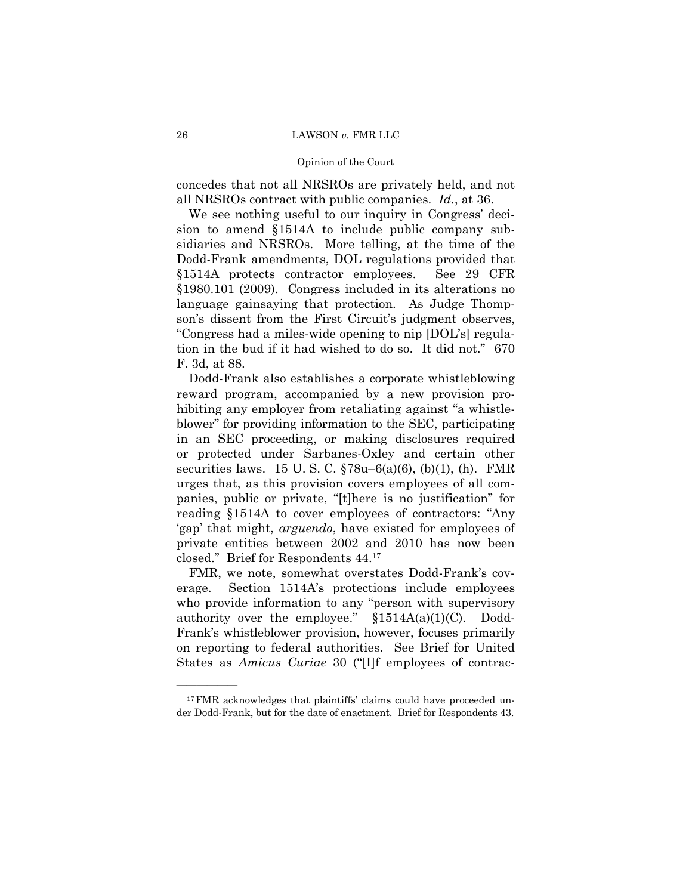concedes that not all NRSROs are privately held, and not all NRSROs contract with public companies. *Id.*, at 36.

We see nothing useful to our inquiry in Congress' decision to amend §1514A to include public company subsidiaries and NRSROs. More telling, at the time of the Dodd-Frank amendments, DOL regulations provided that §1514A protects contractor employees. See 29 CFR §1980.101 (2009). Congress included in its alterations no language gainsaying that protection. As Judge Thompson's dissent from the First Circuit's judgment observes, "Congress had a miles-wide opening to nip [DOL's] regulation in the bud if it had wished to do so. It did not." 670 F. 3d, at 88.

Dodd-Frank also establishes a corporate whistleblowing reward program, accompanied by a new provision prohibiting any employer from retaliating against "a whistleblower" for providing information to the SEC, participating in an SEC proceeding, or making disclosures required or protected under Sarbanes-Oxley and certain other securities laws. 15 U. S. C. §78u–6(a)(6), (b)(1), (h). FMR urges that, as this provision covers employees of all companies, public or private, "[t]here is no justification" for reading §1514A to cover employees of contractors: "Any 'gap' that might, *arguendo*, have existed for employees of private entities between 2002 and 2010 has now been closed." Brief for Respondents 44.[17]

FMR, we note, somewhat overstates Dodd-Frank's coverage. Section 1514A's protections include employees who provide information to any "person with supervisory authority over the employee." §1514A(a)(1)(C). Dodd-Frank's whistleblower provision, however, focuses primarily on reporting to federal authorities. See Brief for United States as *Amicus Curiae* 30 ("[I]f employees of contrac-

---

[17] FMR acknowledges that plaintiffs' claims could have proceeded under Dodd-Frank, but for the date of enactment. Brief for Respondents 43.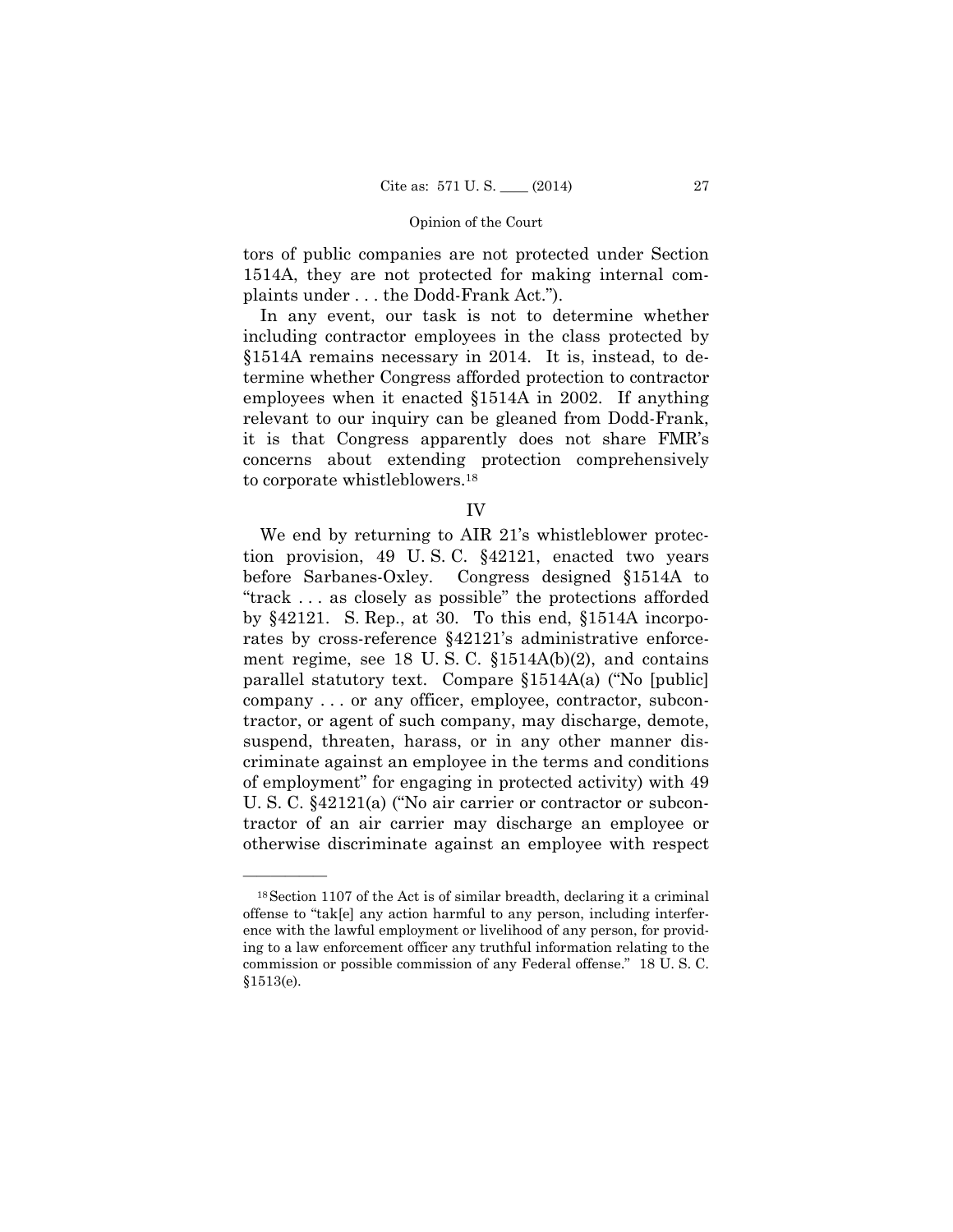tors of public companies are not protected under Section 1514A, they are not protected for making internal complaints under . . . the Dodd-Frank Act.").

In any event, our task is not to determine whether including contractor employees in the class protected by §1514A remains necessary in 2014. It is, instead, to determine whether Congress afforded protection to contractor employees when it enacted §1514A in 2002. If anything relevant to our inquiry can be gleaned from Dodd-Frank, it is that Congress apparently does not share FMR's concerns about extending protection comprehensively to corporate whistleblowers.[18]

## IV

We end by returning to AIR 21's whistleblower protection provision, 49 U. S. C. §42121, enacted two years before Sarbanes-Oxley. Congress designed §1514A to "track . . . as closely as possible" the protections afforded by §42121. S. Rep., at 30. To this end, §1514A incorporates by cross-reference §42121's administrative enforcement regime, see 18 U. S. C. §1514A(b)(2), and contains parallel statutory text. Compare §1514A(a) ("No [public] company . . . or any officer, employee, contractor, subcontractor, or agent of such company, may discharge, demote, suspend, threaten, harass, or in any other manner discriminate against an employee in the terms and conditions of employment" for engaging in protected activity) with 49 U. S. C. §42121(a) ("No air carrier or contractor or subcontractor of an air carrier may discharge an employee or otherwise discriminate against an employee with respect

---

[18] Section 1107 of the Act is of similar breadth, declaring it a criminal offense to "tak[e] any action harmful to any person, including interference with the lawful employment or livelihood of any person, for providing to a law enforcement officer any truthful information relating to the commission or possible commission of any Federal offense." 18 U. S. C. §1513(e).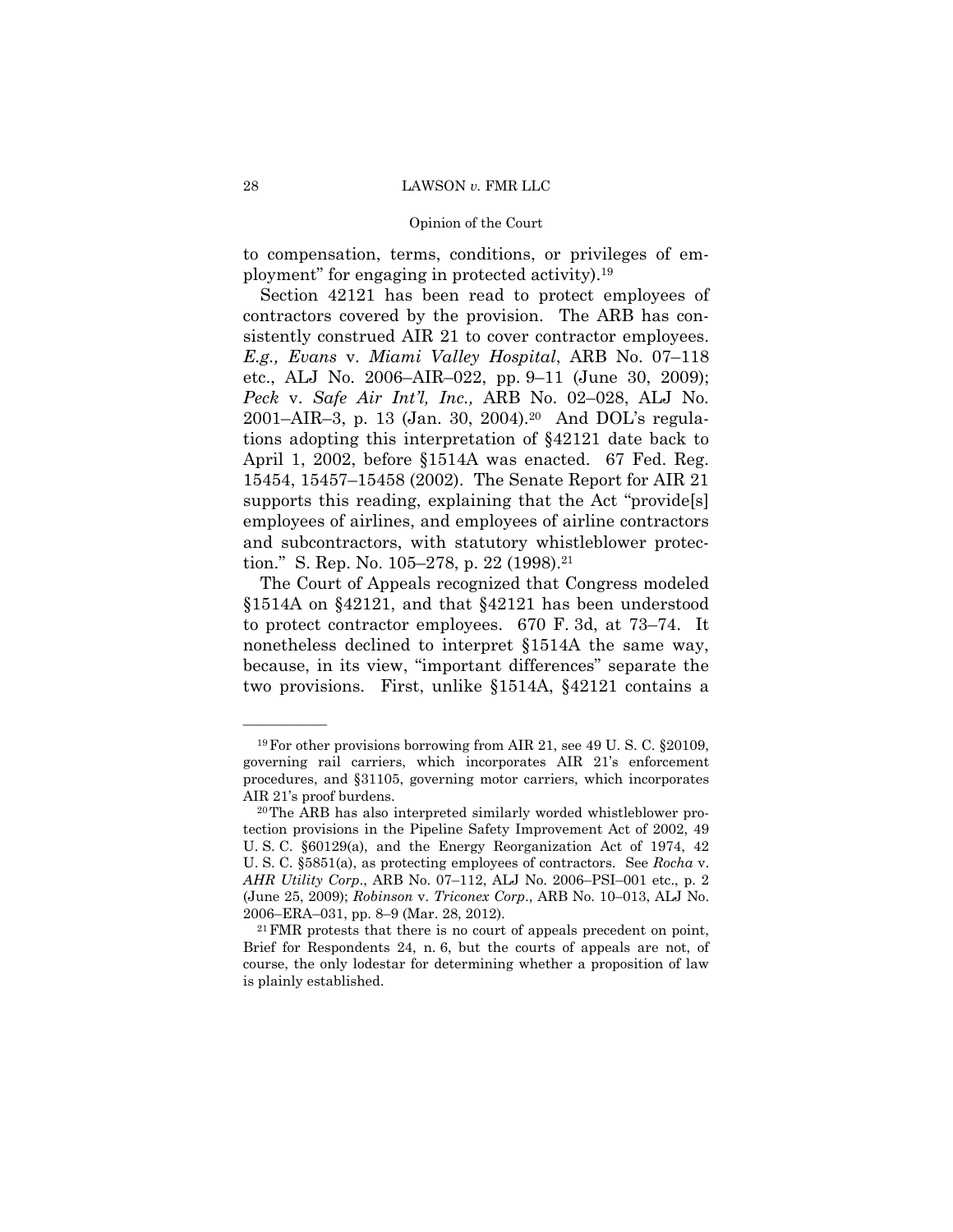to compensation, terms, conditions, or privileges of employment" for engaging in protected activity).[19]

Section 42121 has been read to protect employees of contractors covered by the provision. The ARB has consistently construed AIR 21 to cover contractor employees. *E.g., Evans* v. *Miami Valley Hospital*, ARB No. 07–118 etc., ALJ No. 2006–AIR–022, pp. 9–11 (June 30, 2009); *Peck* v. *Safe Air Int'l, Inc.,* ARB No. 02–028, ALJ No. 2001–AIR–3, p. 13 (Jan. 30, 2004).[20] And DOL's regulations adopting this interpretation of §42121 date back to April 1, 2002, before §1514A was enacted. 67 Fed. Reg. 15454, 15457–15458 (2002). The Senate Report for AIR 21 supports this reading, explaining that the Act "provide[s] employees of airlines, and employees of airline contractors and subcontractors, with statutory whistleblower protection." S. Rep. No. 105–278, p. 22 (1998).[21]

The Court of Appeals recognized that Congress modeled §1514A on §42121, and that §42121 has been understood to protect contractor employees. 670 F. 3d, at 73–74. It nonetheless declined to interpret §1514A the same way, because, in its view, "important differences" separate the two provisions. First, unlike §1514A, §42121 contains a

---

[19] For other provisions borrowing from AIR 21, see 49 U. S. C. §20109, governing rail carriers, which incorporates AIR 21's enforcement procedures, and §31105, governing motor carriers, which incorporates AIR 21's proof burdens.

[20] The ARB has also interpreted similarly worded whistleblower protection provisions in the Pipeline Safety Improvement Act of 2002, 49 U. S. C. §60129(a), and the Energy Reorganization Act of 1974, 42 U. S. C. §5851(a), as protecting employees of contractors. See *Rocha* v. *AHR Utility Corp.*, ARB No. 07–112, ALJ No. 2006–PSI–001 etc., p. 2 (June 25, 2009); *Robinson* v. *Triconex Corp.*, ARB No. 10–013, ALJ No. 2006–ERA–031, pp. 8–9 (Mar. 28, 2012).

[21] FMR protests that there is no court of appeals precedent on point, Brief for Respondents 24, n. 6, but the courts of appeals are not, of course, the only lodestar for determining whether a proposition of law is plainly established.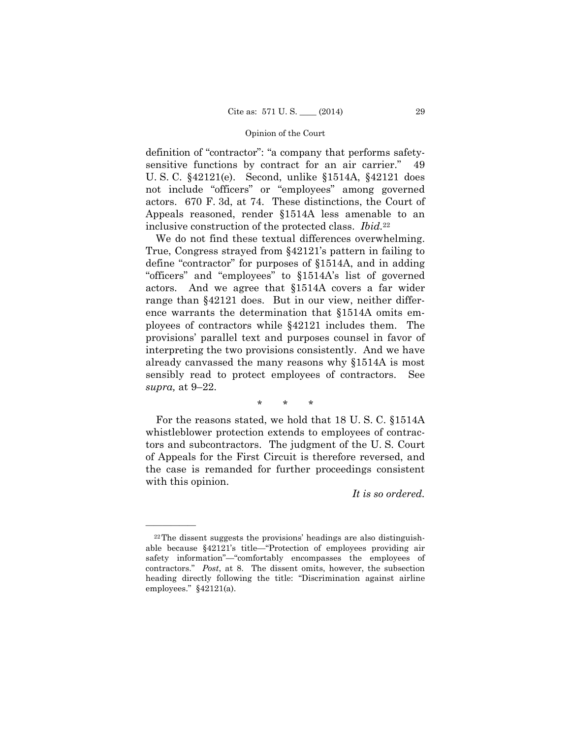definition of "contractor": "a company that performs safety-sensitive functions by contract for an air carrier." 49 U. S. C. §42121(e). Second, unlike §1514A, §42121 does not include "officers" or "employees" among governed actors. 670 F. 3d, at 74. These distinctions, the Court of Appeals reasoned, render §1514A less amenable to an inclusive construction of the protected class. *Ibid.*[22]

We do not find these textual differences overwhelming. True, Congress strayed from §42121's pattern in failing to define "contractor" for purposes of §1514A, and in adding "officers" and "employees" to §1514A's list of governed actors. And we agree that §1514A covers a far wider range than §42121 does. But in our view, neither difference warrants the determination that §1514A omits employees of contractors while §42121 includes them. The provisions' parallel text and purposes counsel in favor of interpreting the two provisions consistently. And we have already canvassed the many reasons why §1514A is most sensibly read to protect employees of contractors. See *supra,* at 9–22.

\* \* \*

For the reasons stated, we hold that 18 U. S. C. §1514A whistleblower protection extends to employees of contractors and subcontractors. The judgment of the U. S. Court of Appeals for the First Circuit is therefore reversed, and the case is remanded for further proceedings consistent with this opinion.

*It is so ordered.*

---

[22] The dissent suggests the provisions' headings are also distinguishable because §42121's title—"Protection of employees providing air safety information"—"comfortably encompasses the employees of contractors." *Post*, at 8. The dissent omits, however, the subsection heading directly following the title: "Discrimination against airline employees." §42121(a).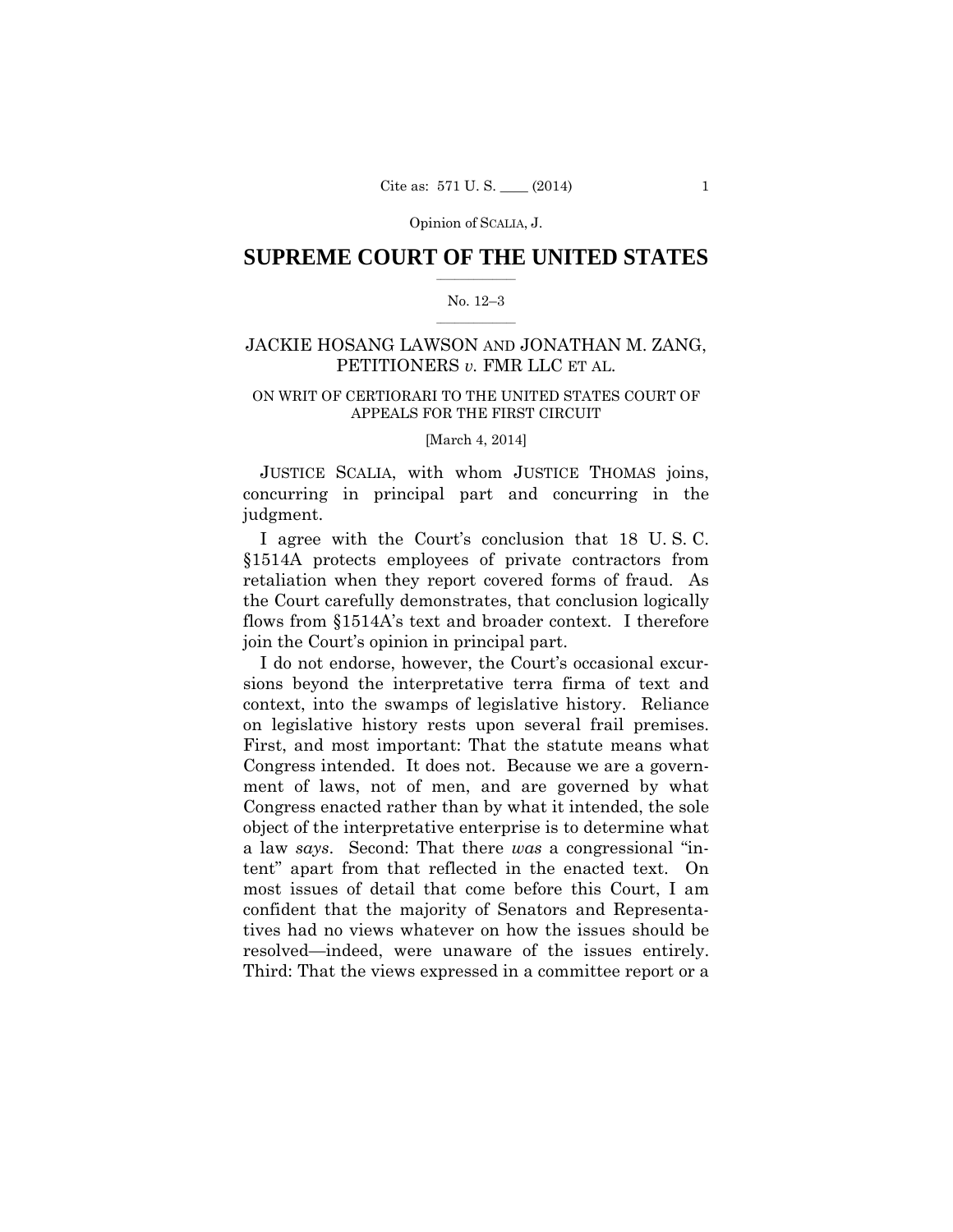# SUPREME COURT OF THE UNITED STATES

No. 12–3

JACKIE HOSANG LAWSON AND JONATHAN M. ZANG, PETITIONERS *v.* FMR LLC ET AL.

ON WRIT OF CERTIORARI TO THE UNITED STATES COURT OF APPEALS FOR THE FIRST CIRCUIT

[March 4, 2014]

JUSTICE SCALIA, with whom JUSTICE THOMAS joins, concurring in principal part and concurring in the judgment.

I agree with the Court's conclusion that 18 U. S. C. §1514A protects employees of private contractors from retaliation when they report covered forms of fraud. As the Court carefully demonstrates, that conclusion logically flows from §1514A's text and broader context. I therefore join the Court's opinion in principal part.

I do not endorse, however, the Court's occasional excursions beyond the interpretative terra firma of text and context, into the swamps of legislative history. Reliance on legislative history rests upon several frail premises. First, and most important: That the statute means what Congress intended. It does not. Because we are a government of laws, not of men, and are governed by what Congress enacted rather than by what it intended, the sole object of the interpretative enterprise is to determine what a law *says*. Second: That there *was* a congressional "intent" apart from that reflected in the enacted text. On most issues of detail that come before this Court, I am confident that the majority of Senators and Representatives had no views whatever on how the issues should be resolved—indeed, were unaware of the issues entirely. Third: That the views expressed in a committee report or a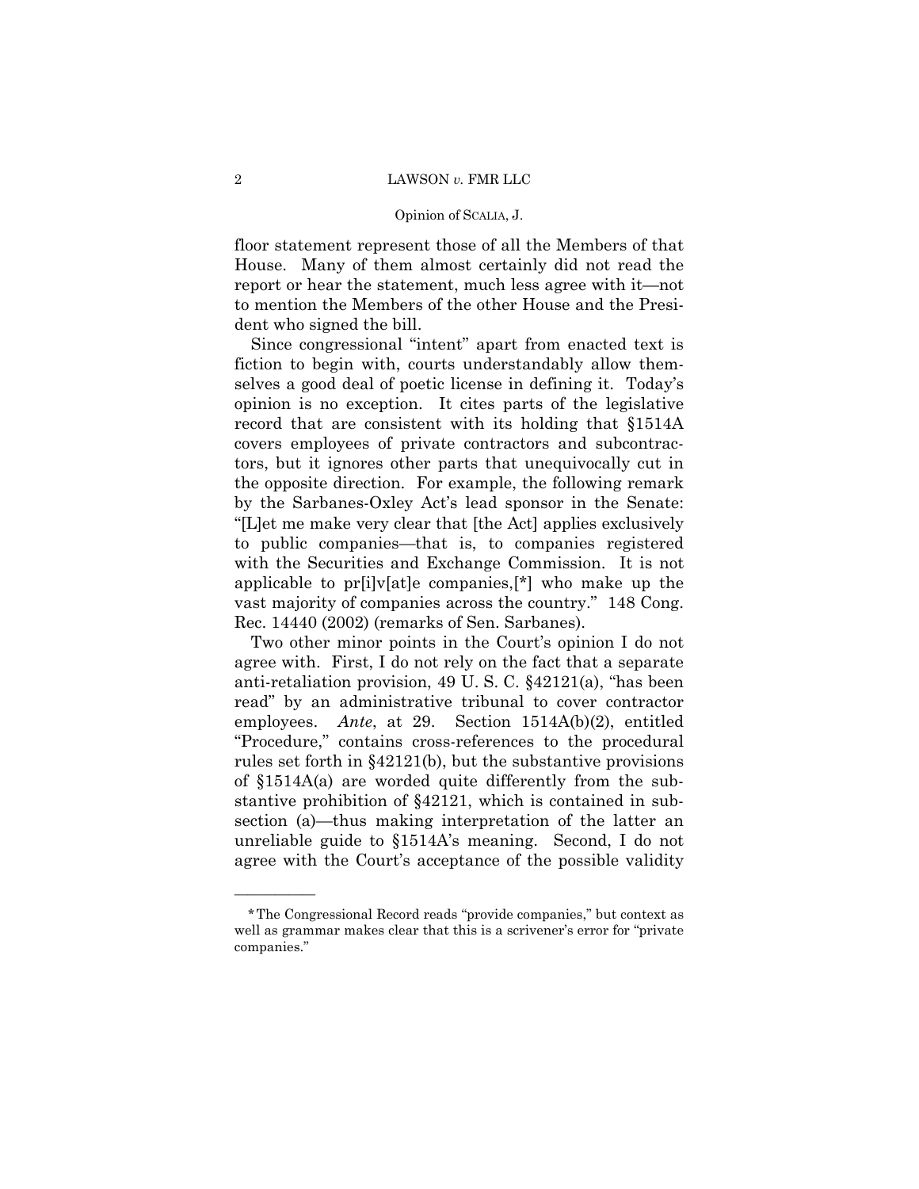floor statement represent those of all the Members of that House. Many of them almost certainly did not read the report or hear the statement, much less agree with it—not to mention the Members of the other House and the President who signed the bill.

Since congressional "intent" apart from enacted text is fiction to begin with, courts understandably allow themselves a good deal of poetic license in defining it. Today's opinion is no exception. It cites parts of the legislative record that are consistent with its holding that §1514A covers employees of private contractors and subcontractors, but it ignores other parts that unequivocally cut in the opposite direction. For example, the following remark by the Sarbanes-Oxley Act's lead sponsor in the Senate: "[L]et me make very clear that [the Act] applies exclusively to public companies—that is, to companies registered with the Securities and Exchange Commission. It is not applicable to pr[i]v[at]e companies,[*] who make up the vast majority of companies across the country." 148 Cong. Rec. 14440 (2002) (remarks of Sen. Sarbanes).

Two other minor points in the Court's opinion I do not agree with. First, I do not rely on the fact that a separate anti-retaliation provision, 49 U. S. C. §42121(a), "has been read" by an administrative tribunal to cover contractor employees. *Ante*, at 29. Section 1514A(b)(2), entitled "Procedure," contains cross-references to the procedural rules set forth in §42121(b), but the substantive provisions of §1514A(a) are worded quite differently from the substantive prohibition of §42121, which is contained in subsection (a)—thus making interpretation of the latter an unreliable guide to §1514A's meaning. Second, I do not agree with the Court's acceptance of the possible validity

---

*The Congressional Record reads "provide companies," but context as well as grammar makes clear that this is a scrivener's error for "private companies."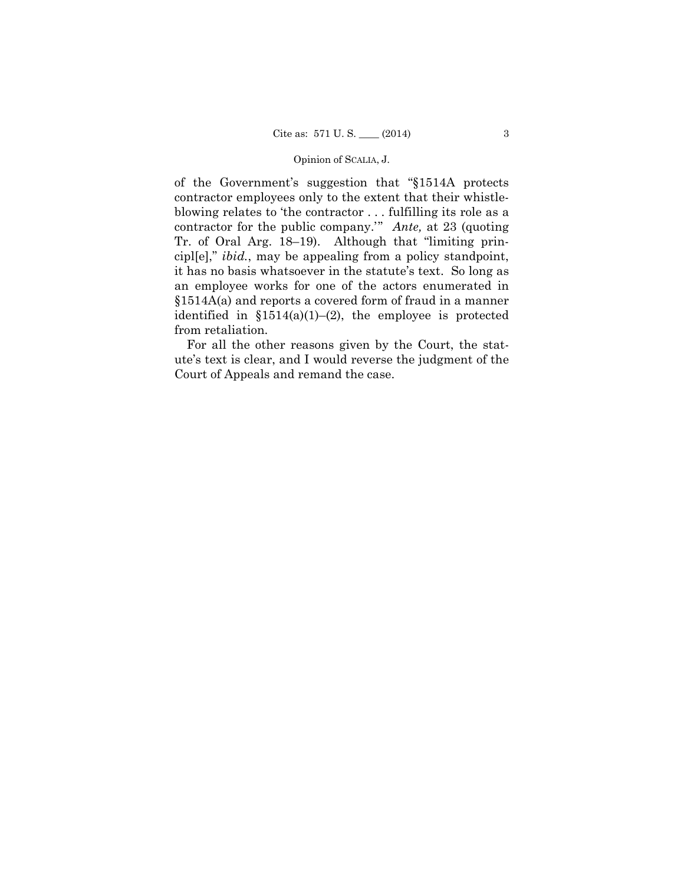of the Government's suggestion that "§1514A protects contractor employees only to the extent that their whistleblowing relates to 'the contractor . . . fulfilling its role as a contractor for the public company.'" *Ante,* at 23 (quoting Tr. of Oral Arg. 18–19). Although that "limiting principl[e]," *ibid.*, may be appealing from a policy standpoint, it has no basis whatsoever in the statute's text. So long as an employee works for one of the actors enumerated in §1514A(a) and reports a covered form of fraud in a manner identified in §1514(a)(1)–(2), the employee is protected from retaliation.

For all the other reasons given by the Court, the statute's text is clear, and I would reverse the judgment of the Court of Appeals and remand the case.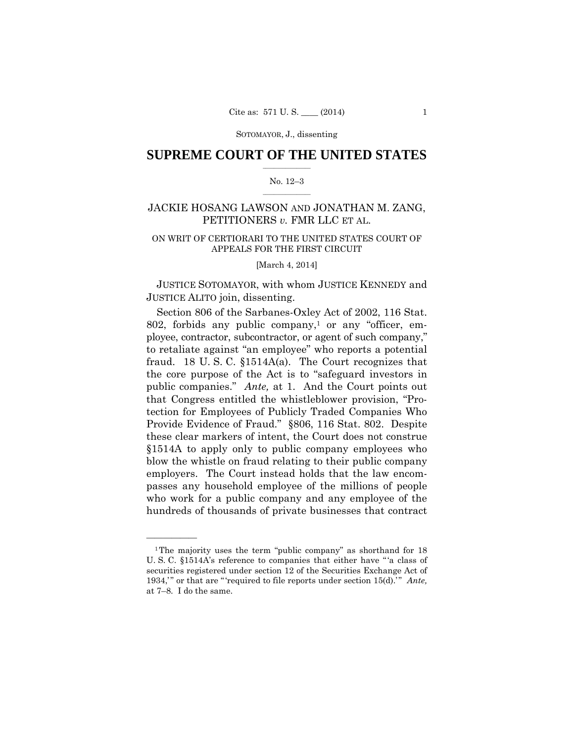SOTOMAYOR, J., dissenting

# SUPREME COURT OF THE UNITED STATES

No. 12–3

JACKIE HOSANG LAWSON AND JONATHAN M. ZANG, PETITIONERS *v.* FMR LLC ET AL.

ON WRIT OF CERTIORARI TO THE UNITED STATES COURT OF APPEALS FOR THE FIRST CIRCUIT

[March 4, 2014]

JUSTICE SOTOMAYOR, with whom JUSTICE KENNEDY and JUSTICE ALITO join, dissenting.

Section 806 of the Sarbanes-Oxley Act of 2002, 116 Stat. 802, forbids any public company,[1] or any "officer, employee, contractor, subcontractor, or agent of such company," to retaliate against "an employee" who reports a potential fraud. 18 U. S. C. §1514A(a). The Court recognizes that the core purpose of the Act is to "safeguard investors in public companies." *Ante,* at 1. And the Court points out that Congress entitled the whistleblower provision, "Protection for Employees of Publicly Traded Companies Who Provide Evidence of Fraud." §806, 116 Stat. 802. Despite these clear markers of intent, the Court does not construe §1514A to apply only to public company employees who blow the whistle on fraud relating to their public company employers. The Court instead holds that the law encompasses any household employee of the millions of people who work for a public company and any employee of the hundreds of thousands of private businesses that contract

---

[1] The majority uses the term "public company" as shorthand for 18 U. S. C. §1514A's reference to companies that either have "'a class of securities registered under section 12 of the Securities Exchange Act of 1934,'" or that are "'required to file reports under section 15(d).'" *Ante,* at 7–8. I do the same.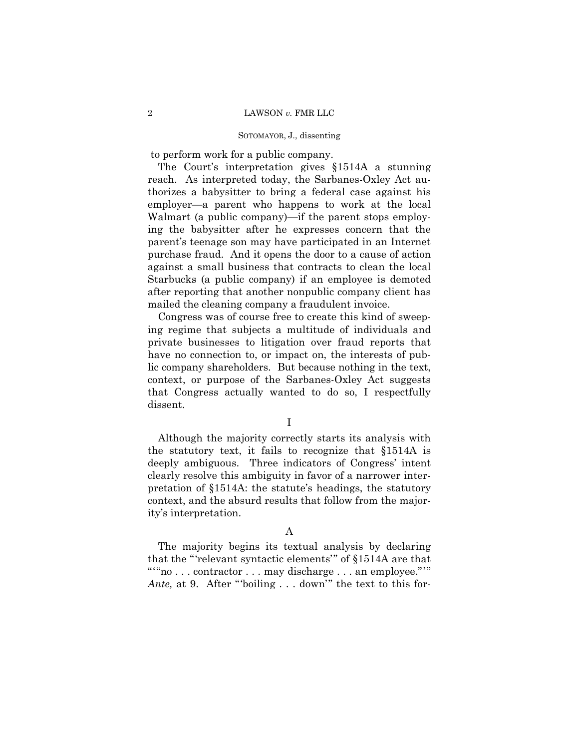to perform work for a public company.

The Court's interpretation gives §1514A a stunning reach. As interpreted today, the Sarbanes-Oxley Act authorizes a babysitter to bring a federal case against his employer—a parent who happens to work at the local Walmart (a public company)—if the parent stops employing the babysitter after he expresses concern that the parent's teenage son may have participated in an Internet purchase fraud. And it opens the door to a cause of action against a small business that contracts to clean the local Starbucks (a public company) if an employee is demoted after reporting that another nonpublic company client has mailed the cleaning company a fraudulent invoice.

Congress was of course free to create this kind of sweeping regime that subjects a multitude of individuals and private businesses to litigation over fraud reports that have no connection to, or impact on, the interests of public company shareholders. But because nothing in the text, context, or purpose of the Sarbanes-Oxley Act suggests that Congress actually wanted to do so, I respectfully dissent.

I

Although the majority correctly starts its analysis with the statutory text, it fails to recognize that §1514A is deeply ambiguous. Three indicators of Congress' intent clearly resolve this ambiguity in favor of a narrower interpretation of §1514A: the statute's headings, the statutory context, and the absurd results that follow from the majority's interpretation.

A

The majority begins its textual analysis by declaring that the "'relevant syntactic elements'" of §1514A are that "'"no . . . contractor . . . may discharge . . . an employee."'" *Ante,* at 9. After "'boiling . . . down'" the text to this for-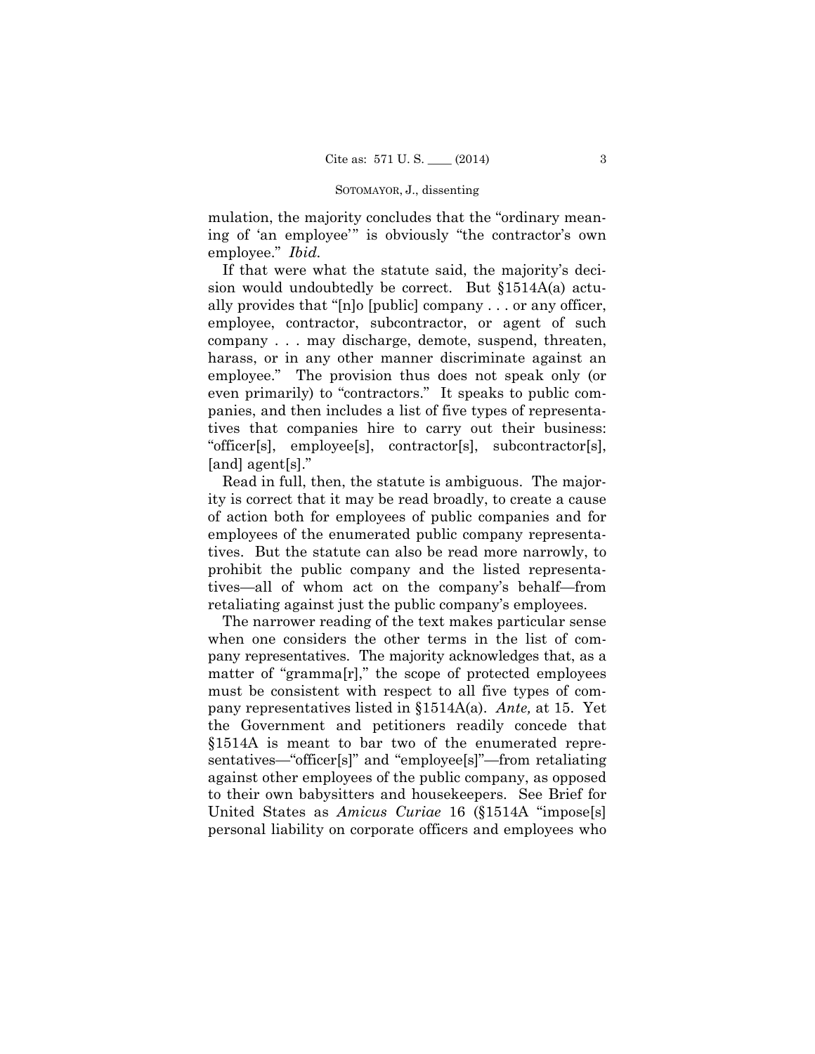mulation, the majority concludes that the "ordinary meaning of 'an employee'" is obviously "the contractor's own employee." *Ibid.*

If that were what the statute said, the majority's decision would undoubtedly be correct. But §1514A(a) actually provides that "[n]o [public] company . . . or any officer, employee, contractor, subcontractor, or agent of such company . . . may discharge, demote, suspend, threaten, harass, or in any other manner discriminate against an employee." The provision thus does not speak only (or even primarily) to "contractors." It speaks to public companies, and then includes a list of five types of representatives that companies hire to carry out their business: "officer[s], employee[s], contractor[s], subcontractor[s], [and] agent[s]."

Read in full, then, the statute is ambiguous. The majority is correct that it may be read broadly, to create a cause of action both for employees of public companies and for employees of the enumerated public company representatives. But the statute can also be read more narrowly, to prohibit the public company and the listed representatives—all of whom act on the company's behalf—from retaliating against just the public company's employees.

The narrower reading of the text makes particular sense when one considers the other terms in the list of company representatives. The majority acknowledges that, as a matter of "gramma[r]," the scope of protected employees must be consistent with respect to all five types of company representatives listed in §1514A(a). *Ante,* at 15. Yet the Government and petitioners readily concede that §1514A is meant to bar two of the enumerated representatives—"officer[s]" and "employee[s]"—from retaliating against other employees of the public company, as opposed to their own babysitters and housekeepers. See Brief for United States as *Amicus Curiae* 16 (§1514A "impose[s] personal liability on corporate officers and employees who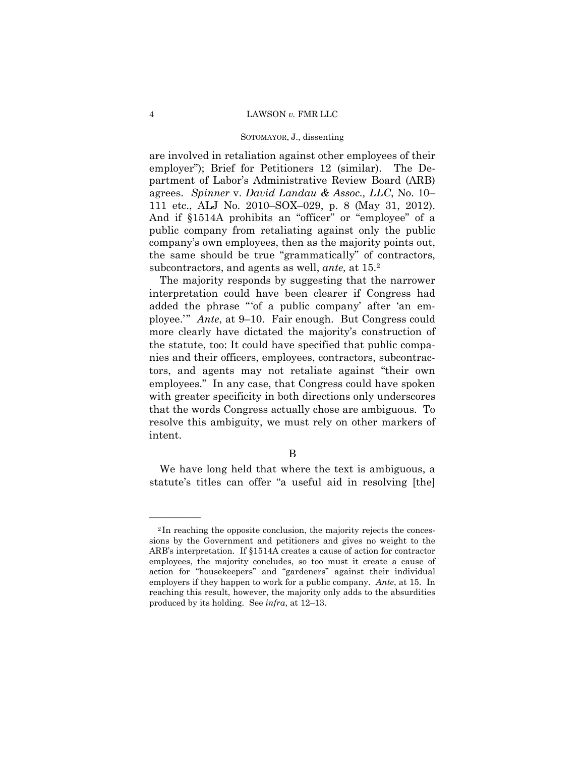are involved in retaliation against other employees of their employer"); Brief for Petitioners 12 (similar). The Department of Labor's Administrative Review Board (ARB) agrees. *Spinner* v. *David Landau & Assoc., LLC*, No. 10–111 etc., ALJ No. 2010–SOX–029, p. 8 (May 31, 2012). And if §1514A prohibits an "officer" or "employee" of a public company from retaliating against only the public company's own employees, then as the majority points out, the same should be true "grammatically" of contractors, subcontractors, and agents as well, *ante,* at 15.[2]

The majority responds by suggesting that the narrower interpretation could have been clearer if Congress had added the phrase "'of a public company' after 'an employee.'" *Ante*, at 9–10. Fair enough. But Congress could more clearly have dictated the majority's construction of the statute, too: It could have specified that public companies and their officers, employees, contractors, subcontractors, and agents may not retaliate against "their own employees." In any case, that Congress could have spoken with greater specificity in both directions only underscores that the words Congress actually chose are ambiguous. To resolve this ambiguity, we must rely on other markers of intent.

B

We have long held that where the text is ambiguous, a statute's titles can offer "a useful aid in resolving [the]

---

[2] In reaching the opposite conclusion, the majority rejects the concessions by the Government and petitioners and gives no weight to the ARB's interpretation. If §1514A creates a cause of action for contractor employees, the majority concludes, so too must it create a cause of action for "housekeepers" and "gardeners" against their individual employers if they happen to work for a public company. *Ante*, at 15. In reaching this result, however, the majority only adds to the absurdities produced by its holding. See *infra*, at 12–13.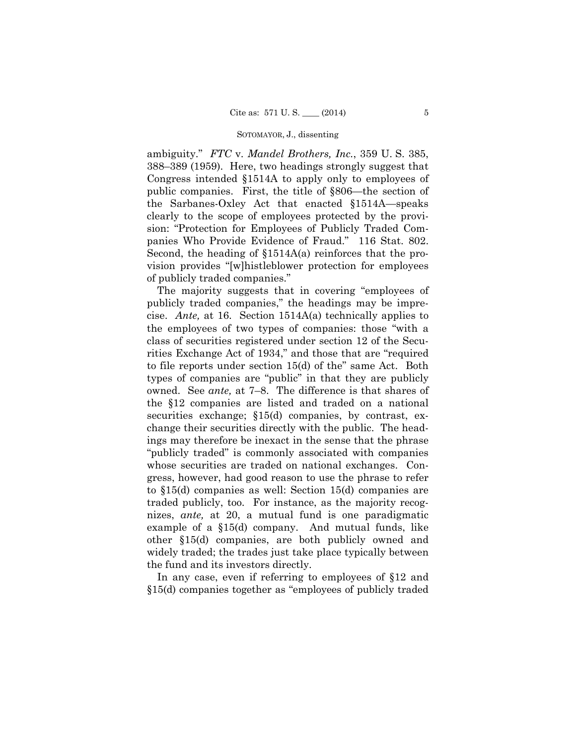ambiguity." *FTC* v. *Mandel Brothers, Inc.*, 359 U. S. 385, 388–389 (1959). Here, two headings strongly suggest that Congress intended §1514A to apply only to employees of public companies. First, the title of §806—the section of the Sarbanes-Oxley Act that enacted §1514A—speaks clearly to the scope of employees protected by the provision: "Protection for Employees of Publicly Traded Companies Who Provide Evidence of Fraud." 116 Stat. 802. Second, the heading of §1514A(a) reinforces that the provision provides "[w]histleblower protection for employees of publicly traded companies."

The majority suggests that in covering "employees of publicly traded companies," the headings may be imprecise. *Ante,* at 16. Section 1514A(a) technically applies to the employees of two types of companies: those "with a class of securities registered under section 12 of the Securities Exchange Act of 1934," and those that are "required to file reports under section 15(d) of the" same Act. Both types of companies are "public" in that they are publicly owned. See *ante,* at 7–8. The difference is that shares of the §12 companies are listed and traded on a national securities exchange; §15(d) companies, by contrast, exchange their securities directly with the public. The headings may therefore be inexact in the sense that the phrase "publicly traded" is commonly associated with companies whose securities are traded on national exchanges. Congress, however, had good reason to use the phrase to refer to §15(d) companies as well: Section 15(d) companies are traded publicly, too. For instance, as the majority recognizes, *ante,* at 20, a mutual fund is one paradigmatic example of a §15(d) company. And mutual funds, like other §15(d) companies, are both publicly owned and widely traded; the trades just take place typically between the fund and its investors directly.

In any case, even if referring to employees of §12 and §15(d) companies together as "employees of publicly traded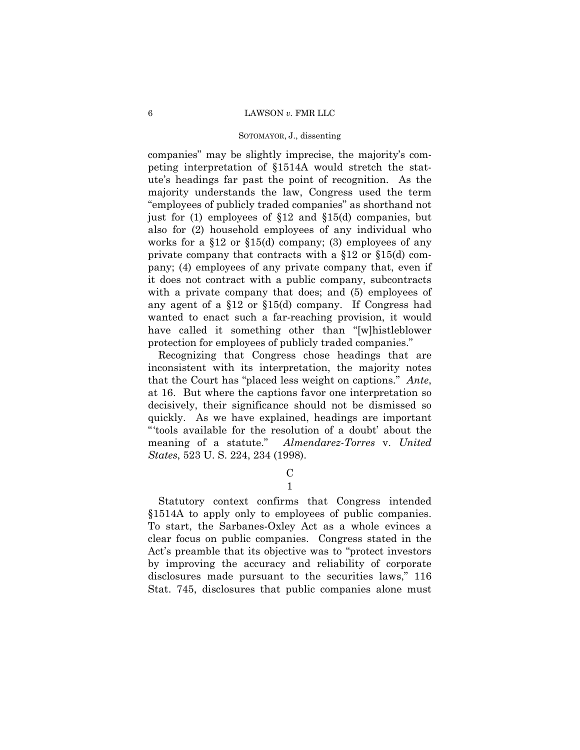companies" may be slightly imprecise, the majority's competing interpretation of §1514A would stretch the statute's headings far past the point of recognition. As the majority understands the law, Congress used the term "employees of publicly traded companies" as shorthand not just for (1) employees of §12 and §15(d) companies, but also for (2) household employees of any individual who works for a §12 or §15(d) company; (3) employees of any private company that contracts with a §12 or §15(d) company; (4) employees of any private company that, even if it does not contract with a public company, subcontracts with a private company that does; and (5) employees of any agent of a §12 or §15(d) company. If Congress had wanted to enact such a far-reaching provision, it would have called it something other than "[w]histleblower protection for employees of publicly traded companies."

Recognizing that Congress chose headings that are inconsistent with its interpretation, the majority notes that the Court has "placed less weight on captions." *Ante*, at 16. But where the captions favor one interpretation so decisively, their significance should not be dismissed so quickly. As we have explained, headings are important "'tools available for the resolution of a doubt' about the meaning of a statute." *Almendarez-Torres* v. *United States*, 523 U. S. 224, 234 (1998).

### C

#### 1

Statutory context confirms that Congress intended §1514A to apply only to employees of public companies. To start, the Sarbanes-Oxley Act as a whole evinces a clear focus on public companies. Congress stated in the Act's preamble that its objective was to "protect investors by improving the accuracy and reliability of corporate disclosures made pursuant to the securities laws," 116 Stat. 745, disclosures that public companies alone must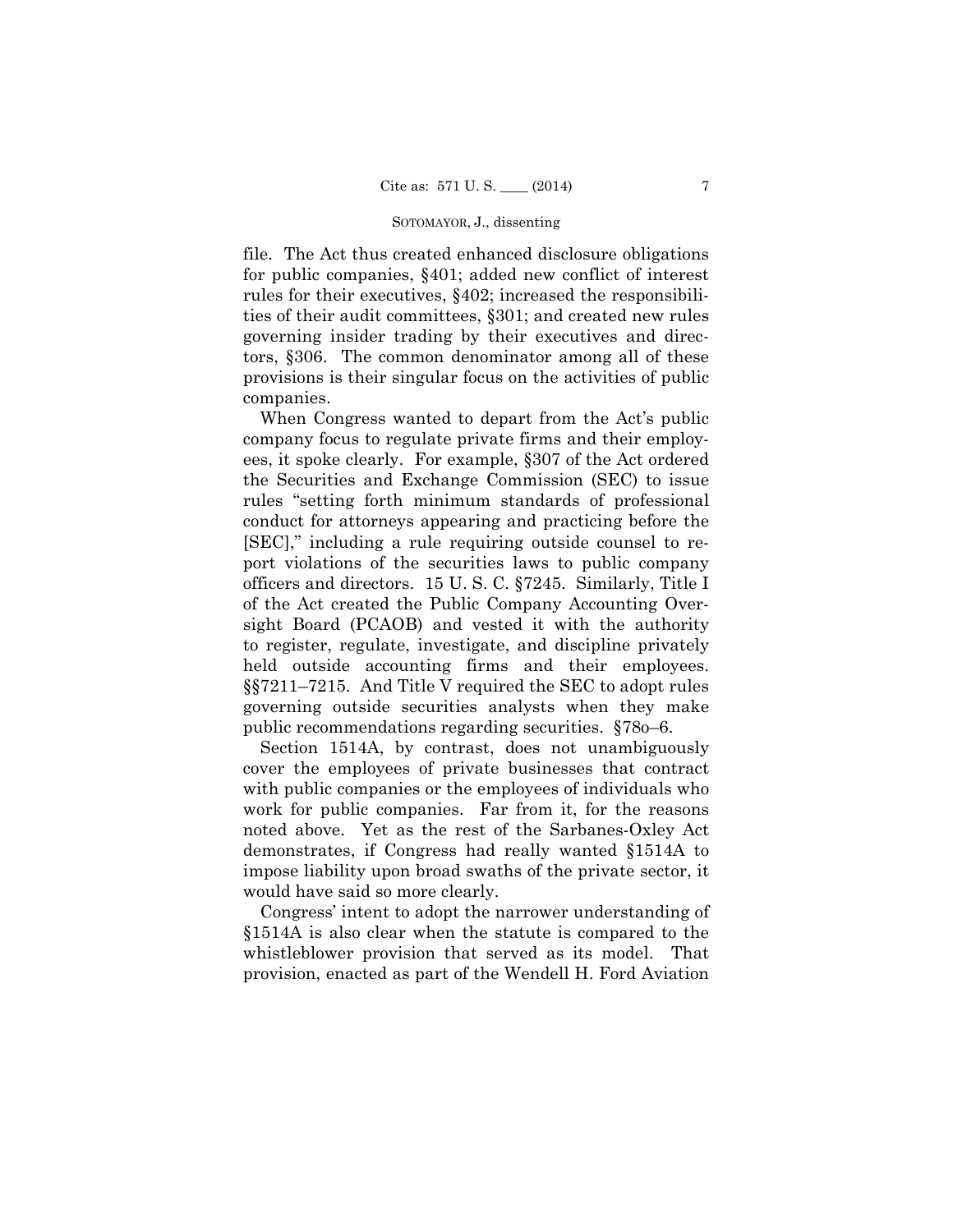file. The Act thus created enhanced disclosure obligations for public companies, §401; added new conflict of interest rules for their executives, §402; increased the responsibilities of their audit committees, §301; and created new rules governing insider trading by their executives and directors, §306. The common denominator among all of these provisions is their singular focus on the activities of public companies.

When Congress wanted to depart from the Act's public company focus to regulate private firms and their employees, it spoke clearly. For example, §307 of the Act ordered the Securities and Exchange Commission (SEC) to issue rules "setting forth minimum standards of professional conduct for attorneys appearing and practicing before the [SEC]," including a rule requiring outside counsel to report violations of the securities laws to public company officers and directors. 15 U. S. C. §7245. Similarly, Title I of the Act created the Public Company Accounting Oversight Board (PCAOB) and vested it with the authority to register, regulate, investigate, and discipline privately held outside accounting firms and their employees. §§7211–7215. And Title V required the SEC to adopt rules governing outside securities analysts when they make public recommendations regarding securities. §78o–6.

Section 1514A, by contrast, does not unambiguously cover the employees of private businesses that contract with public companies or the employees of individuals who work for public companies. Far from it, for the reasons noted above. Yet as the rest of the Sarbanes-Oxley Act demonstrates, if Congress had really wanted §1514A to impose liability upon broad swaths of the private sector, it would have said so more clearly.

Congress' intent to adopt the narrower understanding of §1514A is also clear when the statute is compared to the whistleblower provision that served as its model. That provision, enacted as part of the Wendell H. Ford Aviation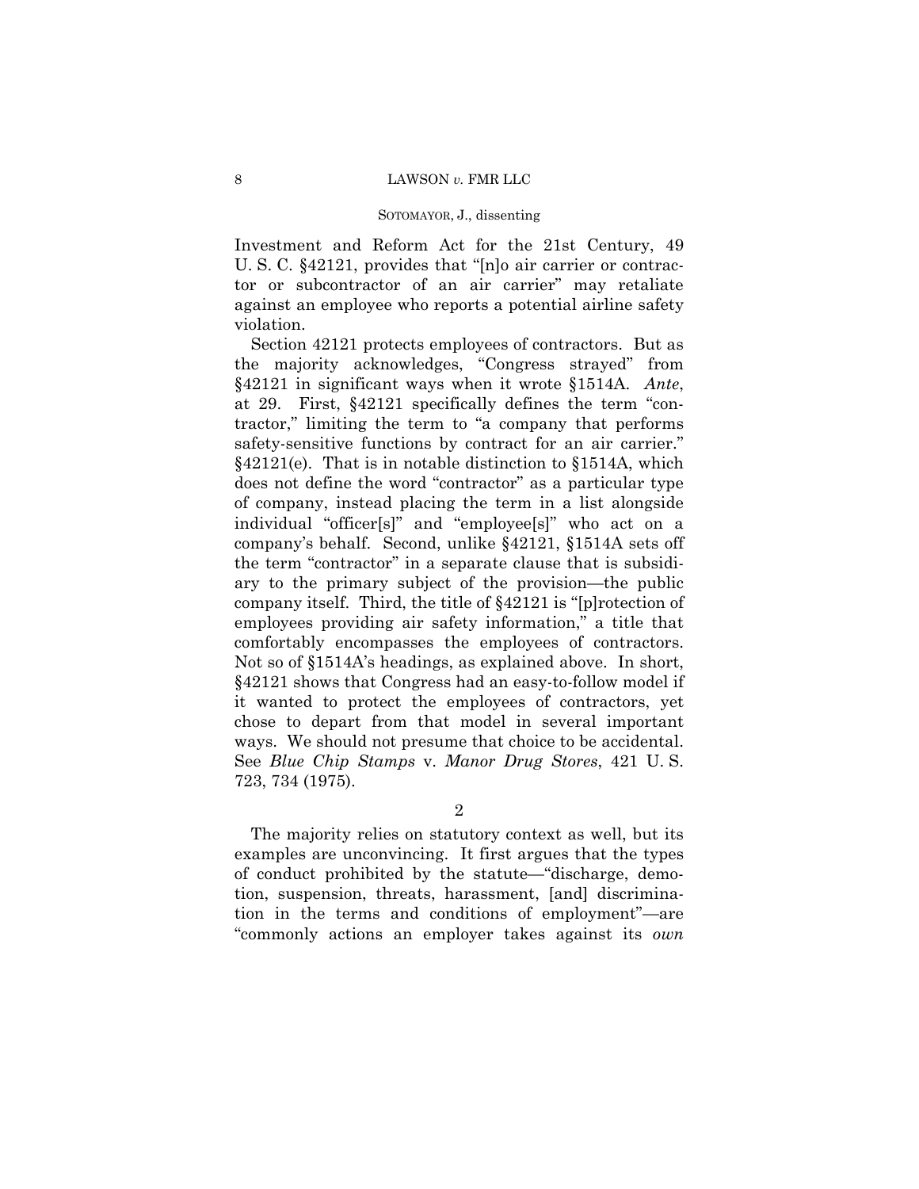Investment and Reform Act for the 21st Century, 49 U. S. C. §42121, provides that "[n]o air carrier or contractor or subcontractor of an air carrier" may retaliate against an employee who reports a potential airline safety violation.

Section 42121 protects employees of contractors. But as the majority acknowledges, "Congress strayed" from §42121 in significant ways when it wrote §1514A. *Ante*, at 29. First, §42121 specifically defines the term "contractor," limiting the term to "a company that performs safety-sensitive functions by contract for an air carrier." §42121(e). That is in notable distinction to §1514A, which does not define the word "contractor" as a particular type of company, instead placing the term in a list alongside individual "officer[s]" and "employee[s]" who act on a company's behalf. Second, unlike §42121, §1514A sets off the term "contractor" in a separate clause that is subsidiary to the primary subject of the provision—the public company itself. Third, the title of §42121 is "[p]rotection of employees providing air safety information," a title that comfortably encompasses the employees of contractors. Not so of §1514A's headings, as explained above. In short, §42121 shows that Congress had an easy-to-follow model if it wanted to protect the employees of contractors, yet chose to depart from that model in several important ways. We should not presume that choice to be accidental. See *Blue Chip Stamps* v. *Manor Drug Stores*, 421 U. S. 723, 734 (1975).

2

The majority relies on statutory context as well, but its examples are unconvincing. It first argues that the types of conduct prohibited by the statute—"discharge, demotion, suspension, threats, harassment, [and] discrimination in the terms and conditions of employment"—are "commonly actions an employer takes against its *own*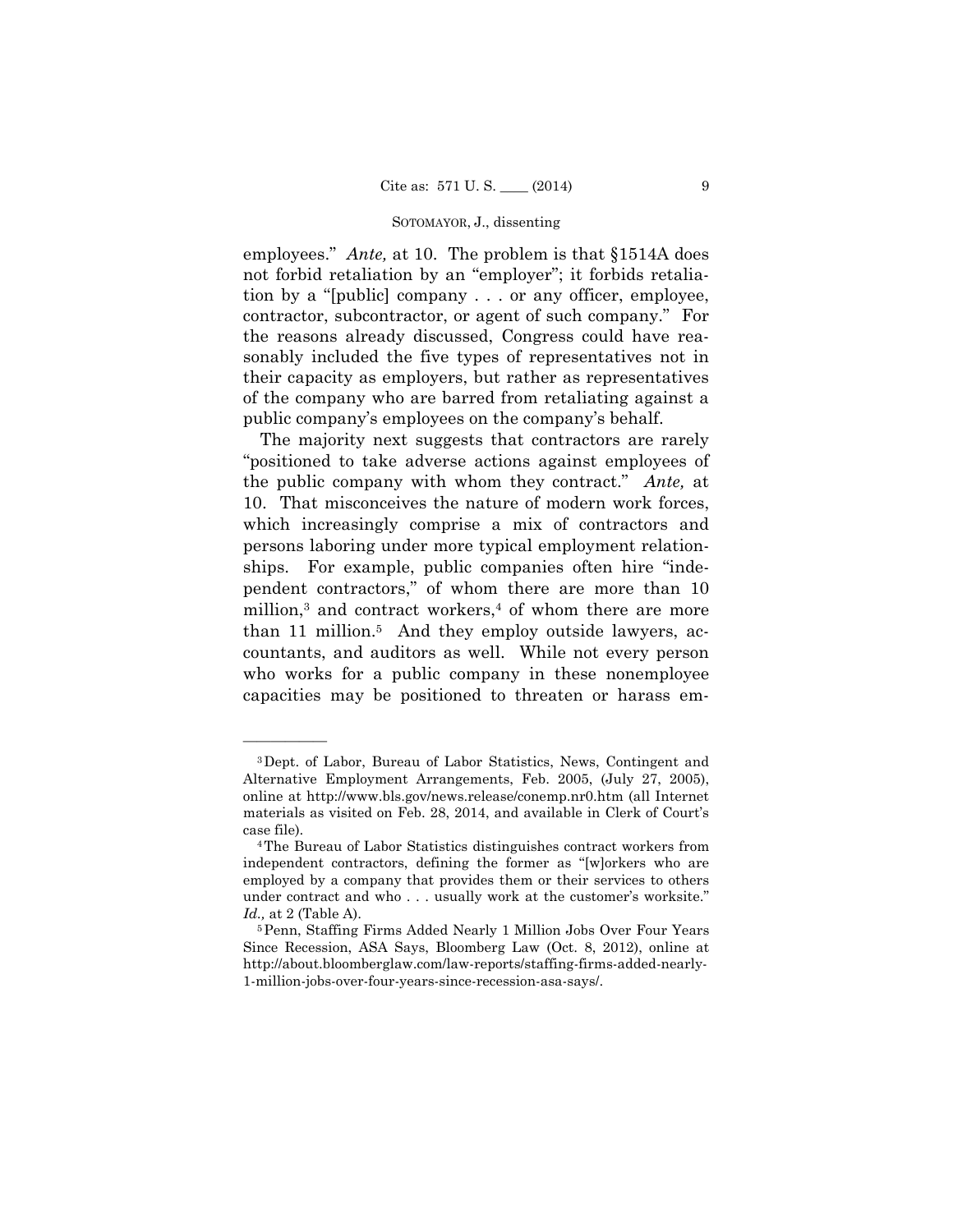employees." *Ante,* at 10. The problem is that §1514A does not forbid retaliation by an "employer"; it forbids retaliation by a "[public] company . . . or any officer, employee, contractor, subcontractor, or agent of such company." For the reasons already discussed, Congress could have reasonably included the five types of representatives not in their capacity as employers, but rather as representatives of the company who are barred from retaliating against a public company's employees on the company's behalf.

The majority next suggests that contractors are rarely "positioned to take adverse actions against employees of the public company with whom they contract." *Ante,* at 10. That misconceives the nature of modern work forces, which increasingly comprise a mix of contractors and persons laboring under more typical employment relationships. For example, public companies often hire "independent contractors," of whom there are more than 10 million,[3] and contract workers,[4] of whom there are more than 11 million.[5] And they employ outside lawyers, accountants, and auditors as well. While not every person who works for a public company in these nonemployee capacities may be positioned to threaten or harass em-

———————

[3] Dept. of Labor, Bureau of Labor Statistics, News, Contingent and Alternative Employment Arrangements, Feb. 2005, (July 27, 2005), online at http://www.bls.gov/news.release/conemp.nr0.htm (all Internet materials as visited on Feb. 28, 2014, and available in Clerk of Court's case file).

[4] The Bureau of Labor Statistics distinguishes contract workers from independent contractors, defining the former as "[w]orkers who are employed by a company that provides them or their services to others under contract and who . . . usually work at the customer's worksite." *Id.,* at 2 (Table A).

[5] Penn, Staffing Firms Added Nearly 1 Million Jobs Over Four Years Since Recession, ASA Says, Bloomberg Law (Oct. 8, 2012), online at http://about.bloomberglaw.com/law-reports/staffing-firms-added-nearly-1-million-jobs-over-four-years-since-recession-asa-says/.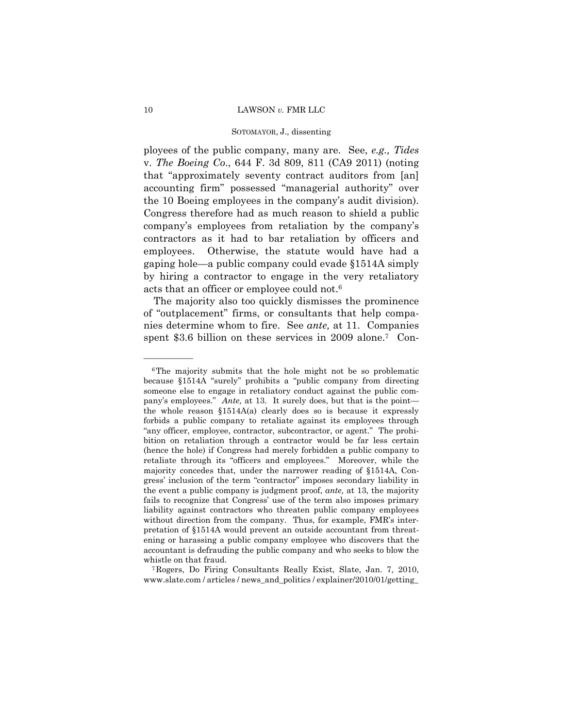ployees of the public company, many are. See, *e.g., Tides* v. *The Boeing Co.*, 644 F. 3d 809, 811 (CA9 2011) (noting that "approximately seventy contract auditors from [an] accounting firm" possessed "managerial authority" over the 10 Boeing employees in the company's audit division). Congress therefore had as much reason to shield a public company's employees from retaliation by the company's contractors as it had to bar retaliation by officers and employees. Otherwise, the statute would have had a gaping hole—a public company could evade §1514A simply by hiring a contractor to engage in the very retaliatory acts that an officer or employee could not.[6]

The majority also too quickly dismisses the prominence of "outplacement" firms, or consultants that help companies determine whom to fire. See *ante,* at 11. Companies spent $3.6 billion on these services in 2009 alone.[7] Con-

---

[6] The majority submits that the hole might not be so problematic because §1514A "surely" prohibits a "public company from directing someone else to engage in retaliatory conduct against the public company's employees." *Ante,* at 13. It surely does, but that is the point—the whole reason §1514A(a) clearly does so is because it expressly forbids a public company to retaliate against its employees through "any officer, employee, contractor, subcontractor, or agent." The prohibition on retaliation through a contractor would be far less certain (hence the hole) if Congress had merely forbidden a public company to retaliate through its "officers and employees." Moreover, while the majority concedes that, under the narrower reading of §1514A, Congress' inclusion of the term "contractor" imposes secondary liability in the event a public company is judgment proof, *ante,* at 13, the majority fails to recognize that Congress' use of the term also imposes primary liability against contractors who threaten public company employees without direction from the company. Thus, for example, FMR's interpretation of §1514A would prevent an outside accountant from threatening or harassing a public company employee who discovers that the accountant is defrauding the public company and who seeks to blow the whistle on that fraud.

[7] Rogers, Do Firing Consultants Really Exist, Slate, Jan. 7, 2010, www.slate.com / articles / news_and_politics / explainer/2010/01/getting_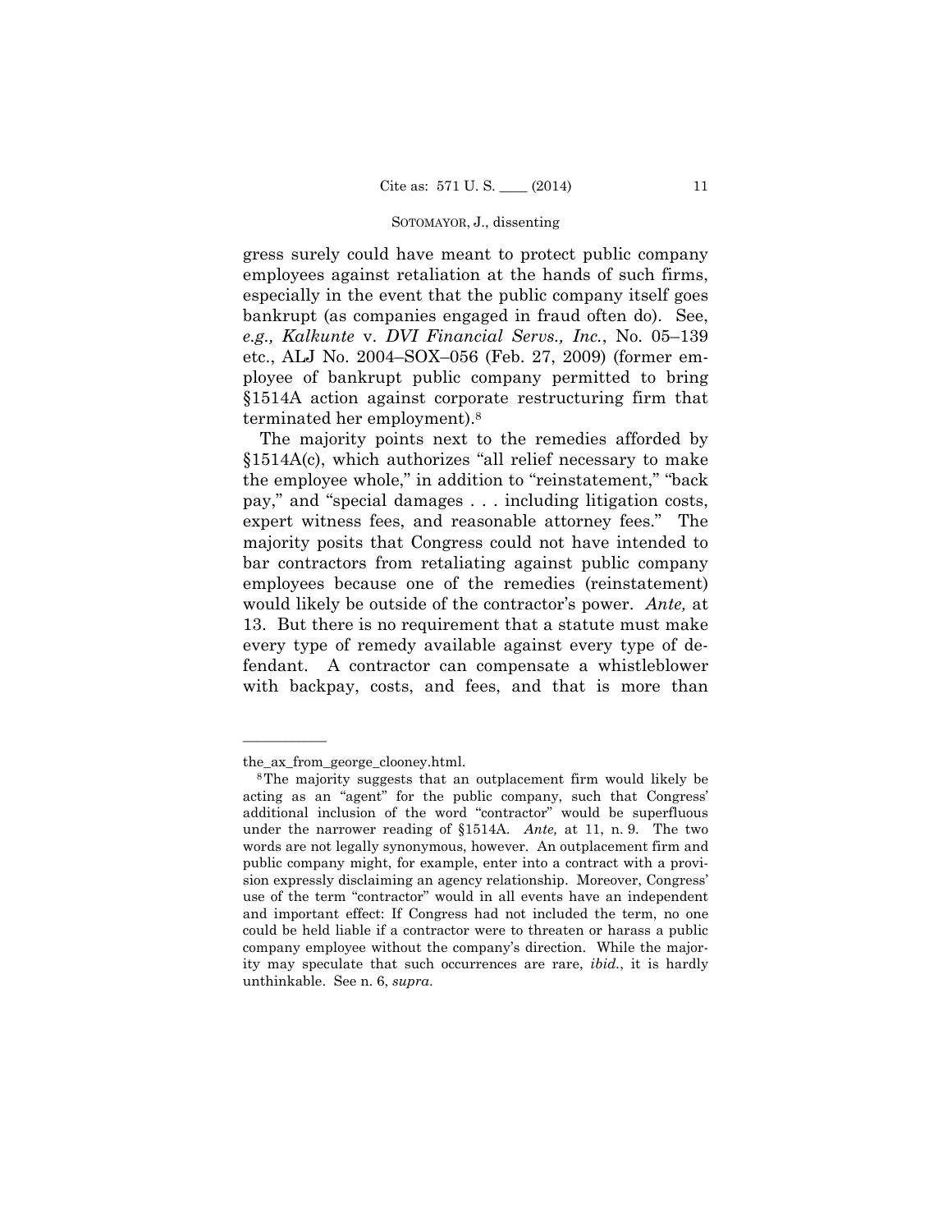gress surely could have meant to protect public company employees against retaliation at the hands of such firms, especially in the event that the public company itself goes bankrupt (as companies engaged in fraud often do). See, *e.g., Kalkunte* v. *DVI Financial Servs., Inc.*, No. 05–139 etc., ALJ No. 2004–SOX–056 (Feb. 27, 2009) (former employee of bankrupt public company permitted to bring §1514A action against corporate restructuring firm that terminated her employment).[8]

The majority points next to the remedies afforded by §1514A(c), which authorizes "all relief necessary to make the employee whole," in addition to "reinstatement," "back pay," and "special damages . . . including litigation costs, expert witness fees, and reasonable attorney fees." The majority posits that Congress could not have intended to bar contractors from retaliating against public company employees because one of the remedies (reinstatement) would likely be outside of the contractor's power. *Ante,* at 13. But there is no requirement that a statute must make every type of remedy available against every type of defendant. A contractor can compensate a whistleblower with backpay, costs, and fees, and that is more than

———————

the_ax_from_george_clooney.html.

[8] The majority suggests that an outplacement firm would likely be acting as an "agent" for the public company, such that Congress' additional inclusion of the word "contractor" would be superfluous under the narrower reading of §1514A. *Ante,* at 11, n. 9. The two words are not legally synonymous, however. An outplacement firm and public company might, for example, enter into a contract with a provision expressly disclaiming an agency relationship. Moreover, Congress' use of the term "contractor" would in all events have an independent and important effect: If Congress had not included the term, no one could be held liable if a contractor were to threaten or harass a public company employee without the company's direction. While the majority may speculate that such occurrences are rare, *ibid.*, it is hardly unthinkable. See n. 6, *supra*.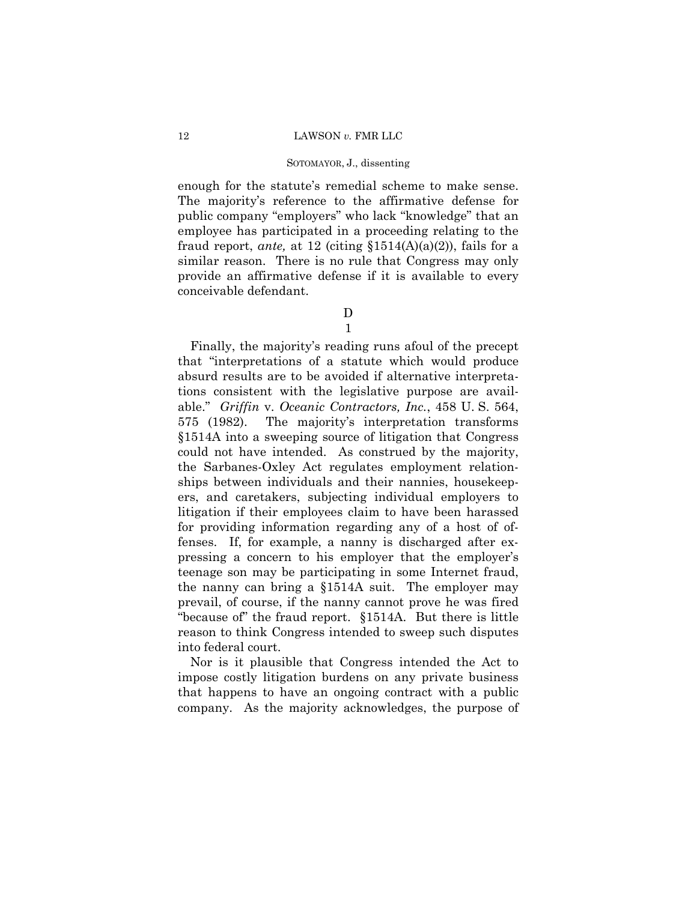enough for the statute's remedial scheme to make sense. The majority's reference to the affirmative defense for public company "employers" who lack "knowledge" that an employee has participated in a proceeding relating to the fraud report, *ante,* at 12 (citing §1514(A)(a)(2)), fails for a similar reason. There is no rule that Congress may only provide an affirmative defense if it is available to every conceivable defendant.

D

1

Finally, the majority's reading runs afoul of the precept that "interpretations of a statute which would produce absurd results are to be avoided if alternative interpretations consistent with the legislative purpose are available." *Griffin* v. *Oceanic Contractors, Inc.*, 458 U. S. 564, 575 (1982). The majority's interpretation transforms §1514A into a sweeping source of litigation that Congress could not have intended. As construed by the majority, the Sarbanes-Oxley Act regulates employment relationships between individuals and their nannies, housekeepers, and caretakers, subjecting individual employers to litigation if their employees claim to have been harassed for providing information regarding any of a host of offenses. If, for example, a nanny is discharged after expressing a concern to his employer that the employer's teenage son may be participating in some Internet fraud, the nanny can bring a §1514A suit. The employer may prevail, of course, if the nanny cannot prove he was fired "because of" the fraud report. §1514A. But there is little reason to think Congress intended to sweep such disputes into federal court.

Nor is it plausible that Congress intended the Act to impose costly litigation burdens on any private business that happens to have an ongoing contract with a public company. As the majority acknowledges, the purpose of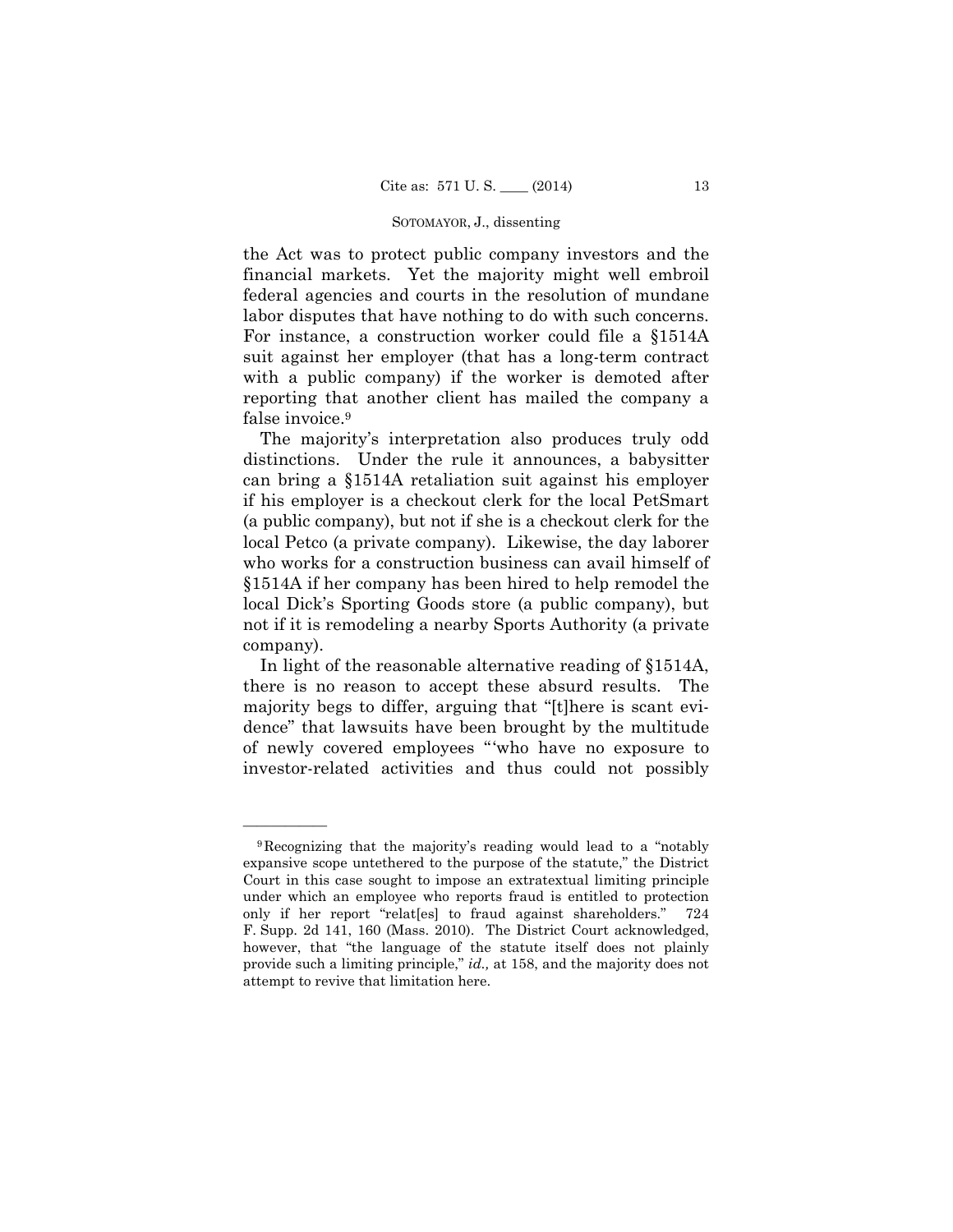the Act was to protect public company investors and the financial markets. Yet the majority might well embroil federal agencies and courts in the resolution of mundane labor disputes that have nothing to do with such concerns. For instance, a construction worker could file a §1514A suit against her employer (that has a long-term contract with a public company) if the worker is demoted after reporting that another client has mailed the company a false invoice.[9]

The majority's interpretation also produces truly odd distinctions. Under the rule it announces, a babysitter can bring a §1514A retaliation suit against his employer if his employer is a checkout clerk for the local PetSmart (a public company), but not if she is a checkout clerk for the local Petco (a private company). Likewise, the day laborer who works for a construction business can avail himself of §1514A if her company has been hired to help remodel the local Dick's Sporting Goods store (a public company), but not if it is remodeling a nearby Sports Authority (a private company).

In light of the reasonable alternative reading of §1514A, there is no reason to accept these absurd results. The majority begs to differ, arguing that "[t]here is scant evidence" that lawsuits have been brought by the multitude of newly covered employees "'who have no exposure to investor-related activities and thus could not possibly

---

[9] Recognizing that the majority's reading would lead to a "notably expansive scope untethered to the purpose of the statute," the District Court in this case sought to impose an extratextual limiting principle under which an employee who reports fraud is entitled to protection only if her report "relat[es] to fraud against shareholders." 724 F. Supp. 2d 141, 160 (Mass. 2010). The District Court acknowledged, however, that "the language of the statute itself does not plainly provide such a limiting principle," *id.,* at 158, and the majority does not attempt to revive that limitation here.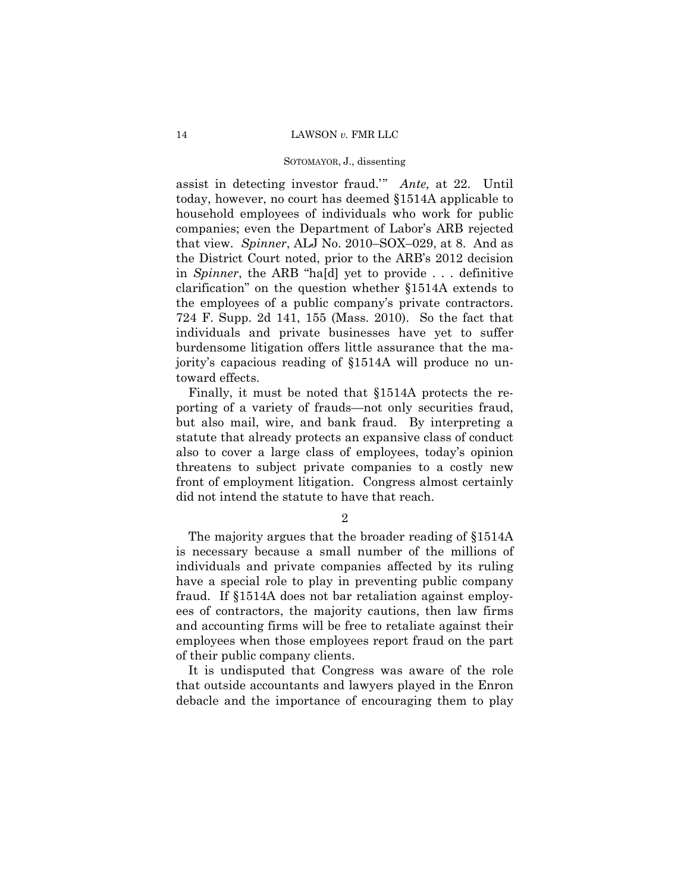assist in detecting investor fraud.'" *Ante,* at 22. Until today, however, no court has deemed §1514A applicable to household employees of individuals who work for public companies; even the Department of Labor's ARB rejected that view. *Spinner*, ALJ No. 2010–SOX–029, at 8. And as the District Court noted, prior to the ARB's 2012 decision in *Spinner*, the ARB "ha[d] yet to provide . . . definitive clarification" on the question whether §1514A extends to the employees of a public company's private contractors. 724 F. Supp. 2d 141, 155 (Mass. 2010). So the fact that individuals and private businesses have yet to suffer burdensome litigation offers little assurance that the majority's capacious reading of §1514A will produce no untoward effects.

Finally, it must be noted that §1514A protects the reporting of a variety of frauds—not only securities fraud, but also mail, wire, and bank fraud. By interpreting a statute that already protects an expansive class of conduct also to cover a large class of employees, today's opinion threatens to subject private companies to a costly new front of employment litigation. Congress almost certainly did not intend the statute to have that reach.

2

The majority argues that the broader reading of §1514A is necessary because a small number of the millions of individuals and private companies affected by its ruling have a special role to play in preventing public company fraud. If §1514A does not bar retaliation against employees of contractors, the majority cautions, then law firms and accounting firms will be free to retaliate against their employees when those employees report fraud on the part of their public company clients.

It is undisputed that Congress was aware of the role that outside accountants and lawyers played in the Enron debacle and the importance of encouraging them to play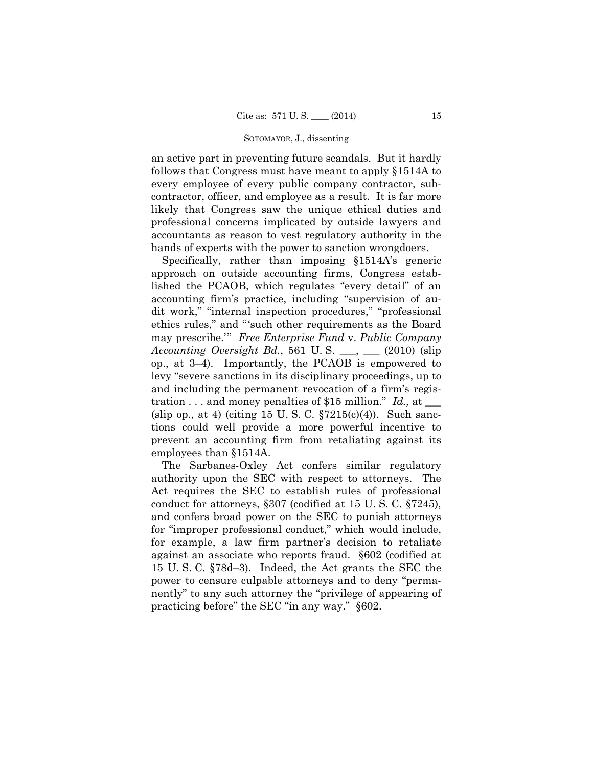an active part in preventing future scandals. But it hardly follows that Congress must have meant to apply §1514A to every employee of every public company contractor, subcontractor, officer, and employee as a result. It is far more likely that Congress saw the unique ethical duties and professional concerns implicated by outside lawyers and accountants as reason to vest regulatory authority in the hands of experts with the power to sanction wrongdoers.

Specifically, rather than imposing §1514A's generic approach on outside accounting firms, Congress established the PCAOB, which regulates "every detail" of an accounting firm's practice, including "supervision of audit work," "internal inspection procedures," "professional ethics rules," and "'such other requirements as the Board may prescribe.'" *Free Enterprise Fund* v. *Public Company Accounting Oversight Bd.*, 561 U. S. ___, ___ (2010) (slip op., at 3–4). Importantly, the PCAOB is empowered to levy "severe sanctions in its disciplinary proceedings, up to and including the permanent revocation of a firm's registration . . . and money penalties of $15 million." *Id.,* at ___ (slip op., at 4) (citing 15 U. S. C. §7215(c)(4)). Such sanctions could well provide a more powerful incentive to prevent an accounting firm from retaliating against its employees than §1514A.

The Sarbanes-Oxley Act confers similar regulatory authority upon the SEC with respect to attorneys. The Act requires the SEC to establish rules of professional conduct for attorneys, §307 (codified at 15 U. S. C. §7245), and confers broad power on the SEC to punish attorneys for "improper professional conduct," which would include, for example, a law firm partner's decision to retaliate against an associate who reports fraud. §602 (codified at 15 U. S. C. §78d–3). Indeed, the Act grants the SEC the power to censure culpable attorneys and to deny "permanently" to any such attorney the "privilege of appearing of practicing before" the SEC "in any way." §602.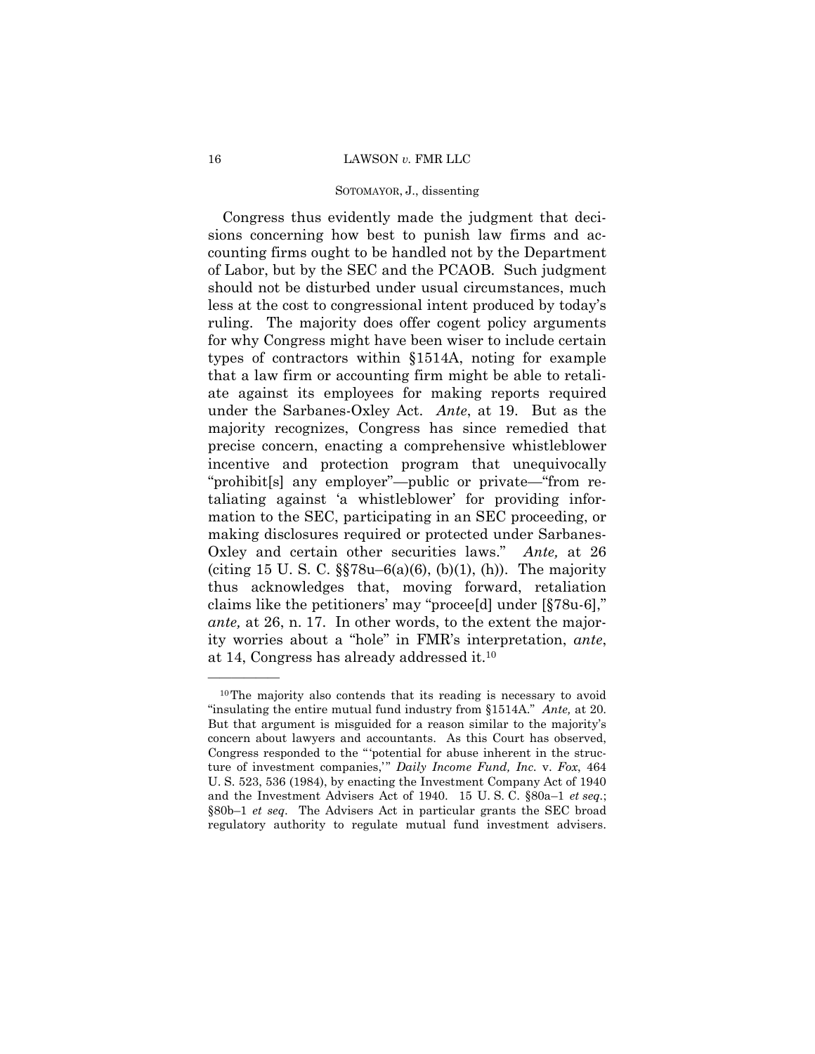Congress thus evidently made the judgment that decisions concerning how best to punish law firms and accounting firms ought to be handled not by the Department of Labor, but by the SEC and the PCAOB. Such judgment should not be disturbed under usual circumstances, much less at the cost to congressional intent produced by today's ruling. The majority does offer cogent policy arguments for why Congress might have been wiser to include certain types of contractors within §1514A, noting for example that a law firm or accounting firm might be able to retaliate against its employees for making reports required under the Sarbanes-Oxley Act. *Ante*, at 19. But as the majority recognizes, Congress has since remedied that precise concern, enacting a comprehensive whistleblower incentive and protection program that unequivocally "prohibit[s] any employer"—public or private—"from retaliating against 'a whistleblower' for providing information to the SEC, participating in an SEC proceeding, or making disclosures required or protected under Sarbanes-Oxley and certain other securities laws." *Ante,* at 26 (citing 15 U. S. C. §§78u–6(a)(6), (b)(1), (h)). The majority thus acknowledges that, moving forward, retaliation claims like the petitioners' may "procee[d] under [§78u-6]," *ante,* at 26, n. 17. In other words, to the extent the majority worries about a "hole" in FMR's interpretation, *ante*, at 14, Congress has already addressed it.[10]

---

[10] The majority also contends that its reading is necessary to avoid "insulating the entire mutual fund industry from §1514A." *Ante,* at 20. But that argument is misguided for a reason similar to the majority's concern about lawyers and accountants. As this Court has observed, Congress responded to the "'potential for abuse inherent in the structure of investment companies,'" *Daily Income Fund, Inc.* v. *Fox*, 464 U. S. 523, 536 (1984), by enacting the Investment Company Act of 1940 and the Investment Advisers Act of 1940. 15 U. S. C. §80a–1 *et seq.*; §80b–1 *et seq*. The Advisers Act in particular grants the SEC broad regulatory authority to regulate mutual fund investment advisers.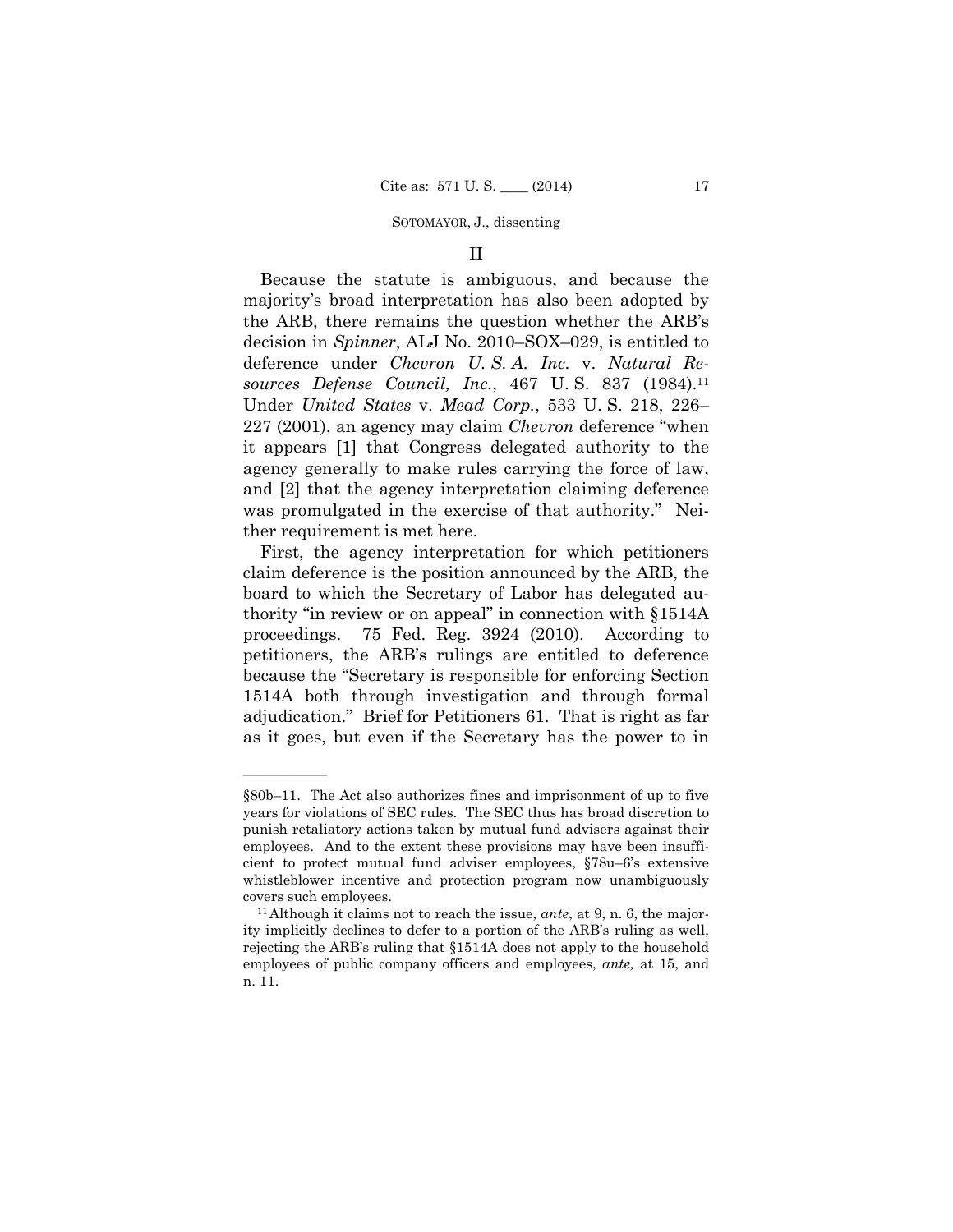## II

Because the statute is ambiguous, and because the majority's broad interpretation has also been adopted by the ARB, there remains the question whether the ARB's decision in *Spinner*, ALJ No. 2010–SOX–029, is entitled to deference under *Chevron U. S. A. Inc.* v. *Natural Resources Defense Council, Inc.*, 467 U. S. 837 (1984).[11] Under *United States* v. *Mead Corp.*, 533 U. S. 218, 226–227 (2001), an agency may claim *Chevron* deference "when it appears [1] that Congress delegated authority to the agency generally to make rules carrying the force of law, and [2] that the agency interpretation claiming deference was promulgated in the exercise of that authority." Neither requirement is met here.

First, the agency interpretation for which petitioners claim deference is the position announced by the ARB, the board to which the Secretary of Labor has delegated authority "in review or on appeal" in connection with §1514A proceedings. 75 Fed. Reg. 3924 (2010). According to petitioners, the ARB's rulings are entitled to deference because the "Secretary is responsible for enforcing Section 1514A both through investigation and through formal adjudication." Brief for Petitioners 61. That is right as far as it goes, but even if the Secretary has the power to in

---

§80b–11. The Act also authorizes fines and imprisonment of up to five years for violations of SEC rules. The SEC thus has broad discretion to punish retaliatory actions taken by mutual fund advisers against their employees. And to the extent these provisions may have been insufficient to protect mutual fund adviser employees, §78u–6's extensive whistleblower incentive and protection program now unambiguously covers such employees.

[11] Although it claims not to reach the issue, *ante*, at 9, n. 6, the majority implicitly declines to defer to a portion of the ARB's ruling as well, rejecting the ARB's ruling that §1514A does not apply to the household employees of public company officers and employees, *ante,* at 15, and n. 11.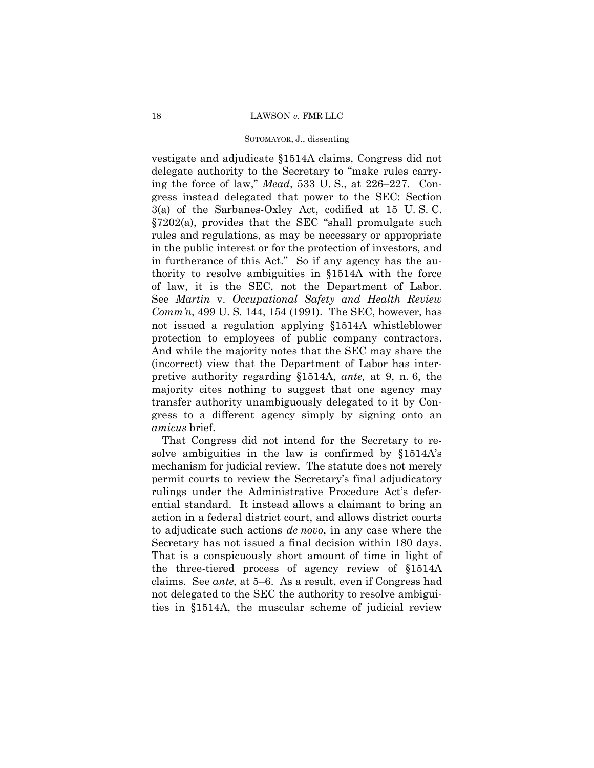vestigate and adjudicate §1514A claims, Congress did not delegate authority to the Secretary to "make rules carrying the force of law," *Mead*, 533 U. S., at 226–227. Congress instead delegated that power to the SEC: Section 3(a) of the Sarbanes-Oxley Act, codified at 15 U. S. C. §7202(a), provides that the SEC "shall promulgate such rules and regulations, as may be necessary or appropriate in the public interest or for the protection of investors, and in furtherance of this Act." So if any agency has the authority to resolve ambiguities in §1514A with the force of law, it is the SEC, not the Department of Labor. See *Martin* v. *Occupational Safety and Health Review Comm'n*, 499 U. S. 144, 154 (1991). The SEC, however, has not issued a regulation applying §1514A whistleblower protection to employees of public company contractors. And while the majority notes that the SEC may share the (incorrect) view that the Department of Labor has interpretive authority regarding §1514A, *ante,* at 9, n. 6, the majority cites nothing to suggest that one agency may transfer authority unambiguously delegated to it by Congress to a different agency simply by signing onto an *amicus* brief.

That Congress did not intend for the Secretary to resolve ambiguities in the law is confirmed by §1514A's mechanism for judicial review. The statute does not merely permit courts to review the Secretary's final adjudicatory rulings under the Administrative Procedure Act's deferential standard. It instead allows a claimant to bring an action in a federal district court, and allows district courts to adjudicate such actions *de novo*, in any case where the Secretary has not issued a final decision within 180 days. That is a conspicuously short amount of time in light of the three-tiered process of agency review of §1514A claims. See *ante,* at 5–6. As a result, even if Congress had not delegated to the SEC the authority to resolve ambiguities in §1514A, the muscular scheme of judicial review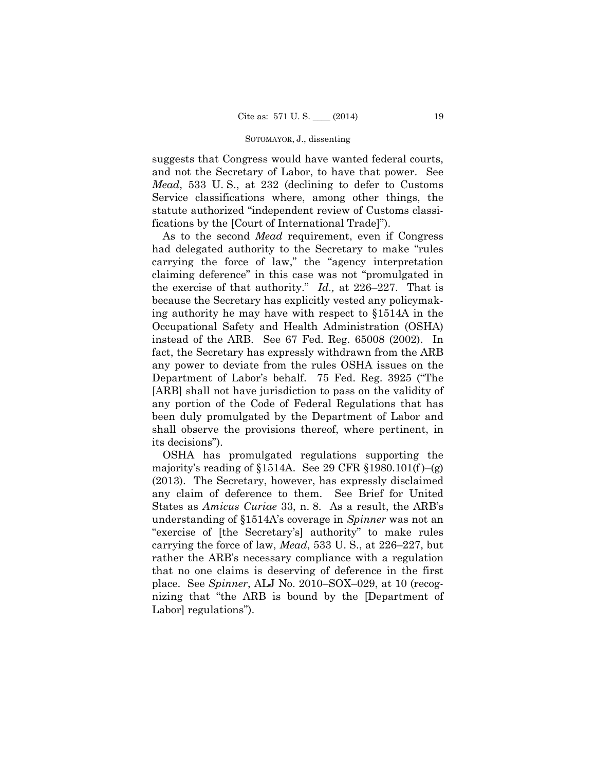suggests that Congress would have wanted federal courts, and not the Secretary of Labor, to have that power. See *Mead*, 533 U. S., at 232 (declining to defer to Customs Service classifications where, among other things, the statute authorized "independent review of Customs classifications by the [Court of International Trade]").

As to the second *Mead* requirement, even if Congress had delegated authority to the Secretary to make "rules carrying the force of law," the "agency interpretation claiming deference" in this case was not "promulgated in the exercise of that authority." *Id.,* at 226–227. That is because the Secretary has explicitly vested any policymaking authority he may have with respect to §1514A in the Occupational Safety and Health Administration (OSHA) instead of the ARB. See 67 Fed. Reg. 65008 (2002). In fact, the Secretary has expressly withdrawn from the ARB any power to deviate from the rules OSHA issues on the Department of Labor's behalf. 75 Fed. Reg. 3925 ("The [ARB] shall not have jurisdiction to pass on the validity of any portion of the Code of Federal Regulations that has been duly promulgated by the Department of Labor and shall observe the provisions thereof, where pertinent, in its decisions").

OSHA has promulgated regulations supporting the majority's reading of §1514A. See 29 CFR §1980.101(f)–(g) (2013). The Secretary, however, has expressly disclaimed any claim of deference to them. See Brief for United States as *Amicus Curiae* 33, n. 8. As a result, the ARB's understanding of §1514A's coverage in *Spinner* was not an "exercise of [the Secretary's] authority" to make rules carrying the force of law, *Mead*, 533 U. S., at 226–227, but rather the ARB's necessary compliance with a regulation that no one claims is deserving of deference in the first place. See *Spinner*, ALJ No. 2010–SOX–029, at 10 (recognizing that "the ARB is bound by the [Department of Labor] regulations").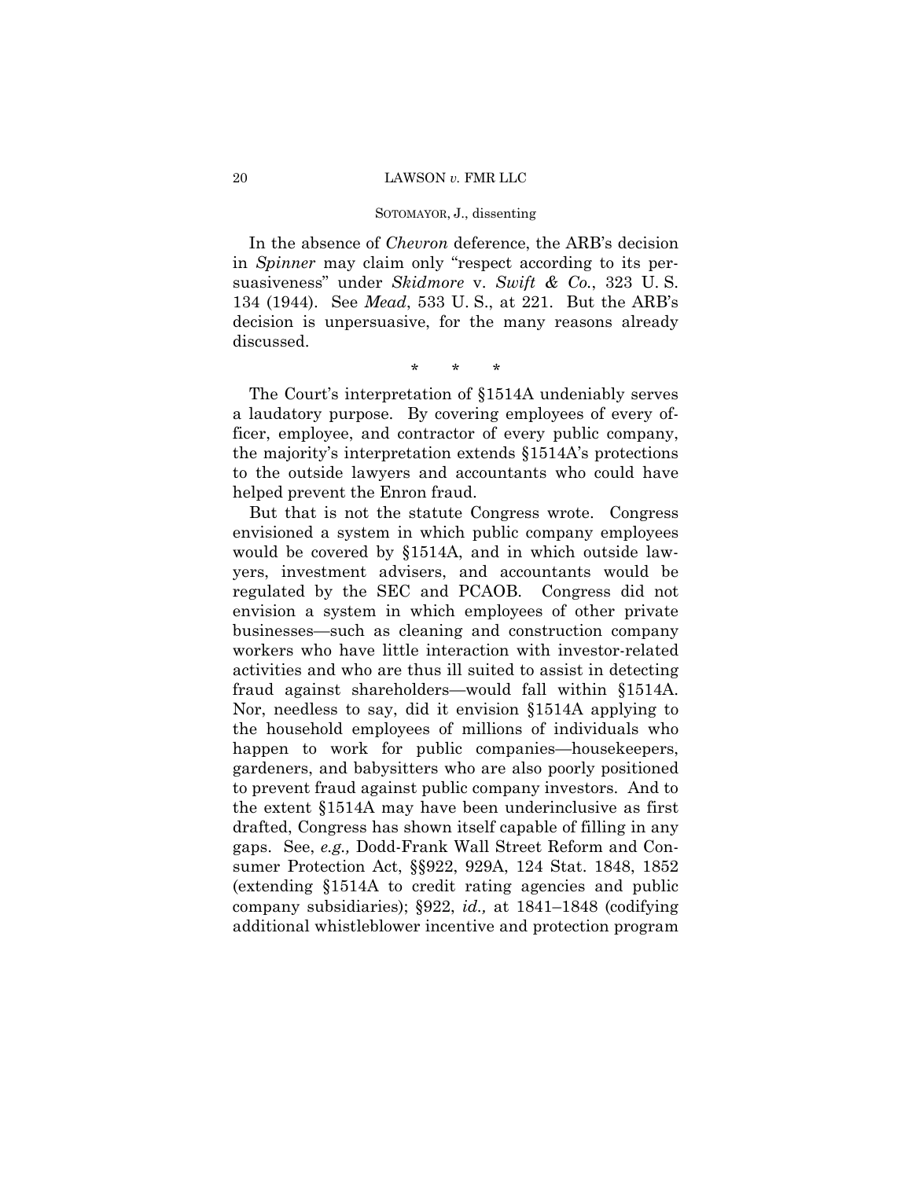In the absence of *Chevron* deference, the ARB's decision in *Spinner* may claim only "respect according to its persuasiveness" under *Skidmore* v. *Swift & Co.*, 323 U. S. 134 (1944). See *Mead*, 533 U. S., at 221. But the ARB's decision is unpersuasive, for the many reasons already discussed.

\* \* \*

The Court's interpretation of §1514A undeniably serves a laudatory purpose. By covering employees of every officer, employee, and contractor of every public company, the majority's interpretation extends §1514A's protections to the outside lawyers and accountants who could have helped prevent the Enron fraud.

But that is not the statute Congress wrote. Congress envisioned a system in which public company employees would be covered by §1514A, and in which outside lawyers, investment advisers, and accountants would be regulated by the SEC and PCAOB. Congress did not envision a system in which employees of other private businesses—such as cleaning and construction company workers who have little interaction with investor-related activities and who are thus ill suited to assist in detecting fraud against shareholders—would fall within §1514A. Nor, needless to say, did it envision §1514A applying to the household employees of millions of individuals who happen to work for public companies—housekeepers, gardeners, and babysitters who are also poorly positioned to prevent fraud against public company investors. And to the extent §1514A may have been underinclusive as first drafted, Congress has shown itself capable of filling in any gaps. See, *e.g.,* Dodd-Frank Wall Street Reform and Consumer Protection Act, §§922, 929A, 124 Stat. 1848, 1852 (extending §1514A to credit rating agencies and public company subsidiaries); §922, *id.,* at 1841–1848 (codifying additional whistleblower incentive and protection program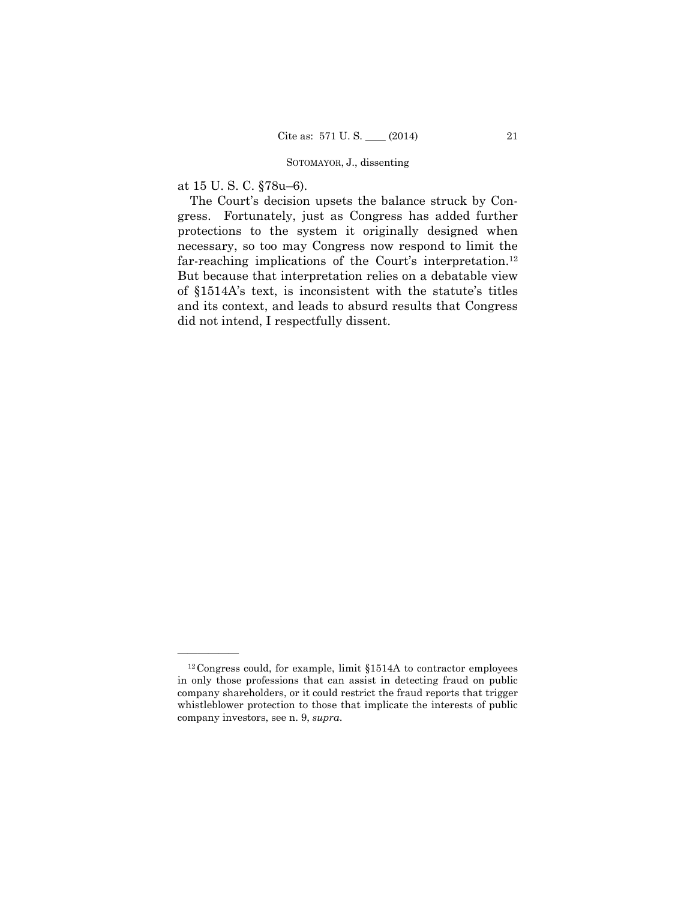at 15 U. S. C. §78u–6).

The Court's decision upsets the balance struck by Congress. Fortunately, just as Congress has added further protections to the system it originally designed when necessary, so too may Congress now respond to limit the far-reaching implications of the Court's interpretation.[12] But because that interpretation relies on a debatable view of §1514A's text, is inconsistent with the statute's titles and its context, and leads to absurd results that Congress did not intend, I respectfully dissent.

---

[12] Congress could, for example, limit §1514A to contractor employees in only those professions that can assist in detecting fraud on public company shareholders, or it could restrict the fraud reports that trigger whistleblower protection to those that implicate the interests of public company investors, see n. 9, *supra*.